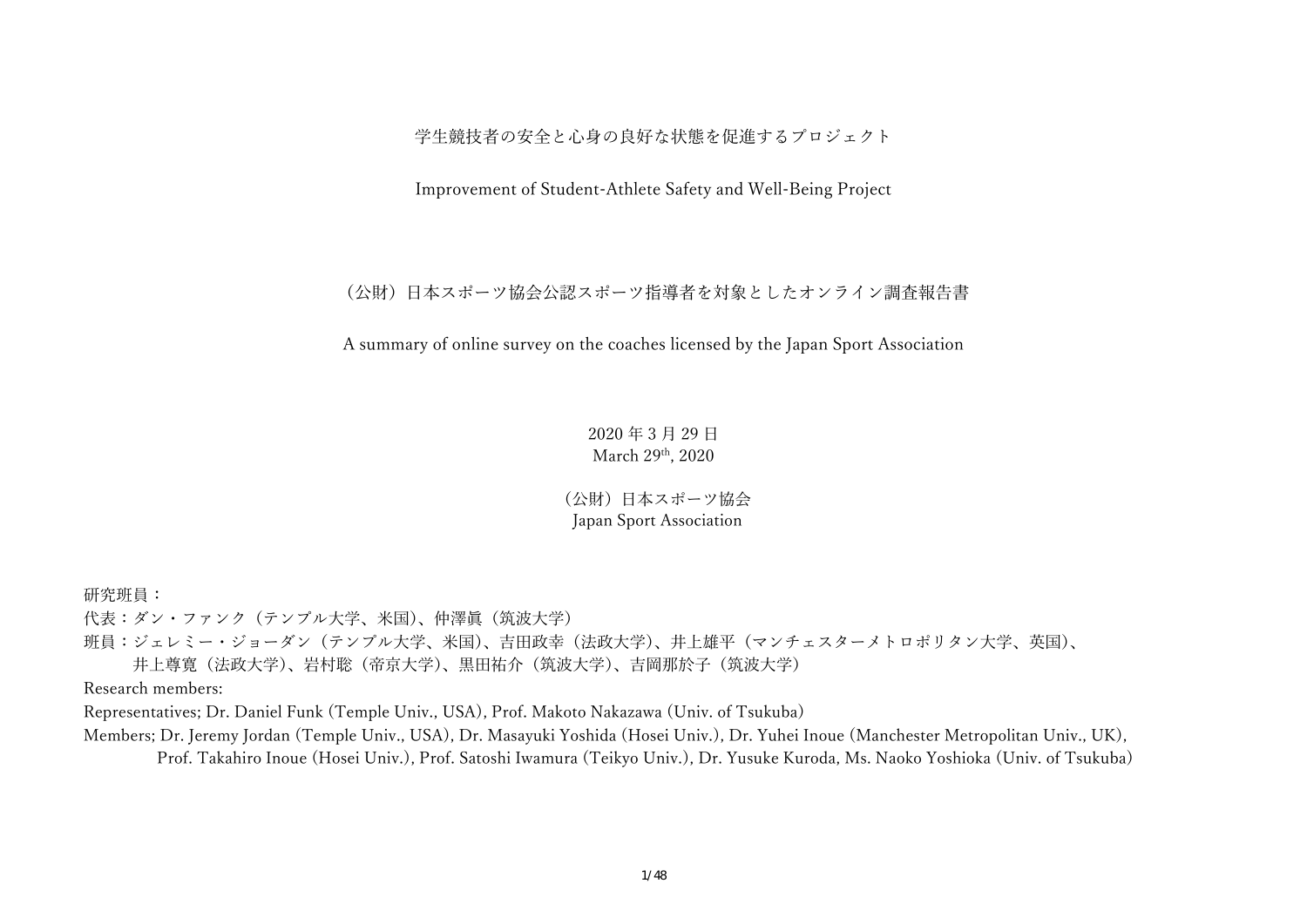# 学生競技者の安全と心身の良好な状態を促進するプロジェクト

# Improvement of Student-Athlete Safety and Well-Being Project

## （公財）日本スポーツ協会公認スポーツ指導者を対象としたオンライン調査報告書

## A summary of online survey on the coaches licensed by the Japan Sport Association

2020 年 3 月 29 日
March 29th, 2020

（公財）日本スポーツ協会
Japan Sport Association

研究班員：
代表：ダン・ファンク（テンプル大学、米国）、仲澤眞（筑波大学）
班員：ジェレミー・ジョーダン（テンプル大学、米国）、吉田政幸（法政大学）、井上雄平（マンチェスターメトロポリタン大学、英国）、井上尊寛（法政大学）、岩村聡（帝京大学）、黒田祐介（筑波大学）、吉岡那於子（筑波大学）

Research members:
Representatives; Dr. Daniel Funk (Temple Univ., USA), Prof. Makoto Nakazawa (Univ. of Tsukuba)
Members; Dr. Jeremy Jordan (Temple Univ., USA), Dr. Masayuki Yoshida (Hosei Univ.), Dr. Yuhei Inoue (Manchester Metropolitan Univ., UK), Prof. Takahiro Inoue (Hosei Univ.), Prof. Satoshi Iwamura (Teikyo Univ.), Dr. Yusuke Kuroda, Ms. Naoko Yoshioka (Univ. of Tsukuba)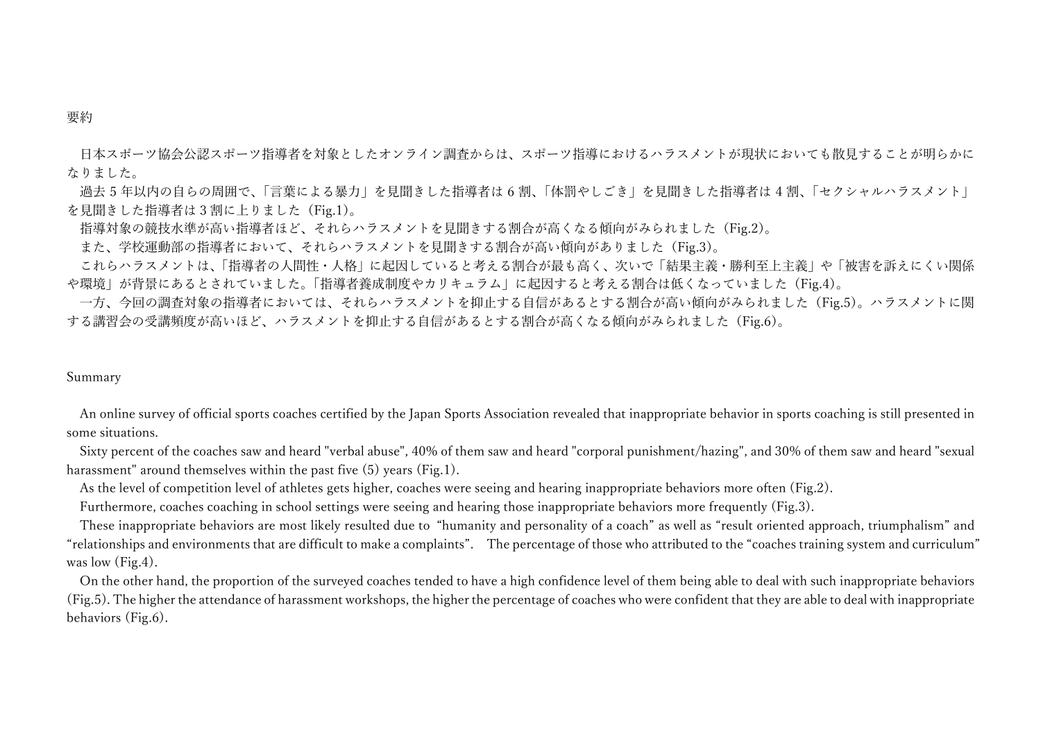## 要約

日本スポーツ協会公認スポーツ指導者を対象としたオンライン調査からは、スポーツ指導におけるハラスメントが現状においても散見することが明らかになりました。

過去 5 年以内の自らの周囲で、「言葉による暴力」を見聞きした指導者は 6 割、「体罰やしごき」を見聞きした指導者は 4 割、「セクシャルハラスメント」を見聞きした指導者は 3 割に上りました（Fig.1)。

指導対象の競技水準が高い指導者ほど、それらハラスメントを見聞きする割合が高くなる傾向がみられました（Fig.2)。

また、学校運動部の指導者において、それらハラスメントを見聞きする割合が高い傾向がありました（Fig.3)。

これらハラスメントは、「指導者の人間性・人格」に起因していると考える割合が最も高く、次いで「結果主義・勝利至上主義」や「被害を訴えにくい関係や環境」が背景にあるとされていました。「指導者養成制度やカリキュラム」に起因すると考える割合は低くなっていました（Fig.4)。

一方、今回の調査対象の指導者においては、それらハラスメントを抑止する自信があるとする割合が高い傾向がみられました（Fig.5)。ハラスメントに関する講習会の受講頻度が高いほど、ハラスメントを抑止する自信があるとする割合が高くなる傾向がみられました（Fig.6)。

## Summary

An online survey of official sports coaches certified by the Japan Sports Association revealed that inappropriate behavior in sports coaching is still presented in some situations.

Sixty percent of the coaches saw and heard "verbal abuse", 40% of them saw and heard "corporal punishment/hazing", and 30% of them saw and heard "sexual harassment" around themselves within the past five (5) years (Fig.1).

As the level of competition level of athletes gets higher, coaches were seeing and hearing inappropriate behaviors more often (Fig.2).

Furthermore, coaches coaching in school settings were seeing and hearing those inappropriate behaviors more frequently (Fig.3).

These inappropriate behaviors are most likely resulted due to "humanity and personality of a coach" as well as "result oriented approach, triumphalism" and "relationships and environments that are difficult to make a complaints". The percentage of those who attributed to the "coaches training system and curriculum" was low (Fig.4).

On the other hand, the proportion of the surveyed coaches tended to have a high confidence level of them being able to deal with such inappropriate behaviors (Fig.5). The higher the attendance of harassment workshops, the higher the percentage of coaches who were confident that they are able to deal with inappropriate behaviors (Fig.6).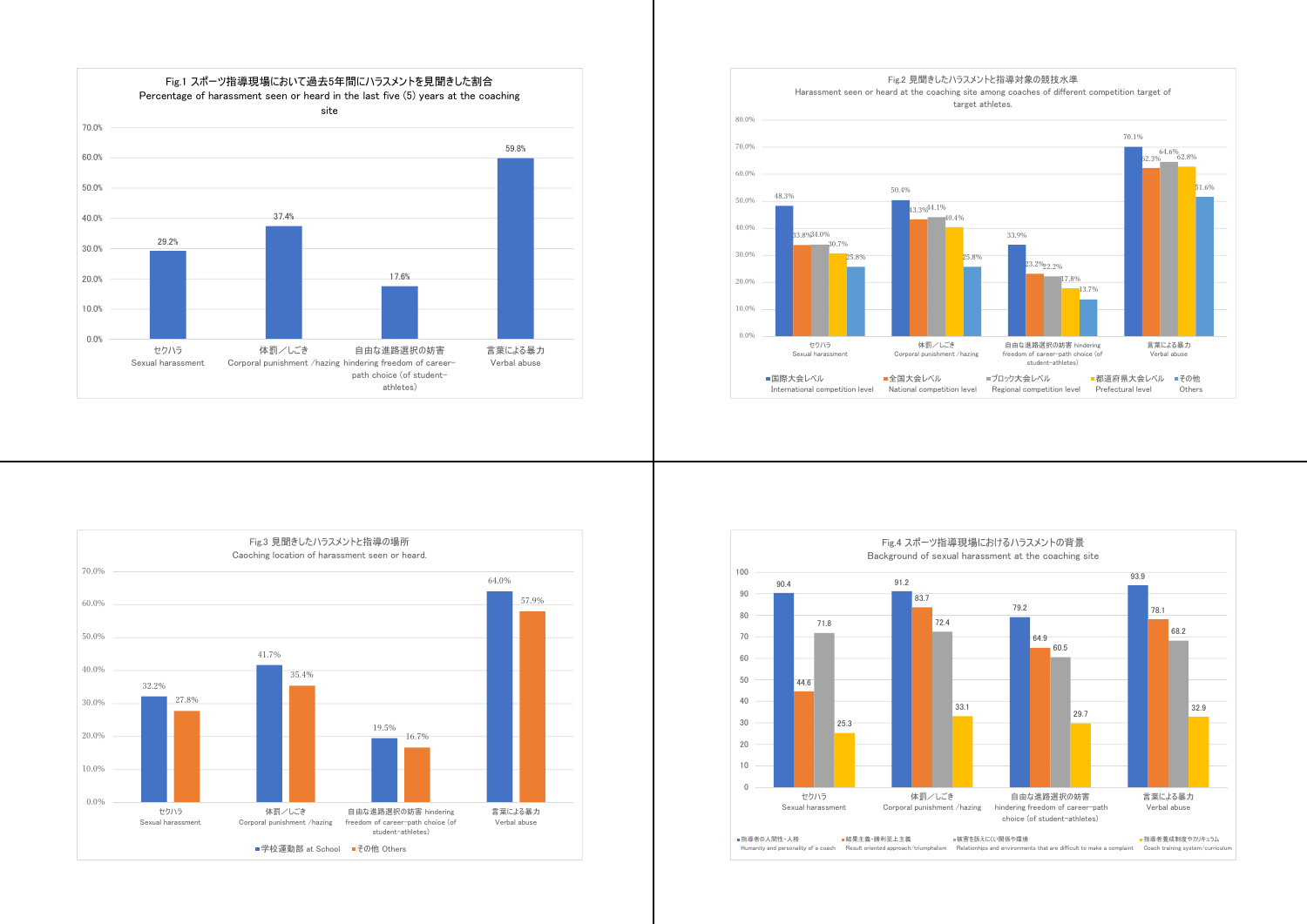**Fig.1 スポーツ指導現場において過去5年間にハラスメントを見聞きした割合**
**Percentage of harassment seen or heard in the last five (5) years at the coaching site**

| | セクハラ Sexual harassment | 体罰／しごき Corporal punishment /hazing | 自由な進路選択の妨害 hindering freedom of career-path choice (of student-athletes) | 言葉による暴力 Verbal abuse |
|---|---|---|---|---|
| | 29.2% | 37.4% | 17.6% | 59.8% |

**Fig.2 見聞きしたハラスメントと指導対象の競技水準**
**Harassment seen or heard at the coaching site among coaches of different competition target of target athletes.**

| | セクハラ Sexual harassment | 体罰／しごき Corporal punishment /hazing | 自由な進路選択の妨害 hindering freedom of career-path choice (of student-athletes) | 言葉による暴力 Verbal abuse |
|---|---|---|---|---|
| 国際大会レベル International competition level | 48.3% | 50.4% | 33.9% | 70.1% |
| 全国大会レベル National competition level | 33.8% | 43.3% | 23.2% | 62.3% |
| ブロック大会レベル Regional competition level | 34.0% | 44.1% | 22.2% | 64.6% |
| 都道府県大会レベル Prefectural level | 30.7% | 40.4% | 17.8% | 62.8% |
| その他 Others | 25.8% | 25.8% | 13.7% | 51.6% |

**Fig.3 見聞きしたハラスメントと指導の場所**
**Caoching location of harassment seen or heard.**

| | セクハラ Sexual harassment | 体罰／しごき Corporal punishment /hazing | 自由な進路選択の妨害 hindering freedom of career-path choice (of student-athletes) | 言葉による暴力 Verbal abuse |
|---|---|---|---|---|
| 学校運動部 at School | 32.2% | 41.7% | 19.5% | 64.0% |
| その他 Others | 27.8% | 35.4% | 16.7% | 57.9% |

**Fig.4 スポーツ指導現場におけるハラスメントの背景**
**Background of sexual harassment at the coaching site**

| | セクハラ Sexual harassment | 体罰／しごき Corporal punishment /hazing | 自由な進路選択の妨害 hindering freedom of career-path choice (of student-athletes) | 言葉による暴力 Verbal abuse |
|---|---|---|---|---|
| 指導者の人間性・人格 Humanity and personality of a coach | 90.4 | 91.2 | 79.2 | 93.9 |
| 結果主義・勝利至上主義 Result oriented approach/triumphalism | 44.6 | 83.7 | 64.9 | 78.1 |
| 被害を訴えにくい関係や環境 Relationships and environments that are difficult to make a complaint | 71.8 | 72.4 | 60.5 | 68.2 |
| 指導者養成制度やカリキュラム Coach training system/curriculum | 25.3 | 33.1 | 29.7 | 32.9 |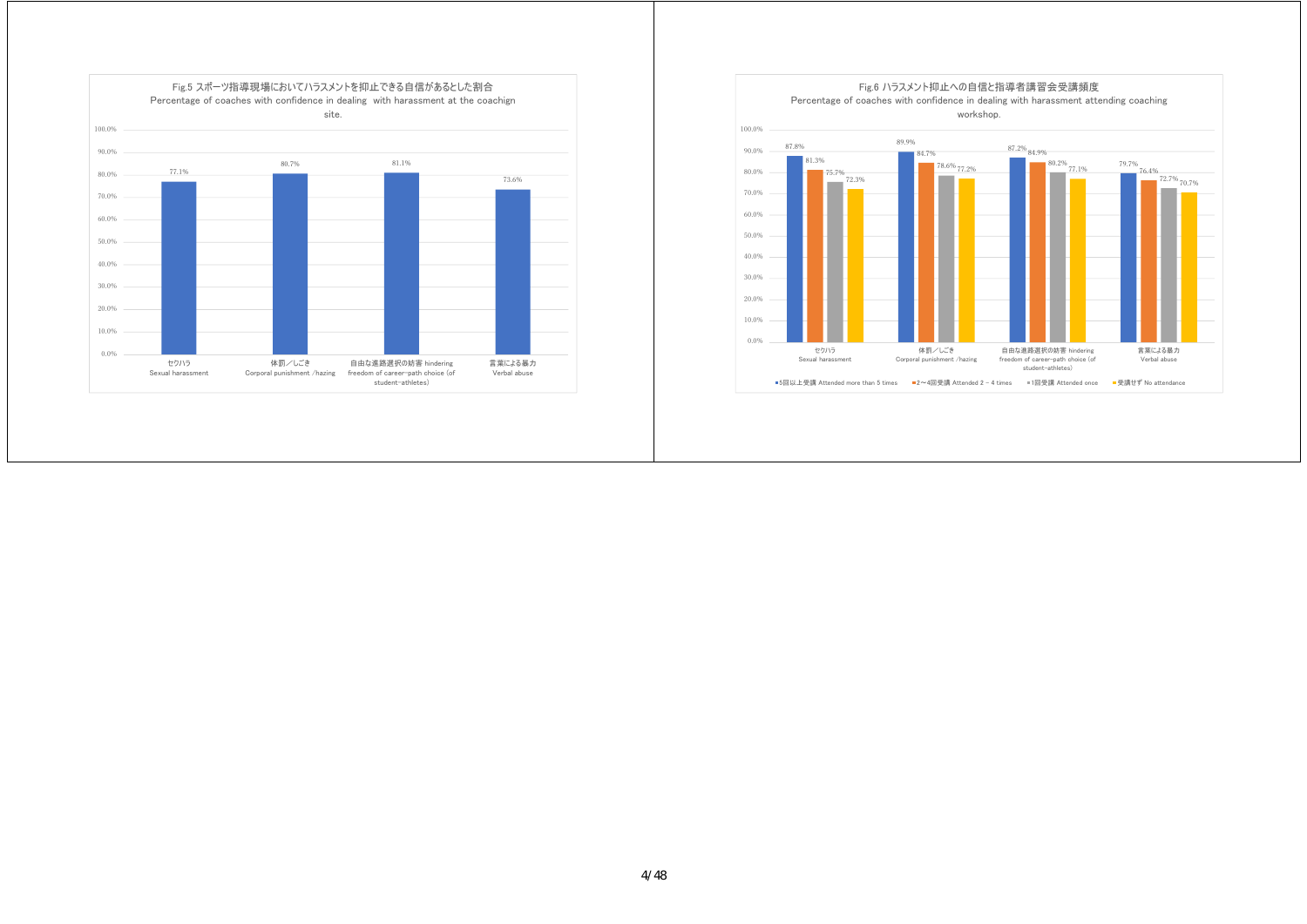Fig.5 スポーツ指導現場においてハラスメントを抑止できる自信があるとした割合
Percentage of coaches with confidence in dealing with harassment at the coachign site.

| | セクハラ Sexual harassment | 体罰／しごき Corporal punishment /hazing | 自由な進路選択の妨害 hindering freedom of career-path choice (of student-athletes) | 言葉による暴力 Verbal abuse |
|---|---|---|---|---|
| 割合 | 77.1% | 80.7% | 81.1% | 73.6% |

Fig.6 ハラスメント抑止への自信と指導者講習会受講頻度
Percentage of coaches with confidence in dealing with harassment attending coaching workshop.

| | セクハラ Sexual harassment | 体罰／しごき Corporal punishment /hazing | 自由な進路選択の妨害 hindering freedom of career-path choice (of student-athletes) | 言葉による暴力 Verbal abuse |
|---|---|---|---|---|
| 5回以上受講 Attended more than 5 times | 87.8% | 89.9% | 87.2% | 79.7% |
| 2～4回受講 Attended 2 - 4 times | 81.3% | 84.7% | 84.9% | 76.4% |
| 1回受講 Attended once | 75.7% | 78.6% | 80.2% | 72.7% |
| 受講せず No attendance | 72.3% | 77.2% | 77.1% | 70.7% |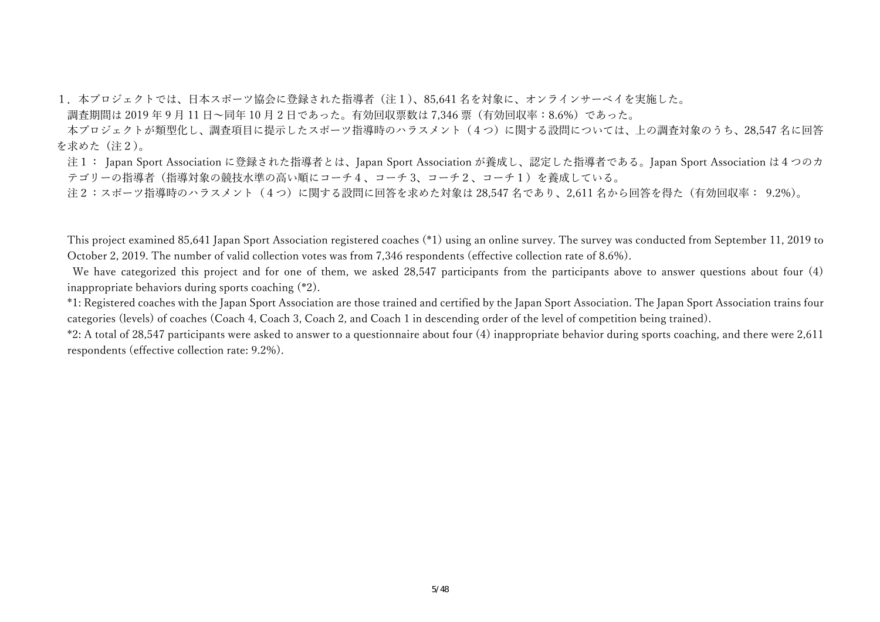1．本プロジェクトでは、日本スポーツ協会に登録された指導者（注１)、85,641 名を対象に、オンラインサーベイを実施した。

調査期間は 2019 年 9 月 11 日〜同年 10 月 2 日であった。有効回収票数は 7,346 票（有効回収率：8.6%）であった。

本プロジェクトが類型化し、調査項目に提示したスポーツ指導時のハラスメント（４つ）に関する設問については、上の調査対象のうち、28,547 名に回答を求めた（注２)。

注１： Japan Sport Association に登録された指導者とは、Japan Sport Association が養成し、認定した指導者である。Japan Sport Association は 4 つのカテゴリーの指導者（指導対象の競技水準の高い順にコーチ４、コーチ 3、コーチ２、コーチ１）を養成している。

注２：スポーツ指導時のハラスメント（４つ）に関する設問に回答を求めた対象は 28,547 名であり、2,611 名から回答を得た（有効回収率： 9.2%)。

This project examined 85,641 Japan Sport Association registered coaches (*1) using an online survey. The survey was conducted from September 11, 2019 to October 2, 2019. The number of valid collection votes was from 7,346 respondents (effective collection rate of 8.6%).

We have categorized this project and for one of them, we asked 28,547 participants from the participants above to answer questions about four (4) inappropriate behaviors during sports coaching (*2).

*1: Registered coaches with the Japan Sport Association are those trained and certified by the Japan Sport Association. The Japan Sport Association trains four categories (levels) of coaches (Coach 4, Coach 3, Coach 2, and Coach 1 in descending order of the level of competition being trained).

*2: A total of 28,547 participants were asked to answer to a questionnaire about four (4) inappropriate behavior during sports coaching, and there were 2,611 respondents (effective collection rate: 9.2%).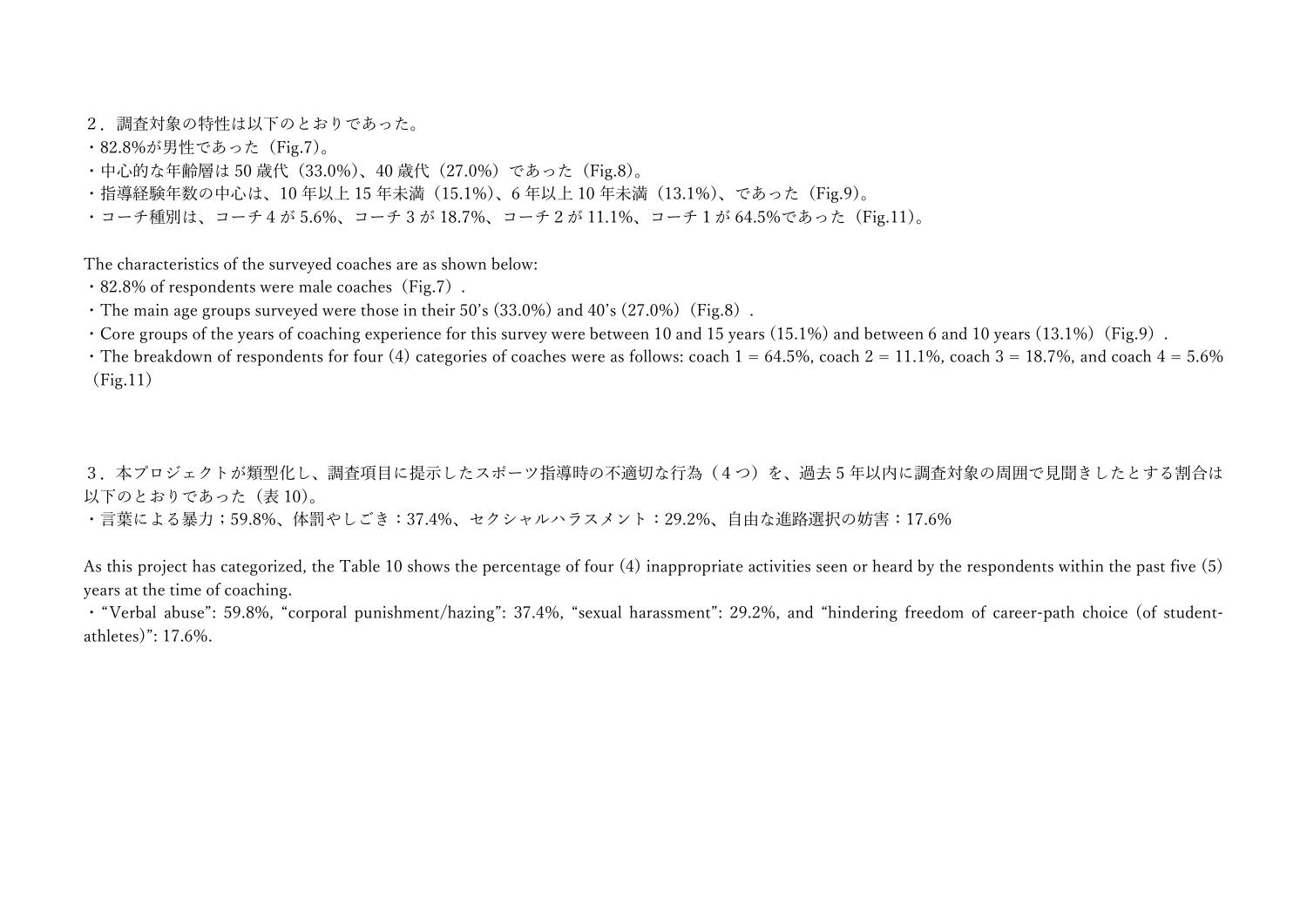２．調査対象の特性は以下のとおりであった。

・82.8%が男性であった（Fig.7）。
・中心的な年齢層は 50 歳代（33.0%）、40 歳代（27.0%）であった（Fig.8）。
・指導経験年数の中心は、10 年以上 15 年未満（15.1%）、6 年以上 10 年未満（13.1%）、であった（Fig.9）。
・コーチ種別は、コーチ 4 が 5.6%、コーチ 3 が 18.7%、コーチ 2 が 11.1%、コーチ 1 が 64.5%であった（Fig.11）。

The characteristics of the surveyed coaches are as shown below:

・82.8% of respondents were male coaches（Fig.7）.
・The main age groups surveyed were those in their 50's (33.0%) and 40's (27.0%)（Fig.8）.
・Core groups of the years of coaching experience for this survey were between 10 and 15 years (15.1%) and between 6 and 10 years (13.1%)（Fig.9）.
・The breakdown of respondents for four (4) categories of coaches were as follows: coach 1 = 64.5%, coach 2 = 11.1%, coach 3 = 18.7%, and coach 4 = 5.6%（Fig.11）

３．本プロジェクトが類型化し、調査項目に提示したスポーツ指導時の不適切な行為（４つ）を、過去 5 年以内に調査対象の周囲で見聞きしたとする割合は以下のとおりであった（表 10）。

・言葉による暴力；59.8%、体罰やしごき：37.4%、セクシャルハラスメント：29.2%、自由な進路選択の妨害：17.6%

As this project has categorized, the Table 10 shows the percentage of four (4) inappropriate activities seen or heard by the respondents within the past five (5) years at the time of coaching.

・"Verbal abuse": 59.8%, "corporal punishment/hazing": 37.4%, "sexual harassment": 29.2%, and "hindering freedom of career-path choice (of student-athletes)": 17.6%.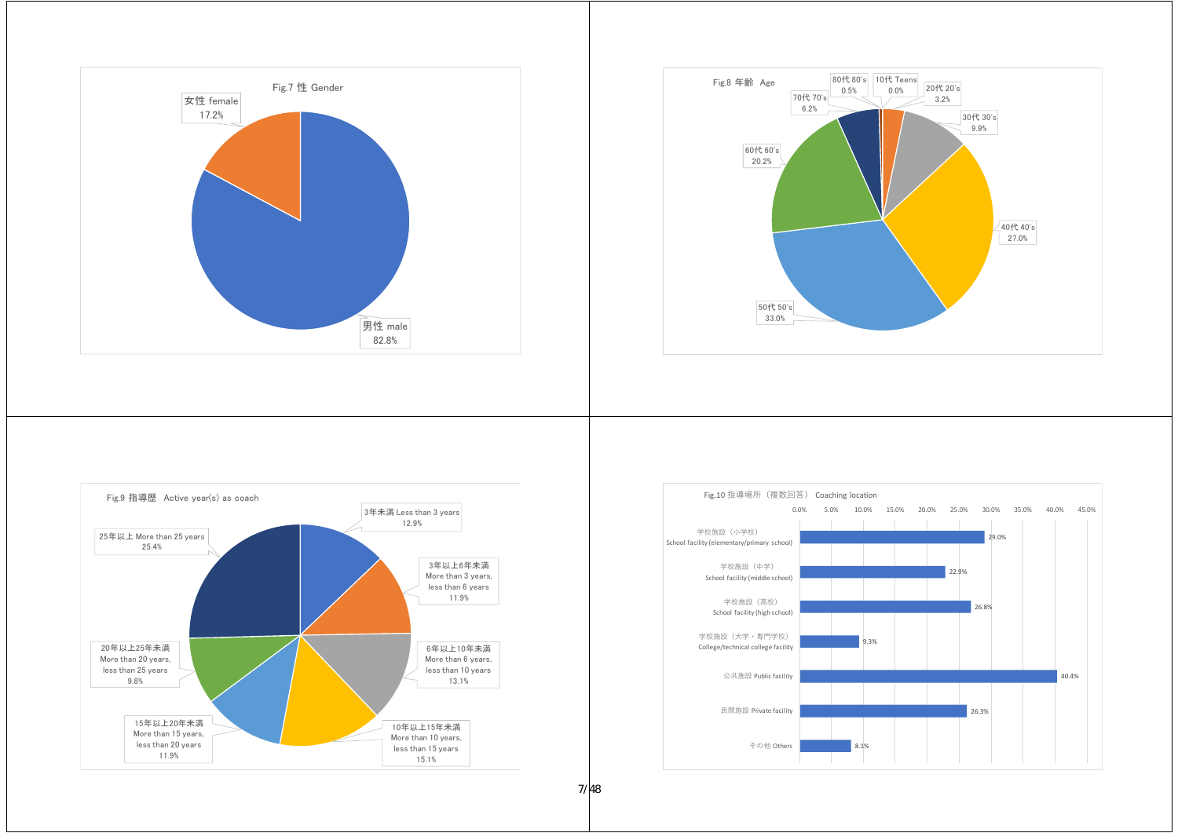Fig.7 性 Gender

| 区分 | % |
|---|---|
| 男性 male | 82.8% |
| 女性 female | 17.2% |

Fig.8 年齢 Age

| 区分 | % |
|---|---|
| 10代 Teens | 0.0% |
| 20代 20's | 3.2% |
| 30代 30's | 9.9% |
| 40代 40's | 27.0% |
| 50代 50's | 33.0% |
| 60代 60's | 20.2% |
| 70代 70's | 6.2% |
| 80代 80's | 0.5% |

Fig.9 指導歴 Active year(s) as coach

| 区分 | % |
|---|---|
| 3年未満 Less than 3 years | 12.9% |
| 3年以上6年未満 More than 3 years, less than 6 years | 11.9% |
| 6年以上10年未満 More than 6 years, less than 10 years | 13.1% |
| 10年以上15年未満 More than 10 years, less than 15 years | 15.1% |
| 15年以上20年未満 More than 15 years, less than 20 years | 11.9% |
| 20年以上25年未満 More than 20 years, less than 25 years | 9.8% |
| 25年以上 More than 25 years | 25.4% |

Fig.10 指導場所（複数回答） Coaching location

| 区分 | % |
|---|---|
| 学校施設（小学校） School facility (elementary/primary school) | 29.0% |
| 学校施設（中学） School facility (middle school) | 22.9% |
| 学校施設（高校） School facility (high school) | 26.8% |
| 学校施設（大学・専門学校） College/technical college facility | 9.3% |
| 公共施設 Public facility | 40.4% |
| 民間施設 Private facility | 26.3% |
| その他 Others | 8.1% |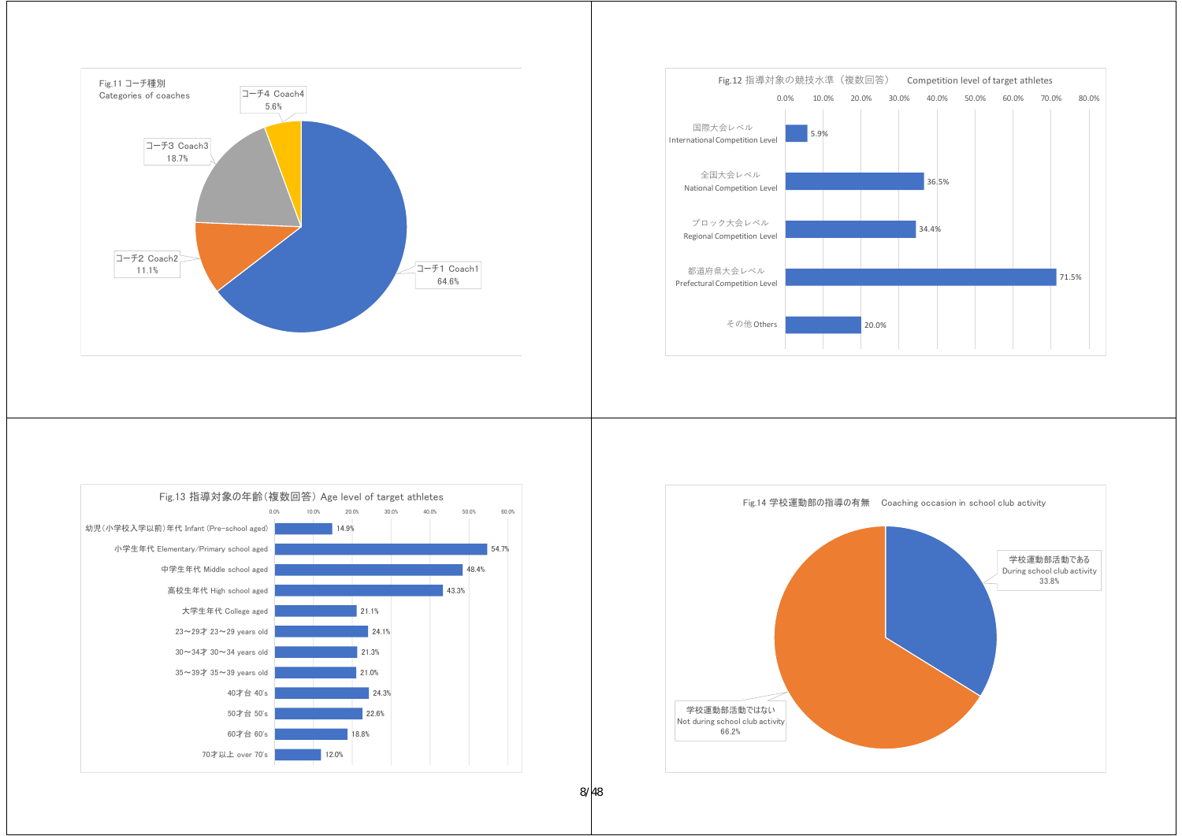Fig.11 コーチ種別
Categories of coaches

| Category | % |
|---|---|
| コーチ1 Coach1 | 64.6% |
| コーチ2 Coach2 | 11.1% |
| コーチ3 Coach3 | 18.7% |
| コーチ4 Coach4 | 5.6% |

Fig.12 指導対象の競技水準（複数回答）　Competition level of target athletes

| Level | % |
|---|---|
| 国際大会レベル International Competition Level | 5.9% |
| 全国大会レベル National Competition Level | 36.5% |
| ブロック大会レベル Regional Competition Level | 34.4% |
| 都道府県大会レベル Prefectural Competition Level | 71.5% |
| その他 Others | 20.0% |

Fig.13 指導対象の年齢（複数回答）Age level of target athletes

| Age | % |
|---|---|
| 幼児（小学校入学以前）年代 Infant (Pre-school aged) | 14.9% |
| 小学生年代 Elementary/Primary school aged | 54.7% |
| 中学生年代 Middle school aged | 48.4% |
| 高校生年代 High school aged | 43.3% |
| 大学生年代 College aged | 21.1% |
| 23～29才 23～29 years old | 24.1% |
| 30～34才 30～34 years old | 21.3% |
| 35～39才 35～39 years old | 21.0% |
| 40才台 40's | 24.3% |
| 50才台 50's | 22.6% |
| 60才台 60's | 18.8% |
| 70才以上 over 70's | 12.0% |

Fig.14 学校運動部の指導の有無　Coaching occasion in school club activity

| Occasion | % |
|---|---|
| 学校運動部活動である During school club activity | 33.8% |
| 学校運動部活動ではない Not during school club activity | 66.2% |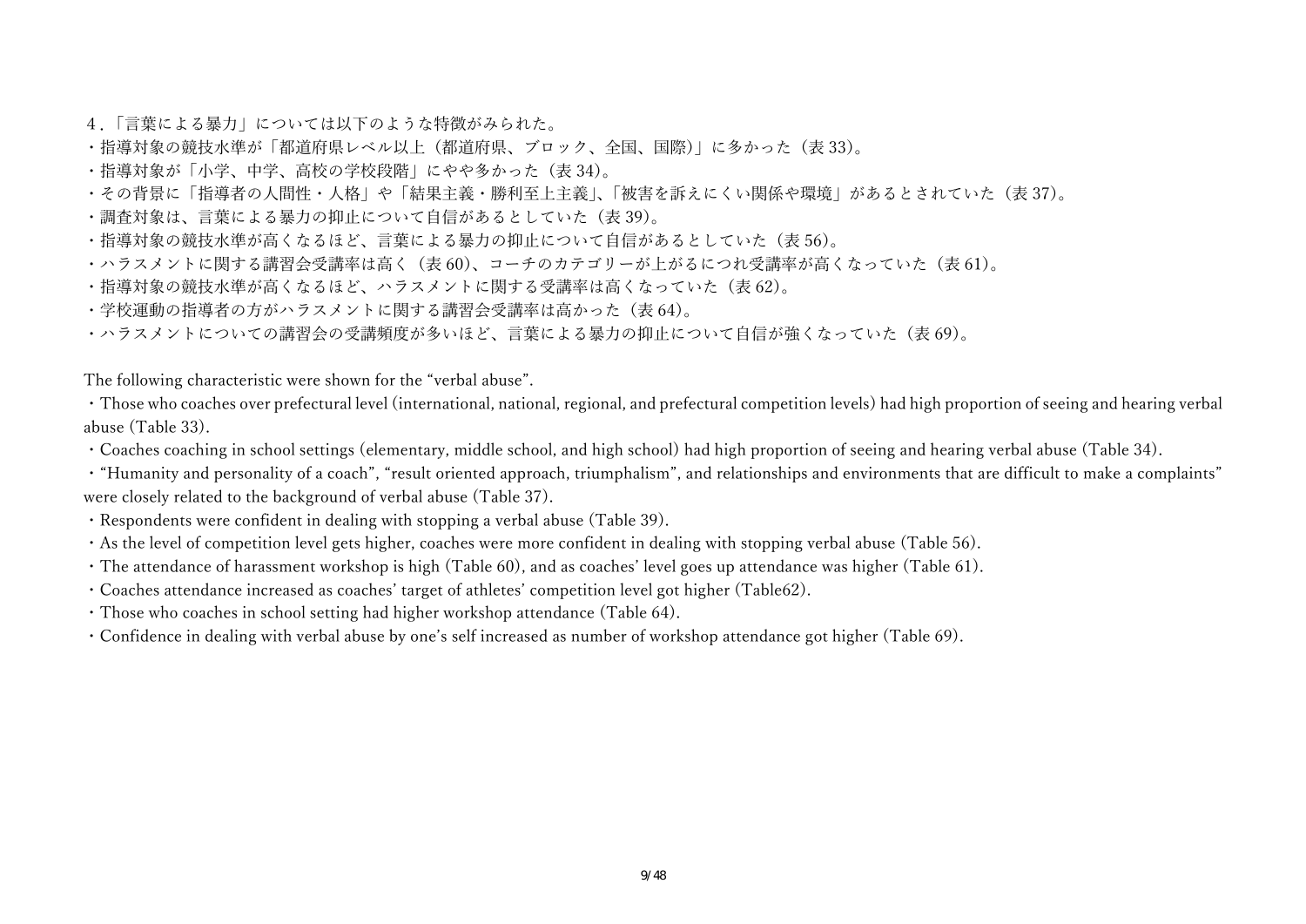４.「言葉による暴力」については以下のような特徴がみられた。

・指導対象の競技水準が「都道府県レベル以上（都道府県、ブロック、全国、国際)」に多かった（表 33)。
・指導対象が「小学、中学、高校の学校段階」にやや多かった（表 34)。
・その背景に「指導者の人間性・人格」や「結果主義・勝利至上主義」、「被害を訴えにくい関係や環境」があるとされていた（表 37)。
・調査対象は、言葉による暴力の抑止について自信があるとしていた（表 39)。
・指導対象の競技水準が高くなるほど、言葉による暴力の抑止について自信があるとしていた（表 56)。
・ハラスメントに関する講習会受講率は高く（表 60)、コーチのカテゴリーが上がるにつれ受講率が高くなっていた（表 61)。
・指導対象の競技水準が高くなるほど、ハラスメントに関する受講率は高くなっていた（表 62)。
・学校運動の指導者の方がハラスメントに関する講習会受講率は高かった（表 64)。
・ハラスメントについての講習会の受講頻度が多いほど、言葉による暴力の抑止について自信が強くなっていた（表 69)。

The following characteristic were shown for the “verbal abuse”.

・Those who coaches over prefectural level (international, national, regional, and prefectural competition levels) had high proportion of seeing and hearing verbal abuse (Table 33).
・Coaches coaching in school settings (elementary, middle school, and high school) had high proportion of seeing and hearing verbal abuse (Table 34).
・“Humanity and personality of a coach”, “result oriented approach, triumphalism”, and relationships and environments that are difficult to make a complaints” were closely related to the background of verbal abuse (Table 37).
・Respondents were confident in dealing with stopping a verbal abuse (Table 39).
・As the level of competition level gets higher, coaches were more confident in dealing with stopping verbal abuse (Table 56).
・The attendance of harassment workshop is high (Table 60), and as coaches’ level goes up attendance was higher (Table 61).
・Coaches attendance increased as coaches’ target of athletes’ competition level got higher (Table62).
・Those who coaches in school setting had higher workshop attendance (Table 64).
・Confidence in dealing with verbal abuse by one’s self increased as number of workshop attendance got higher (Table 69).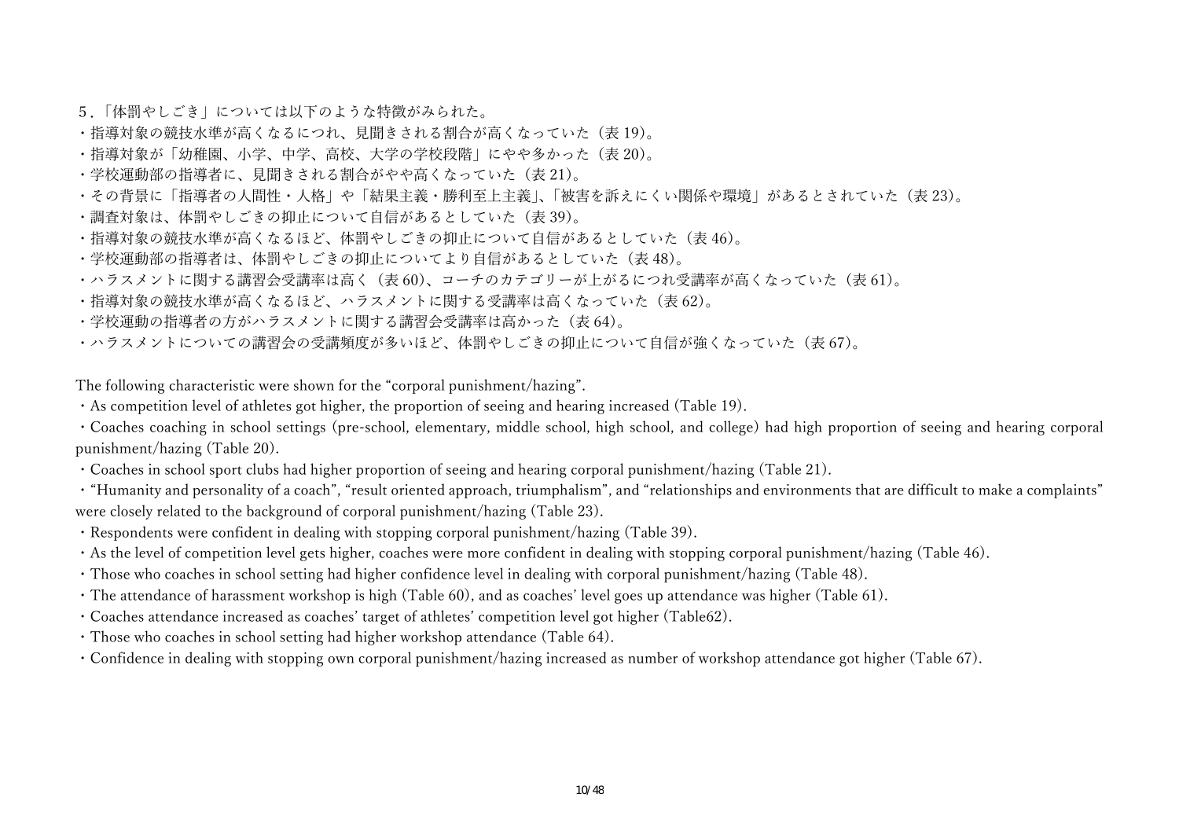５.「体罰やしごき」については以下のような特徴がみられた。

・指導対象の競技水準が高くなるにつれ、見聞きされる割合が高くなっていた（表 19）。
・指導対象が「幼稚園、小学、中学、高校、大学の学校段階」にやや多かった（表 20）。
・学校運動部の指導者に、見聞きされる割合がやや高くなっていた（表 21）。
・その背景に「指導者の人間性・人格」や「結果主義・勝利至上主義」、「被害を訴えにくい関係や環境」があるとされていた（表 23）。
・調査対象は、体罰やしごきの抑止について自信があるとしていた（表 39）。
・指導対象の競技水準が高くなるほど、体罰やしごきの抑止について自信があるとしていた（表 46）。
・学校運動部の指導者は、体罰やしごきの抑止についてより自信があるとしていた（表 48）。
・ハラスメントに関する講習会受講率は高く（表 60）、コーチのカテゴリーが上がるにつれ受講率が高くなっていた（表 61）。
・指導対象の競技水準が高くなるほど、ハラスメントに関する受講率は高くなっていた（表 62）。
・学校運動の指導者の方がハラスメントに関する講習会受講率は高かった（表 64）。
・ハラスメントについての講習会の受講頻度が多いほど、体罰やしごきの抑止について自信が強くなっていた（表 67）。

The following characteristic were shown for the “corporal punishment/hazing”.

・As competition level of athletes got higher, the proportion of seeing and hearing increased (Table 19).
・Coaches coaching in school settings (pre-school, elementary, middle school, high school, and college) had high proportion of seeing and hearing corporal punishment/hazing (Table 20).
・Coaches in school sport clubs had higher proportion of seeing and hearing corporal punishment/hazing (Table 21).
・“Humanity and personality of a coach”, “result oriented approach, triumphalism”, and “relationships and environments that are difficult to make a complaints” were closely related to the background of corporal punishment/hazing (Table 23).
・Respondents were confident in dealing with stopping corporal punishment/hazing (Table 39).
・As the level of competition level gets higher, coaches were more confident in dealing with stopping corporal punishment/hazing (Table 46).
・Those who coaches in school setting had higher confidence level in dealing with corporal punishment/hazing (Table 48).
・The attendance of harassment workshop is high (Table 60), and as coaches’ level goes up attendance was higher (Table 61).
・Coaches attendance increased as coaches’ target of athletes’ competition level got higher (Table62).
・Those who coaches in school setting had higher workshop attendance (Table 64).
・Confidence in dealing with stopping own corporal punishment/hazing increased as number of workshop attendance got higher (Table 67).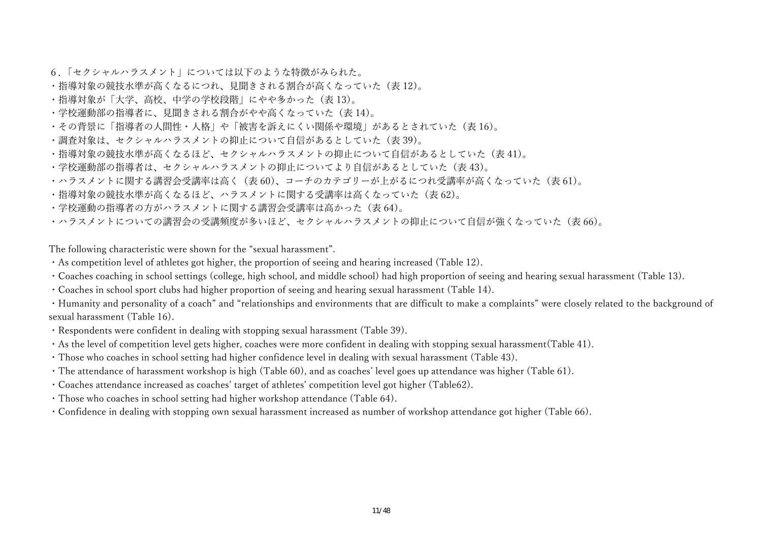６.「セクシャルハラスメント」については以下のような特徴がみられた。

・指導対象の競技水準が高くなるにつれ、見聞きされる割合が高くなっていた（表 12)。

・指導対象が「大学、高校、中学の学校段階」にやや多かった（表 13)。

・学校運動部の指導者に、見聞きされる割合がやや高くなっていた（表 14)。

・その背景に「指導者の人間性・人格」や「被害を訴えにくい関係や環境」があるとされていた（表 16)。

・調査対象は、セクシャルハラスメントの抑止について自信があるとしていた（表 39)。

・指導対象の競技水準が高くなるほど、セクシャルハラスメントの抑止について自信があるとしていた（表 41)。

・学校運動部の指導者は、セクシャルハラスメントの抑止についてより自信があるとしていた（表 43)。

・ハラスメントに関する講習会受講率は高く（表 60)、コーチのカテゴリーが上がるにつれ受講率が高くなっていた（表 61)。

・指導対象の競技水準が高くなるほど、ハラスメントに関する受講率は高くなっていた（表 62)。

・学校運動の指導者の方がハラスメントに関する講習会受講率は高かった（表 64)。

・ハラスメントについての講習会の受講頻度が多いほど、セクシャルハラスメントの抑止について自信が強くなっていた（表 66)。

The following characteristic were shown for the "sexual harassment".

・As competition level of athletes got higher, the proportion of seeing and hearing increased (Table 12).

・Coaches coaching in school settings (college, high school, and middle school) had high proportion of seeing and hearing sexual harassment (Table 13).

・Coaches in school sport clubs had higher proportion of seeing and hearing sexual harassment (Table 14).

・Humanity and personality of a coach" and "relationships and environments that are difficult to make a complaints" were closely related to the background of sexual harassment (Table 16).

・Respondents were confident in dealing with stopping sexual harassment (Table 39).

・As the level of competition level gets higher, coaches were more confident in dealing with stopping sexual harassment(Table 41).

・Those who coaches in school setting had higher confidence level in dealing with sexual harassment (Table 43).

・The attendance of harassment workshop is high (Table 60), and as coaches' level goes up attendance was higher (Table 61).

・Coaches attendance increased as coaches' target of athletes' competition level got higher (Table62).

・Those who coaches in school setting had higher workshop attendance (Table 64).

・Confidence in dealing with stopping own sexual harassment increased as number of workshop attendance got higher (Table 66).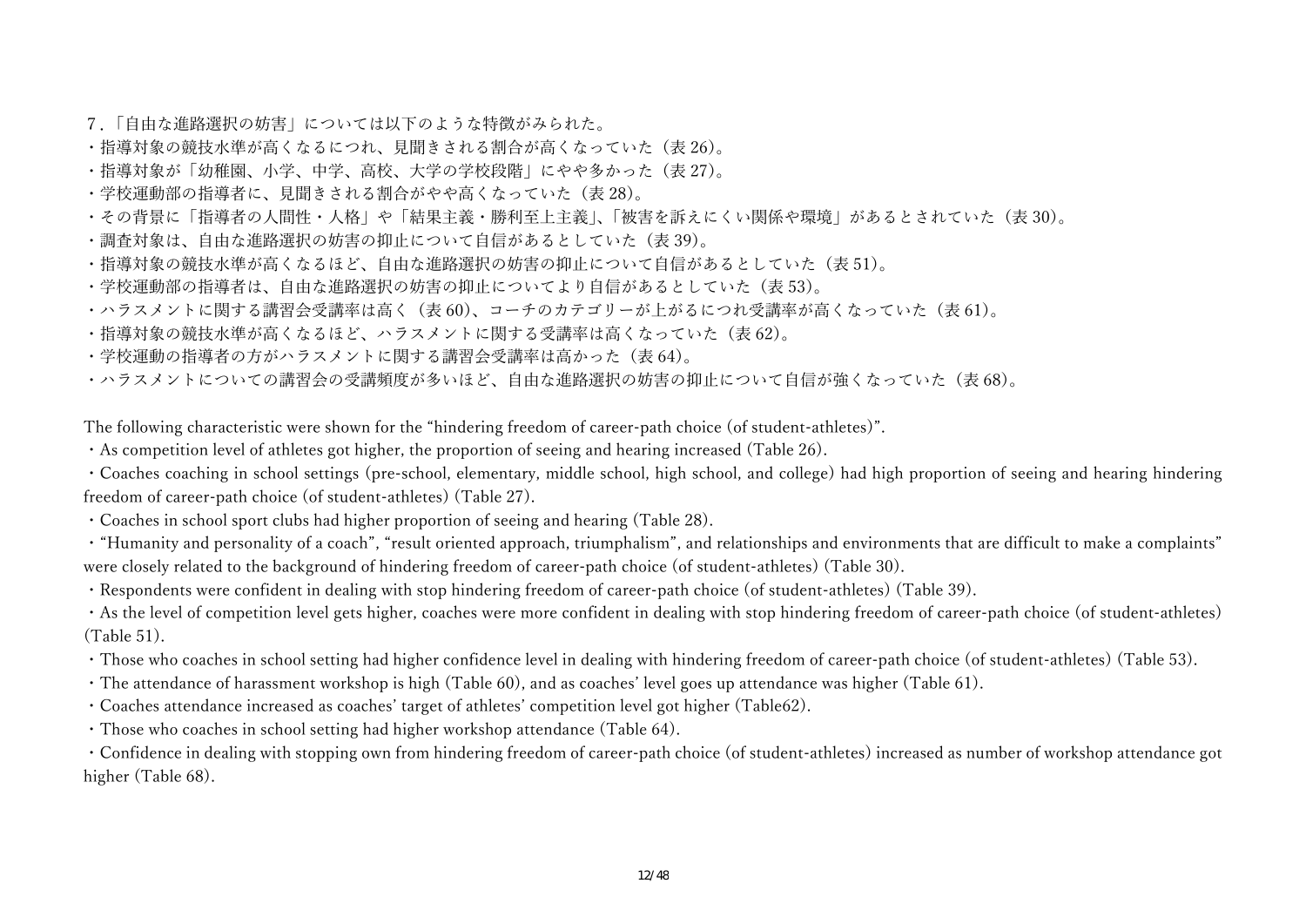７.「自由な進路選択の妨害」については以下のような特徴がみられた。

・指導対象の競技水準が高くなるにつれ、見聞きされる割合が高くなっていた（表 26)。

・指導対象が「幼稚園、小学、中学、高校、大学の学校段階」にやや多かった（表 27)。

・学校運動部の指導者に、見聞きされる割合がやや高くなっていた（表 28)。

・その背景に「指導者の人間性・人格」や「結果主義・勝利至上主義」、「被害を訴えにくい関係や環境」があるとされていた（表 30)。

・調査対象は、自由な進路選択の妨害の抑止について自信があるとしていた（表 39)。

・指導対象の競技水準が高くなるほど、自由な進路選択の妨害の抑止について自信があるとしていた（表 51)。

・学校運動部の指導者は、自由な進路選択の妨害の抑止についてより自信があるとしていた（表 53)。

・ハラスメントに関する講習会受講率は高く（表 60)、コーチのカテゴリーが上がるにつれ受講率が高くなっていた（表 61)。

・指導対象の競技水準が高くなるほど、ハラスメントに関する受講率は高くなっていた（表 62)。

・学校運動の指導者の方がハラスメントに関する講習会受講率は高かった（表 64)。

・ハラスメントについての講習会の受講頻度が多いほど、自由な進路選択の妨害の抑止について自信が強くなっていた（表 68)。

The following characteristic were shown for the “hindering freedom of career-path choice (of student-athletes)”.

・As competition level of athletes got higher, the proportion of seeing and hearing increased (Table 26).

・Coaches coaching in school settings (pre-school, elementary, middle school, high school, and college) had high proportion of seeing and hearing hindering freedom of career-path choice (of student-athletes) (Table 27).

・Coaches in school sport clubs had higher proportion of seeing and hearing (Table 28).

・“Humanity and personality of a coach”, “result oriented approach, triumphalism”, and relationships and environments that are difficult to make a complaints” were closely related to the background of hindering freedom of career-path choice (of student-athletes) (Table 30).

・Respondents were confident in dealing with stop hindering freedom of career-path choice (of student-athletes) (Table 39).

・As the level of competition level gets higher, coaches were more confident in dealing with stop hindering freedom of career-path choice (of student-athletes) (Table 51).

・Those who coaches in school setting had higher confidence level in dealing with hindering freedom of career-path choice (of student-athletes) (Table 53).

・The attendance of harassment workshop is high (Table 60), and as coaches’ level goes up attendance was higher (Table 61).

・Coaches attendance increased as coaches’ target of athletes’ competition level got higher (Table62).

・Those who coaches in school setting had higher workshop attendance (Table 64).

・Confidence in dealing with stopping own from hindering freedom of career-path choice (of student-athletes) increased as number of workshop attendance got higher (Table 68).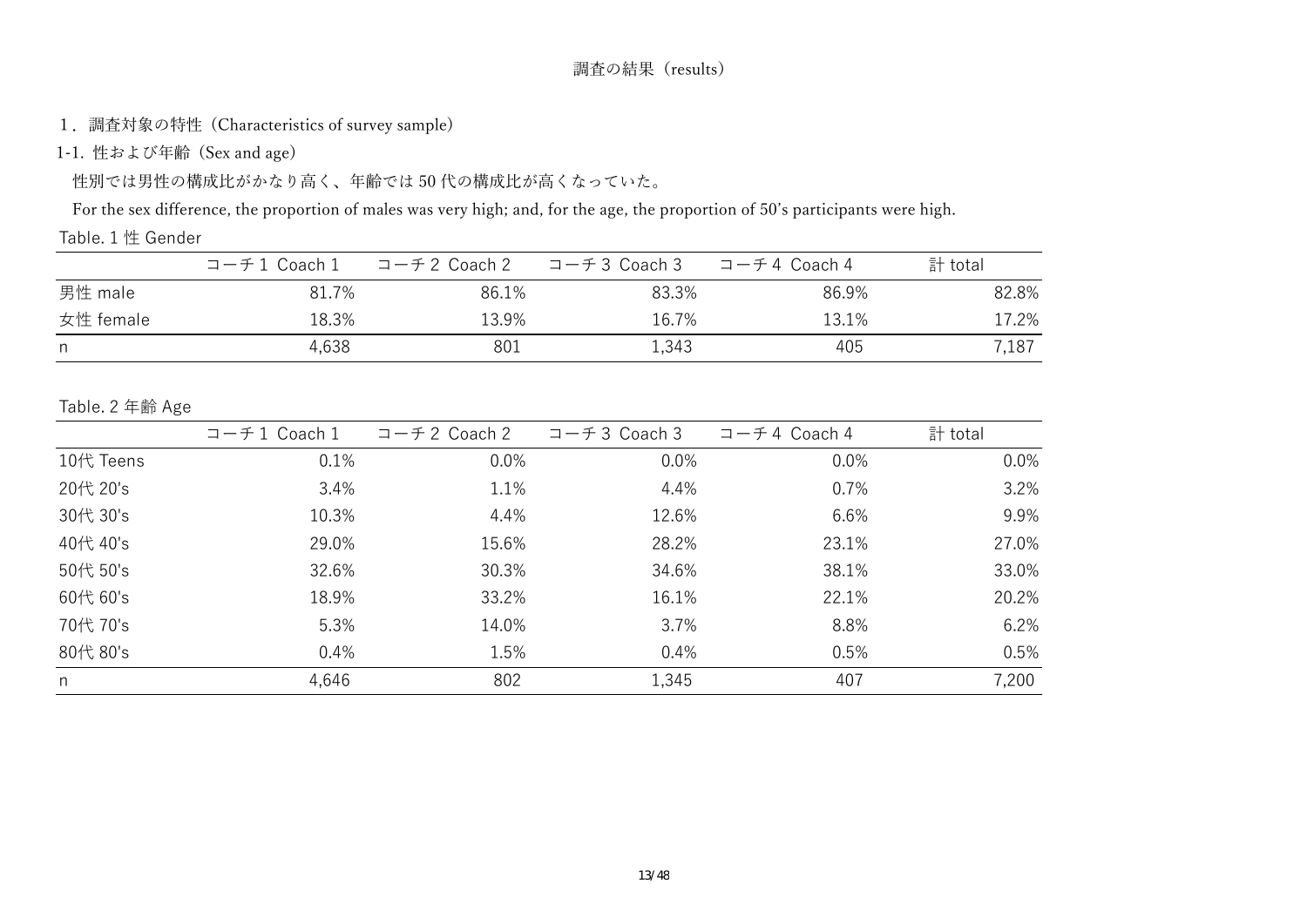# 調査の結果（results）

## 1．調査対象の特性（Characteristics of survey sample）

### 1-1. 性および年齢（Sex and age）

性別では男性の構成比がかなり高く、年齢では 50 代の構成比が高くなっていた。

For the sex difference, the proportion of males was very high; and, for the age, the proportion of 50's participants were high.

Table. 1 性 Gender

| | コーチ 1 Coach 1 | コーチ 2 Coach 2 | コーチ 3 Coach 3 | コーチ 4 Coach 4 | 計 total |
|---|---|---|---|---|---|
| 男性 male | 81.7% | 86.1% | 83.3% | 86.9% | 82.8% |
| 女性 female | 18.3% | 13.9% | 16.7% | 13.1% | 17.2% |
| n | 4,638 | 801 | 1,343 | 405 | 7,187 |

Table. 2 年齢 Age

| | コーチ 1 Coach 1 | コーチ 2 Coach 2 | コーチ 3 Coach 3 | コーチ 4 Coach 4 | 計 total |
|---|---|---|---|---|---|
| 10代 Teens | 0.1% | 0.0% | 0.0% | 0.0% | 0.0% |
| 20代 20's | 3.4% | 1.1% | 4.4% | 0.7% | 3.2% |
| 30代 30's | 10.3% | 4.4% | 12.6% | 6.6% | 9.9% |
| 40代 40's | 29.0% | 15.6% | 28.2% | 23.1% | 27.0% |
| 50代 50's | 32.6% | 30.3% | 34.6% | 38.1% | 33.0% |
| 60代 60's | 18.9% | 33.2% | 16.1% | 22.1% | 20.2% |
| 70代 70's | 5.3% | 14.0% | 3.7% | 8.8% | 6.2% |
| 80代 80's | 0.4% | 1.5% | 0.4% | 0.5% | 0.5% |
| n | 4,646 | 802 | 1,345 | 407 | 7,200 |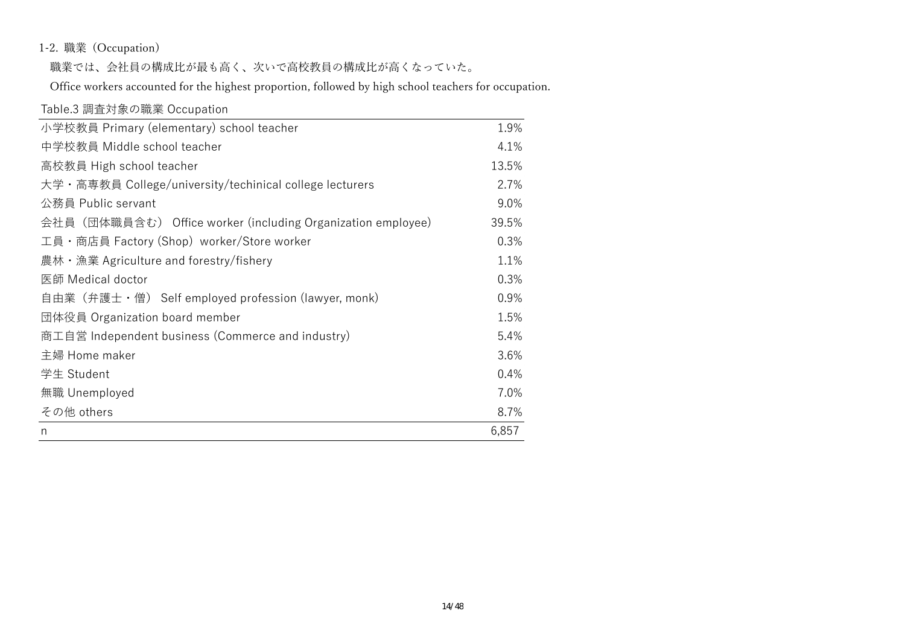### 1-2. 職業（Occupation）

職業では、会社員の構成比が最も高く、次いで高校教員の構成比が高くなっていた。

Office workers accounted for the highest proportion, followed by high school teachers for occupation.

Table.3 調査対象の職業 Occupation

| | |
|---|---:|
| 小学校教員 Primary (elementary) school teacher | 1.9% |
| 中学校教員 Middle school teacher | 4.1% |
| 高校教員 High school teacher | 13.5% |
| 大学・高専教員 College/university/techinical college lecturers | 2.7% |
| 公務員 Public servant | 9.0% |
| 会社員（団体職員含む） Office worker (including Organization employee) | 39.5% |
| 工員・商店員 Factory (Shop) worker/Store worker | 0.3% |
| 農林・漁業 Agriculture and forestry/fishery | 1.1% |
| 医師 Medical doctor | 0.3% |
| 自由業（弁護士・僧） Self employed profession (lawyer, monk) | 0.9% |
| 団体役員 Organization board member | 1.5% |
| 商工自営 Independent business (Commerce and industry) | 5.4% |
| 主婦 Home maker | 3.6% |
| 学生 Student | 0.4% |
| 無職 Unemployed | 7.0% |
| その他 others | 8.7% |
| n | 6,857 |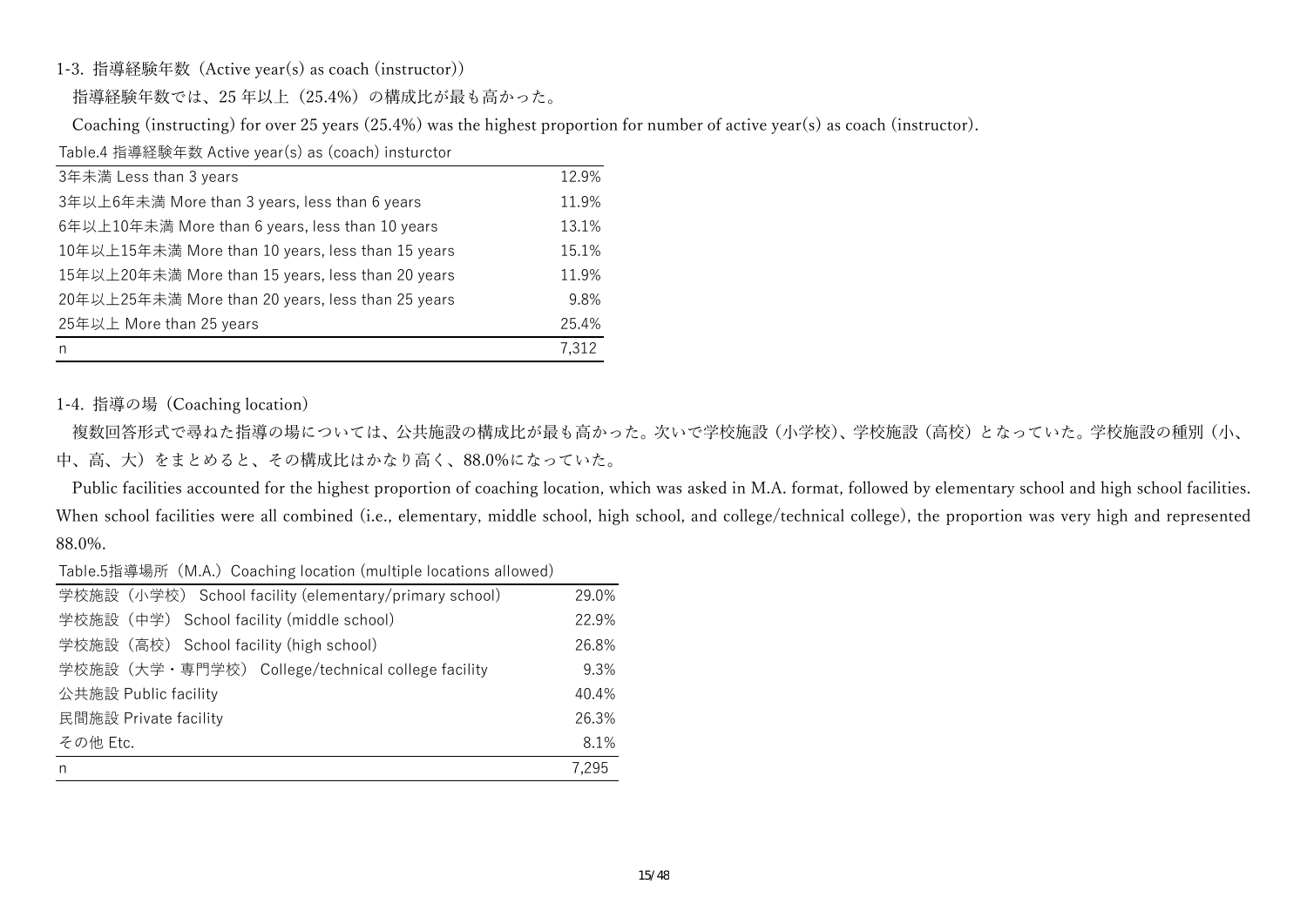## 1-3. 指導経験年数（Active year(s) as coach (instructor)）

指導経験年数では、25 年以上（25.4%）の構成比が最も高かった。

Coaching (instructing) for over 25 years (25.4%) was the highest proportion for number of active year(s) as coach (instructor).

Table.4 指導経験年数 Active year(s) as (coach) insturctor

| | |
|---|---:|
| 3年未満 Less than 3 years | 12.9% |
| 3年以上6年未満 More than 3 years, less than 6 years | 11.9% |
| 6年以上10年未満 More than 6 years, less than 10 years | 13.1% |
| 10年以上15年未満 More than 10 years, less than 15 years | 15.1% |
| 15年以上20年未満 More than 15 years, less than 20 years | 11.9% |
| 20年以上25年未満 More than 20 years, less than 25 years | 9.8% |
| 25年以上 More than 25 years | 25.4% |
| n | 7,312 |

## 1-4. 指導の場（Coaching location）

複数回答形式で尋ねた指導の場については、公共施設の構成比が最も高かった。次いで学校施設（小学校）、学校施設（高校）となっていた。学校施設の種別（小、中、高、大）をまとめると、その構成比はかなり高く、88.0%になっていた。

Public facilities accounted for the highest proportion of coaching location, which was asked in M.A. format, followed by elementary school and high school facilities. When school facilities were all combined (i.e., elementary, middle school, high school, and college/technical college), the proportion was very high and represented 88.0%.

Table.5指導場所（M.A.）Coaching location (multiple locations allowed)

| | |
|---|---:|
| 学校施設（小学校） School facility (elementary/primary school) | 29.0% |
| 学校施設（中学） School facility (middle school) | 22.9% |
| 学校施設（高校） School facility (high school) | 26.8% |
| 学校施設（大学・専門学校） College/technical college facility | 9.3% |
| 公共施設 Public facility | 40.4% |
| 民間施設 Private facility | 26.3% |
| その他 Etc. | 8.1% |
| n | 7,295 |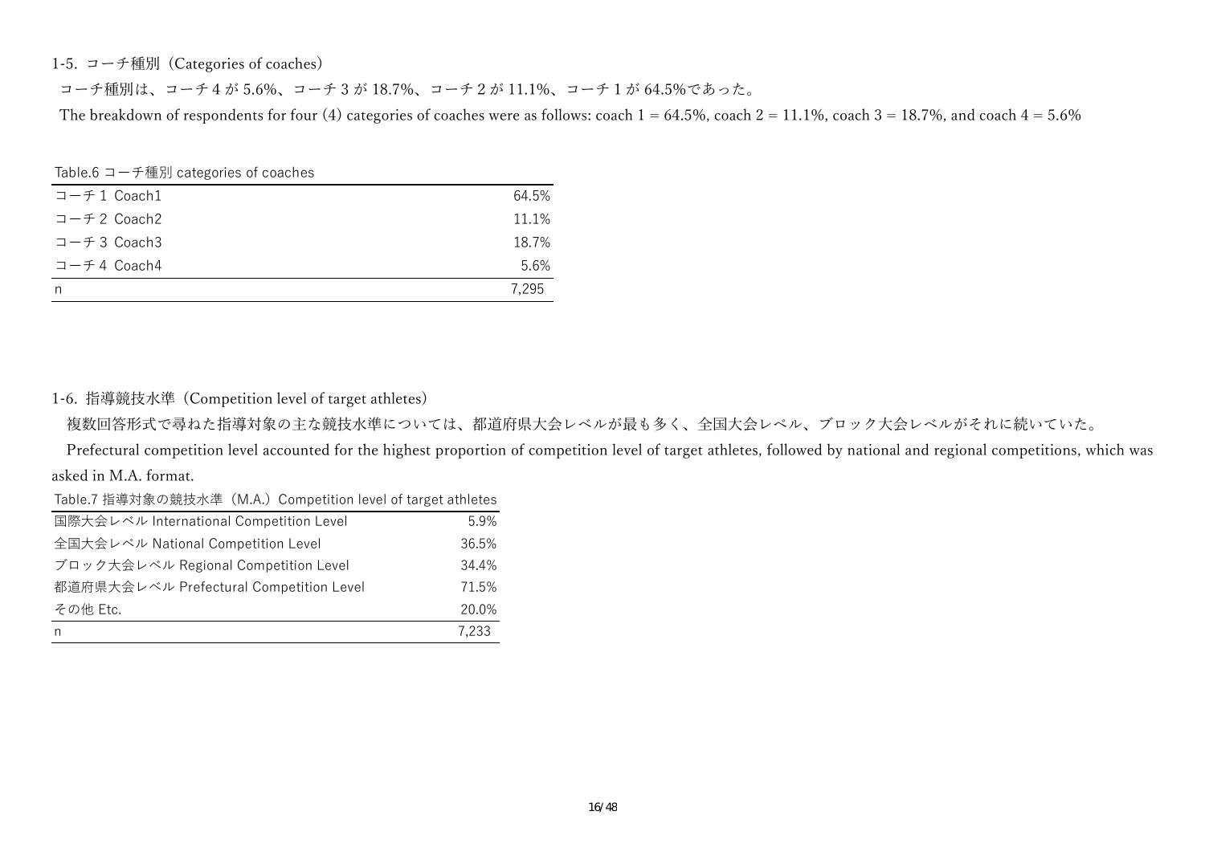### 1-5. コーチ種別（Categories of coaches）

コーチ種別は、コーチ 4 が 5.6%、コーチ 3 が 18.7%、コーチ 2 が 11.1%、コーチ 1 が 64.5%であった。

The breakdown of respondents for four (4) categories of coaches were as follows: coach 1 = 64.5%, coach 2 = 11.1%, coach 3 = 18.7%, and coach 4 = 5.6%

Table.6 コーチ種別 categories of coaches

| | |
|---|---|
| コーチ 1 Coach1 | 64.5% |
| コーチ 2 Coach2 | 11.1% |
| コーチ 3 Coach3 | 18.7% |
| コーチ 4 Coach4 | 5.6% |
| n | 7,295 |

### 1-6. 指導競技水準（Competition level of target athletes）

複数回答形式で尋ねた指導対象の主な競技水準については、都道府県大会レベルが最も多く、全国大会レベル、ブロック大会レベルがそれに続いていた。

Prefectural competition level accounted for the highest proportion of competition level of target athletes, followed by national and regional competitions, which was asked in M.A. format.

Table.7 指導対象の競技水準（M.A.）Competition level of target athletes

| | |
|---|---|
| 国際大会レベル International Competition Level | 5.9% |
| 全国大会レベル National Competition Level | 36.5% |
| ブロック大会レベル Regional Competition Level | 34.4% |
| 都道府県大会レベル Prefectural Competition Level | 71.5% |
| その他 Etc. | 20.0% |
| n | 7,233 |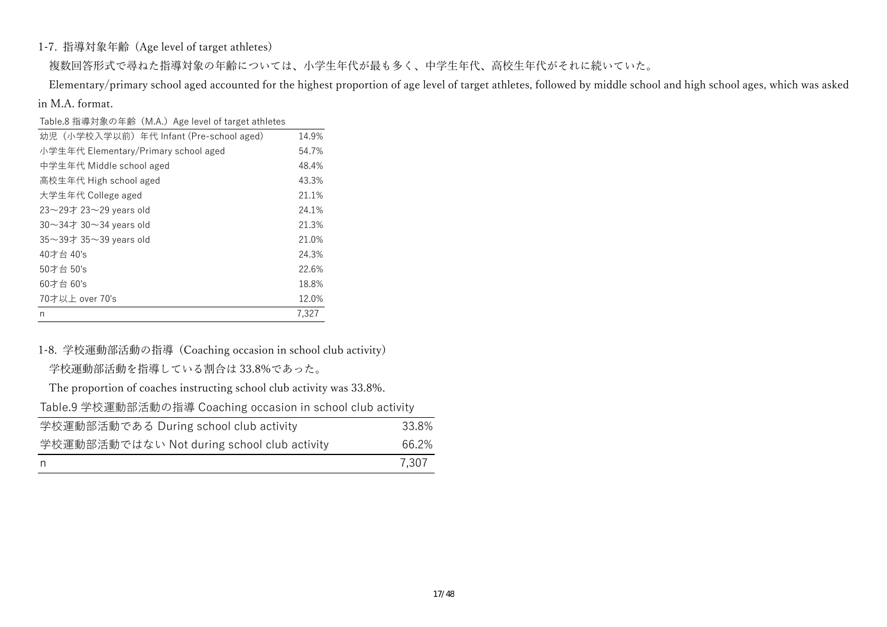### 1-7. 指導対象年齢（Age level of target athletes）

複数回答形式で尋ねた指導対象の年齢については、小学生年代が最も多く、中学生年代、高校生年代がそれに続いていた。

Elementary/primary school aged accounted for the highest proportion of age level of target athletes, followed by middle school and high school ages, which was asked in M.A. format.

Table.8 指導対象の年齢（M.A.）Age level of target athletes

| | |
|---|---|
| 幼児（小学校入学以前）年代 Infant (Pre-school aged) | 14.9% |
| 小学生年代 Elementary/Primary school aged | 54.7% |
| 中学生年代 Middle school aged | 48.4% |
| 高校生年代 High school aged | 43.3% |
| 大学生年代 College aged | 21.1% |
| 23～29才 23～29 years old | 24.1% |
| 30～34才 30～34 years old | 21.3% |
| 35～39才 35～39 years old | 21.0% |
| 40才台 40's | 24.3% |
| 50才台 50's | 22.6% |
| 60才台 60's | 18.8% |
| 70才以上 over 70's | 12.0% |
| n | 7,327 |

### 1-8. 学校運動部活動の指導（Coaching occasion in school club activity）

学校運動部活動を指導している割合は 33.8%であった。

The proportion of coaches instructing school club activity was 33.8%.

Table.9 学校運動部活動の指導 Coaching occasion in school club activity

| | |
|---|---|
| 学校運動部活動である During school club activity | 33.8% |
| 学校運動部活動ではない Not during school club activity | 66.2% |
| n | 7,307 |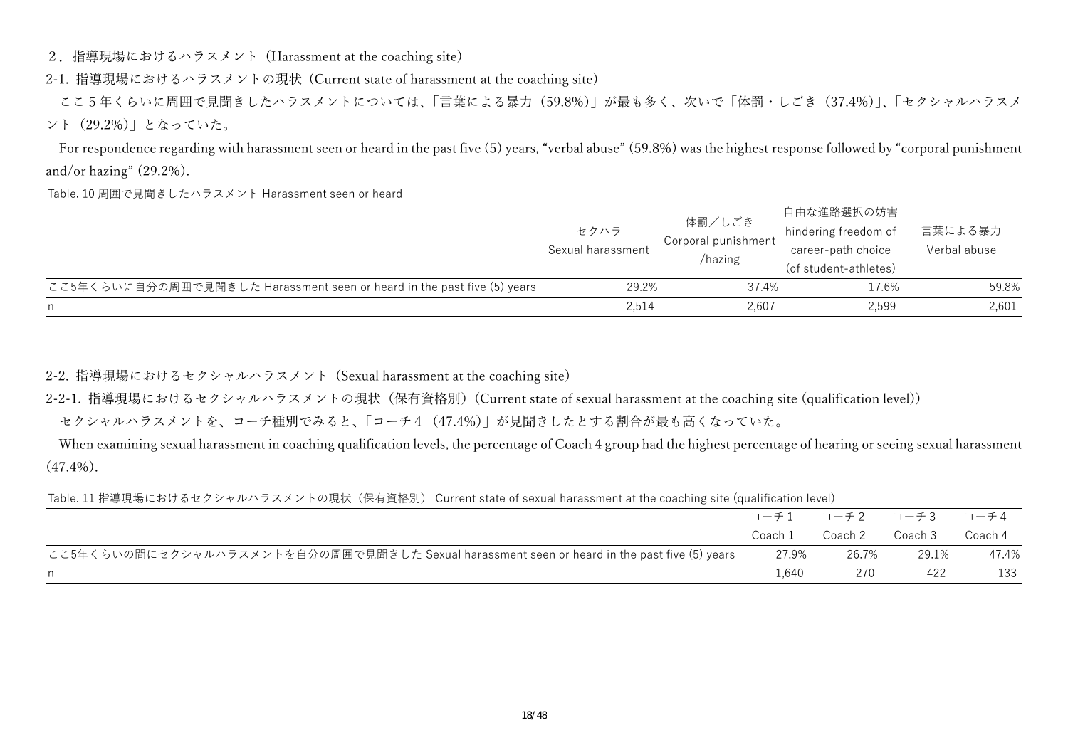## 2．指導現場におけるハラスメント（Harassment at the coaching site）

### 2-1. 指導現場におけるハラスメントの現状（Current state of harassment at the coaching site）

ここ5年くらいに周囲で見聞きしたハラスメントについては、「言葉による暴力（59.8%）」が最も多く、次いで「体罰・しごき（37.4%）」、「セクシャルハラスメント（29.2%）」となっていた。

For respondence regarding with harassment seen or heard in the past five (5) years, “verbal abuse” (59.8%) was the highest response followed by “corporal punishment and/or hazing” (29.2%).

Table. 10 周囲で見聞きしたハラスメント Harassment seen or heard

| | セクハラ Sexual harassment | 体罰／しごき Corporal punishment /hazing | 自由な進路選択の妨害 hindering freedom of career-path choice (of student-athletes) | 言葉による暴力 Verbal abuse |
|---|---|---|---|---|
| ここ5年くらいに自分の周囲で見聞きした Harassment seen or heard in the past five (5) years | 29.2% | 37.4% | 17.6% | 59.8% |
| n | 2,514 | 2,607 | 2,599 | 2,601 |

### 2-2. 指導現場におけるセクシャルハラスメント（Sexual harassment at the coaching site）

#### 2-2-1. 指導現場におけるセクシャルハラスメントの現状（保有資格別）（Current state of sexual harassment at the coaching site (qualification level)）

セクシャルハラスメントを、コーチ種別でみると、「コーチ4（47.4%）」が見聞きしたとする割合が最も高くなっていた。

When examining sexual harassment in coaching qualification levels, the percentage of Coach 4 group had the highest percentage of hearing or seeing sexual harassment (47.4%).

Table. 11 指導現場におけるセクシャルハラスメントの現状（保有資格別） Current state of sexual harassment at the coaching site (qualification level)

| | コーチ1 Coach 1 | コーチ2 Coach 2 | コーチ3 Coach 3 | コーチ4 Coach 4 |
|---|---|---|---|---|
| ここ5年くらいの間にセクシャルハラスメントを自分の周囲で見聞きした Sexual harassment seen or heard in the past five (5) years | 27.9% | 26.7% | 29.1% | 47.4% |
| n | 1,640 | 270 | 422 | 133 |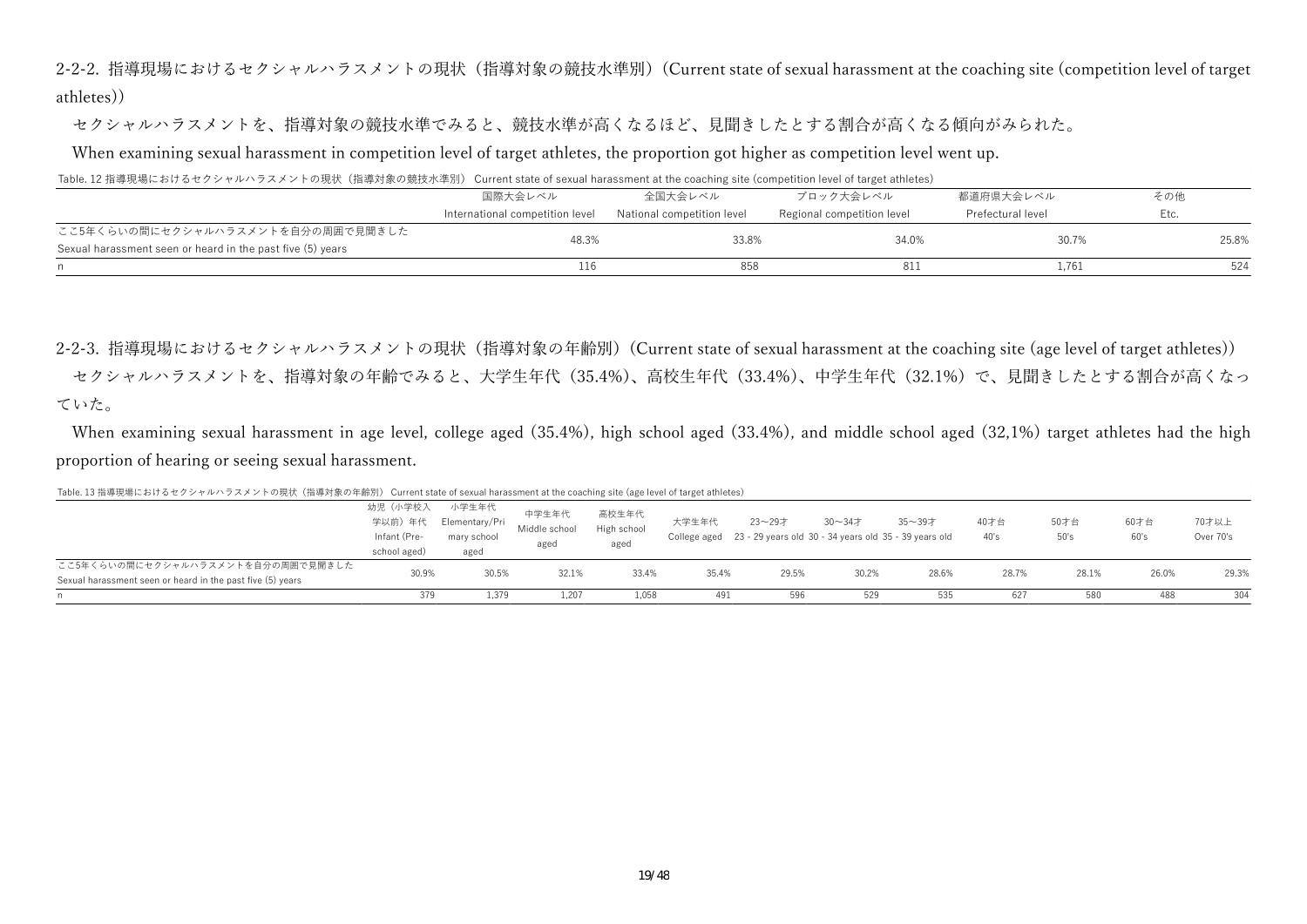### 2-2-2. 指導現場におけるセクシャルハラスメントの現状（指導対象の競技水準別）(Current state of sexual harassment at the coaching site (competition level of target athletes))

セクシャルハラスメントを、指導対象の競技水準でみると、競技水準が高くなるほど、見聞きしたとする割合が高くなる傾向がみられた。

When examining sexual harassment in competition level of target athletes, the proportion got higher as competition level went up.

Table. 12 指導現場におけるセクシャルハラスメントの現状（指導対象の競技水準別） Current state of sexual harassment at the coaching site (competition level of target athletes)

| | 国際大会レベル International competition level | 全国大会レベル National competition level | ブロック大会レベル Regional competition level | 都道府県大会レベル Prefectural level | その他 Etc. |
|---|---|---|---|---|---|
| ここ5年くらいの間にセクシャルハラスメントを自分の周囲で見聞きした Sexual harassment seen or heard in the past five (5) years | 48.3% | 33.8% | 34.0% | 30.7% | 25.8% |
| n | 116 | 858 | 811 | 1,761 | 524 |

### 2-2-3. 指導現場におけるセクシャルハラスメントの現状（指導対象の年齢別）(Current state of sexual harassment at the coaching site (age level of target athletes))

セクシャルハラスメントを、指導対象の年齢でみると、大学生年代（35.4%）、高校生年代（33.4%）、中学生年代（32.1%）で、見聞きしたとする割合が高くなっていた。

When examining sexual harassment in age level, college aged (35.4%), high school aged (33.4%), and middle school aged (32,1%) target athletes had the high proportion of hearing or seeing sexual harassment.

Table. 13 指導現場におけるセクシャルハラスメントの現状（指導対象の年齢別） Current state of sexual harassment at the coaching site (age level of target athletes)

| | 幼児（小学校入学以前）年代 Infant (Pre-school aged) | 小学生年代 Elementary/Primary school aged | 中学生年代 Middle school aged | 高校生年代 High school aged | 大学生年代 College aged | 23～29才 23 - 29 years old | 30～34才 30 - 34 years old | 35～39才 35 - 39 years old | 40才台 40's | 50才台 50's | 60才台 60's | 70才以上 Over 70's |
|---|---|---|---|---|---|---|---|---|---|---|---|---|
| ここ5年くらいの間にセクシャルハラスメントを自分の周囲で見聞きした Sexual harassment seen or heard in the past five (5) years | 30.9% | 30.5% | 32.1% | 33.4% | 35.4% | 29.5% | 30.2% | 28.6% | 28.7% | 28.1% | 26.0% | 29.3% |
| n | 379 | 1,379 | 1,207 | 1,058 | 491 | 596 | 529 | 535 | 627 | 580 | 488 | 304 |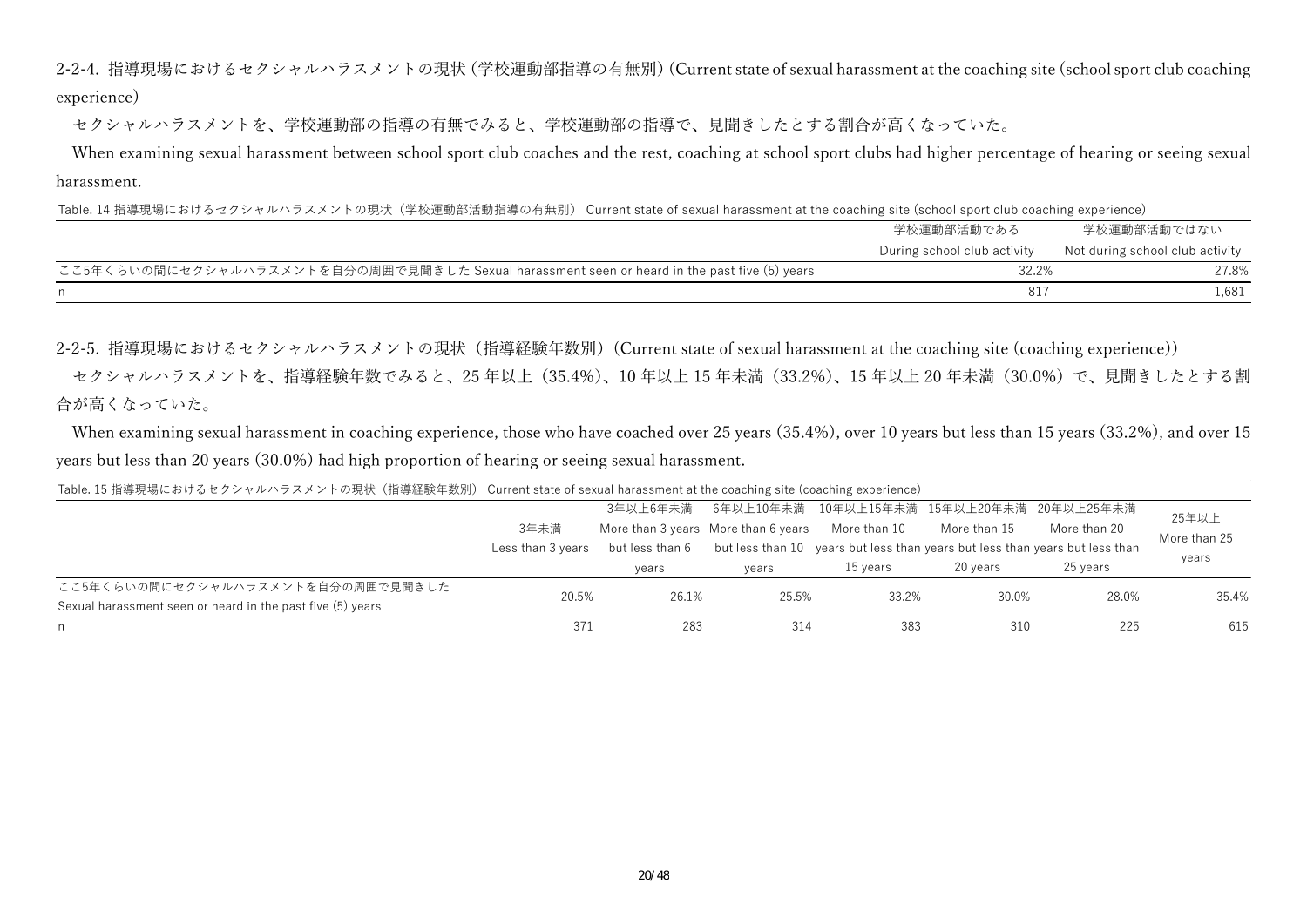### 2-2-4. 指導現場におけるセクシャルハラスメントの現状（学校運動部指導の有無別）(Current state of sexual harassment at the coaching site (school sport club coaching experience)

セクシャルハラスメントを、学校運動部の指導の有無でみると、学校運動部の指導で、見聞きしたとする割合が高くなっていた。

When examining sexual harassment between school sport club coaches and the rest, coaching at school sport clubs had higher percentage of hearing or seeing sexual harassment.

Table. 14 指導現場におけるセクシャルハラスメントの現状（学校運動部活動指導の有無別） Current state of sexual harassment at the coaching site (school sport club coaching experience)

| | 学校運動部活動である During school club activity | 学校運動部活動ではない Not during school club activity |
|---|---|---|
| ここ5年くらいの間にセクシャルハラスメントを自分の周囲で見聞きした Sexual harassment seen or heard in the past five (5) years | 32.2% | 27.8% |
| n | 817 | 1,681 |

### 2-2-5. 指導現場におけるセクシャルハラスメントの現状（指導経験年数別）(Current state of sexual harassment at the coaching site (coaching experience))

セクシャルハラスメントを、指導経験年数でみると、25 年以上（35.4%）、10 年以上 15 年未満（33.2%）、15 年以上 20 年未満（30.0%）で、見聞きしたとする割合が高くなっていた。

When examining sexual harassment in coaching experience, those who have coached over 25 years (35.4%), over 10 years but less than 15 years (33.2%), and over 15 years but less than 20 years (30.0%) had high proportion of hearing or seeing sexual harassment.

Table. 15 指導現場におけるセクシャルハラスメントの現状（指導経験年数別） Current state of sexual harassment at the coaching site (coaching experience)

| | 3年未満 Less than 3 years | 3年以上6年未満 More than 3 years but less than 6 years | 6年以上10年未満 More than 6 years but less than 10 years | 10年以上15年未満 More than 10 years but less than 15 years | 15年以上20年未満 More than 15 years but less than 20 years | 20年以上25年未満 More than 20 years but less than 25 years | 25年以上 More than 25 years |
|---|---|---|---|---|---|---|---|
| ここ5年くらいの間にセクシャルハラスメントを自分の周囲で見聞きした Sexual harassment seen or heard in the past five (5) years | 20.5% | 26.1% | 25.5% | 33.2% | 30.0% | 28.0% | 35.4% |
| n | 371 | 283 | 314 | 383 | 310 | 225 | 615 |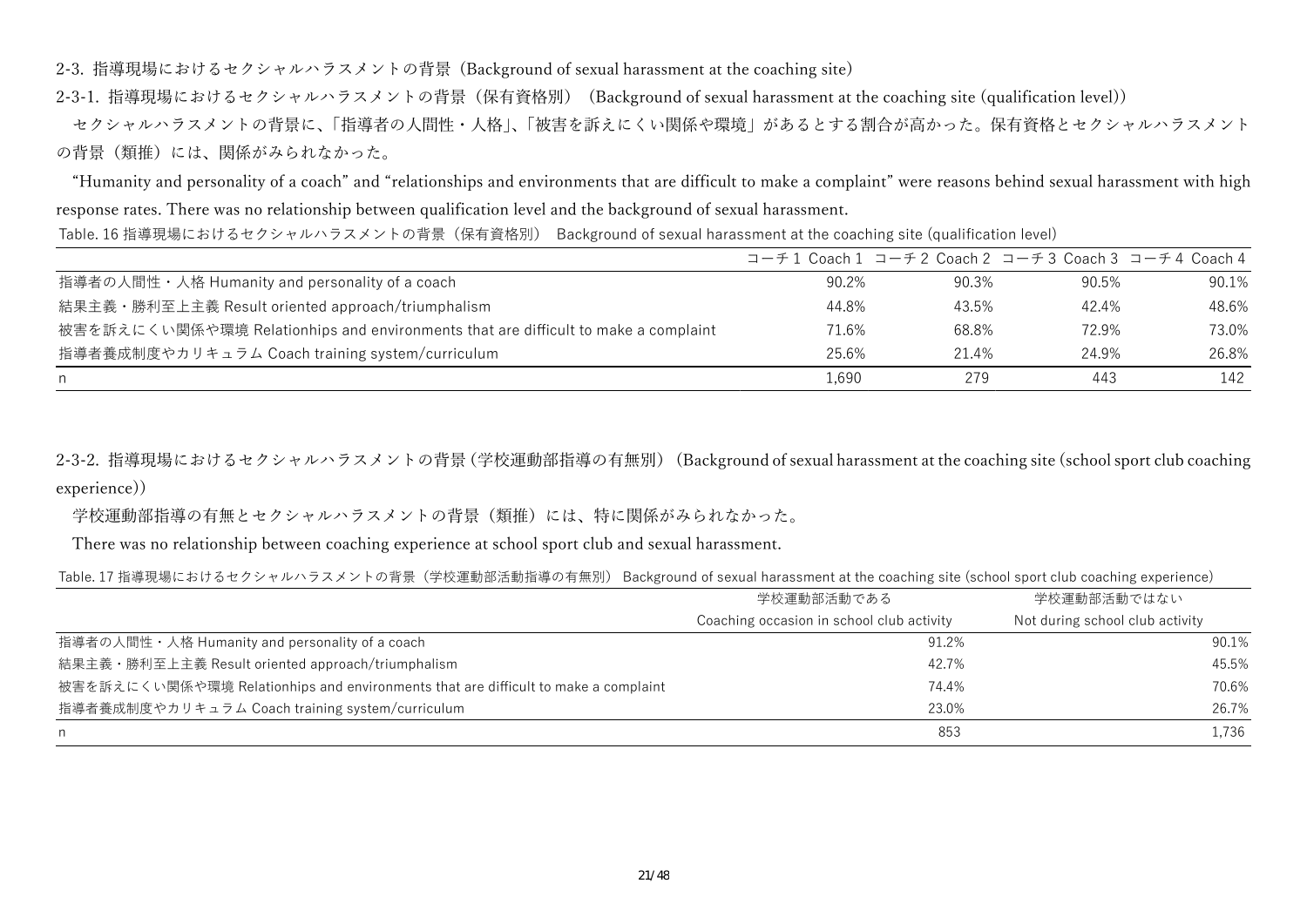### 2-3. 指導現場におけるセクシャルハラスメントの背景（Background of sexual harassment at the coaching site）

#### 2-3-1. 指導現場におけるセクシャルハラスメントの背景（保有資格別）（Background of sexual harassment at the coaching site (qualification level)）

セクシャルハラスメントの背景に、「指導者の人間性・人格」、「被害を訴えにくい関係や環境」があるとする割合が高かった。保有資格とセクシャルハラスメントの背景（類推）には、関係がみられなかった。

"Humanity and personality of a coach" and "relationships and environments that are difficult to make a complaint" were reasons behind sexual harassment with high response rates. There was no relationship between qualification level and the background of sexual harassment.

Table. 16 指導現場におけるセクシャルハラスメントの背景（保有資格別） Background of sexual harassment at the coaching site (qualification level)

| | コーチ 1 Coach 1 | コーチ 2 Coach 2 | コーチ 3 Coach 3 | コーチ 4 Coach 4 |
|---|---|---|---|---|
| 指導者の人間性・人格 Humanity and personality of a coach | 90.2% | 90.3% | 90.5% | 90.1% |
| 結果主義・勝利至上主義 Result oriented approach/triumphalism | 44.8% | 43.5% | 42.4% | 48.6% |
| 被害を訴えにくい関係や環境 Relationhips and environments that are difficult to make a complaint | 71.6% | 68.8% | 72.9% | 73.0% |
| 指導者養成制度やカリキュラム Coach training system/curriculum | 25.6% | 21.4% | 24.9% | 26.8% |
| n | 1,690 | 279 | 443 | 142 |

#### 2-3-2. 指導現場におけるセクシャルハラスメントの背景（学校運動部指導の有無別）（Background of sexual harassment at the coaching site (school sport club coaching experience)）

学校運動部指導の有無とセクシャルハラスメントの背景（類推）には、特に関係がみられなかった。

There was no relationship between coaching experience at school sport club and sexual harassment.

Table. 17 指導現場におけるセクシャルハラスメントの背景（学校運動部活動指導の有無別） Background of sexual harassment at the coaching site (school sport club coaching experience)

| | 学校運動部活動である Coaching occasion in school club activity | 学校運動部活動ではない Not during school club activity |
|---|---|---|
| 指導者の人間性・人格 Humanity and personality of a coach | 91.2% | 90.1% |
| 結果主義・勝利至上主義 Result oriented approach/triumphalism | 42.7% | 45.5% |
| 被害を訴えにくい関係や環境 Relationhips and environments that are difficult to make a complaint | 74.4% | 70.6% |
| 指導者養成制度やカリキュラム Coach training system/curriculum | 23.0% | 26.7% |
| n | 853 | 1,736 |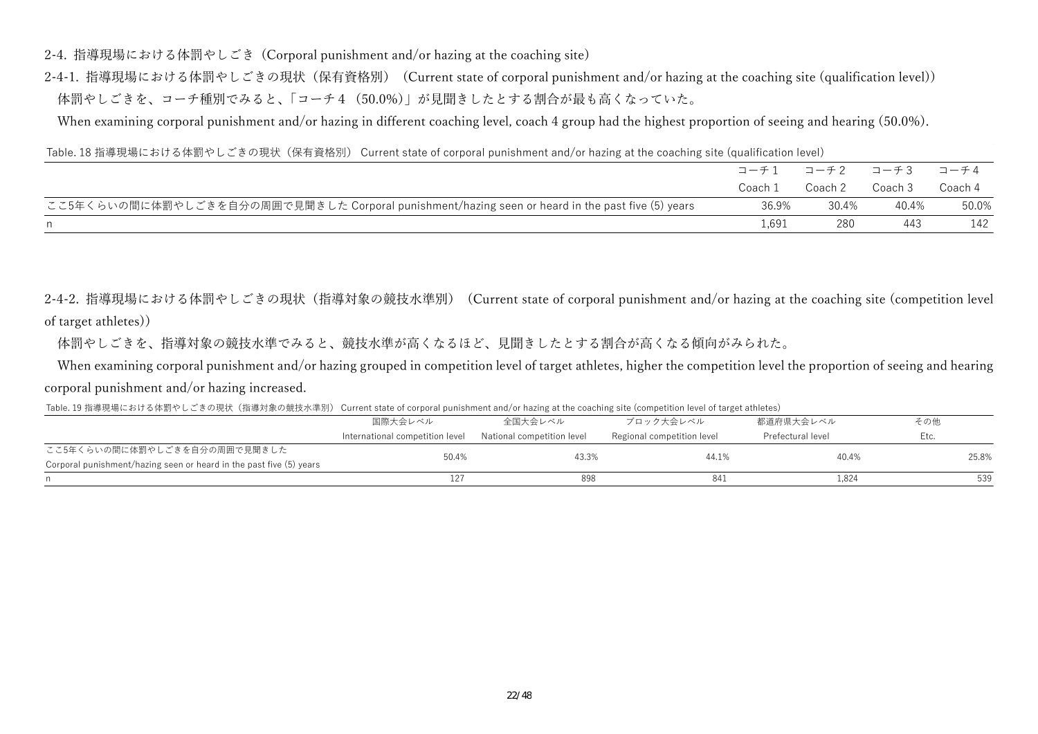## 2-4. 指導現場における体罰やしごき（Corporal punishment and/or hazing at the coaching site）

### 2-4-1. 指導現場における体罰やしごきの現状（保有資格別）（Current state of corporal punishment and/or hazing at the coaching site (qualification level)）

体罰やしごきを、コーチ種別でみると、「コーチ４（50.0%）」が見聞きしたとする割合が最も高くなっていた。

When examining corporal punishment and/or hazing in different coaching level, coach 4 group had the highest proportion of seeing and hearing (50.0%).

Table. 18 指導現場における体罰やしごきの現状（保有資格別） Current state of corporal punishment and/or hazing at the coaching site (qualification level)

| | コーチ１<br>Coach 1 | コーチ２<br>Coach 2 | コーチ３<br>Coach 3 | コーチ４<br>Coach 4 |
|---|---|---|---|---|
| ここ5年くらいの間に体罰やしごきを自分の周囲で見聞きした Corporal punishment/hazing seen or heard in the past five (5) years | 36.9% | 30.4% | 40.4% | 50.0% |
| n | 1,691 | 280 | 443 | 142 |

### 2-4-2. 指導現場における体罰やしごきの現状（指導対象の競技水準別）（Current state of corporal punishment and/or hazing at the coaching site (competition level of target athletes)）

体罰やしごきを、指導対象の競技水準でみると、競技水準が高くなるほど、見聞きしたとする割合が高くなる傾向がみられた。

When examining corporal punishment and/or hazing grouped in competition level of target athletes, higher the competition level the proportion of seeing and hearing corporal punishment and/or hazing increased.

Table. 19 指導現場における体罰やしごきの現状（指導対象の競技水準別） Current state of corporal punishment and/or hazing at the coaching site (competition level of target athletes)

| | 国際大会レベル<br>International competition level | 全国大会レベル<br>National competition level | ブロック大会レベル<br>Regional competition level | 都道府県大会レベル<br>Prefectural level | その他<br>Etc. |
|---|---|---|---|---|---|
| ここ5年くらいの間に体罰やしごきを自分の周囲で見聞きした<br>Corporal punishment/hazing seen or heard in the past five (5) years | 50.4% | 43.3% | 44.1% | 40.4% | 25.8% |
| n | 127 | 898 | 841 | 1,824 | 539 |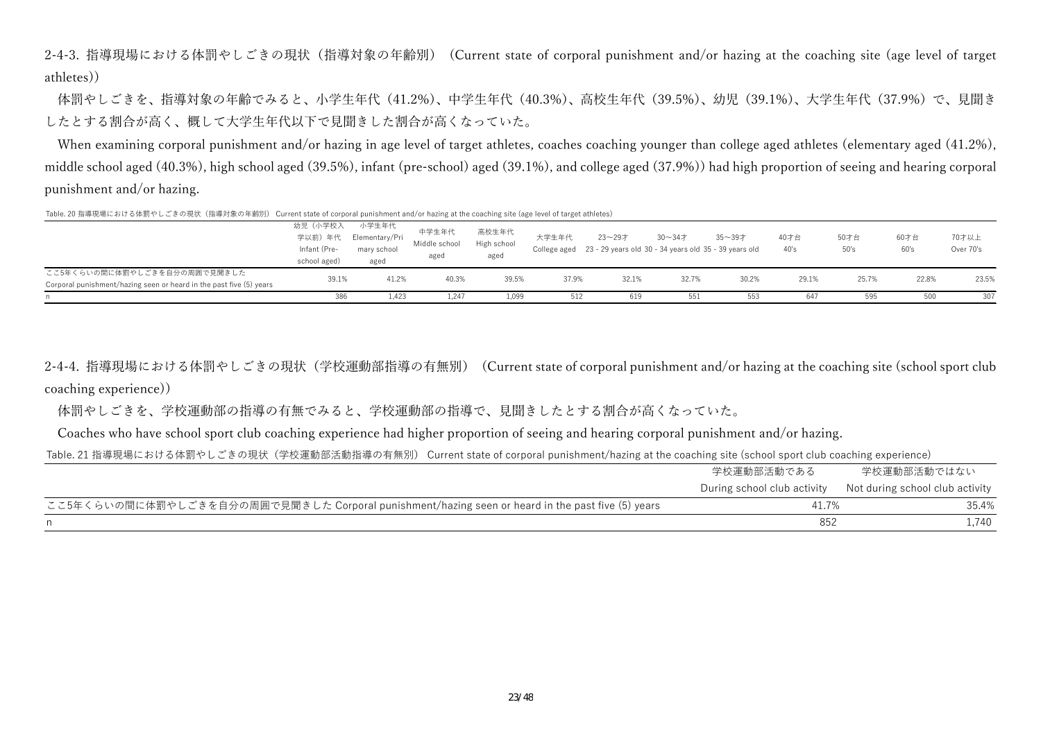### 2-4-3. 指導現場における体罰やしごきの現状（指導対象の年齢別）（Current state of corporal punishment and/or hazing at the coaching site (age level of target athletes)）

体罰やしごきを、指導対象の年齢でみると、小学生年代（41.2%）、中学生年代（40.3%）、高校生年代（39.5%）、幼児（39.1%）、大学生年代（37.9%）で、見聞きしたとする割合が高く、概して大学生年代以下で見聞きした割合が高くなっていた。

When examining corporal punishment and/or hazing in age level of target athletes, coaches coaching younger than college aged athletes (elementary aged (41.2%), middle school aged (40.3%), high school aged (39.5%), infant (pre-school) aged (39.1%), and college aged (37.9%)) had high proportion of seeing and hearing corporal punishment and/or hazing.

Table. 20 指導現場における体罰やしごきの現状（指導対象の年齢別） Current state of corporal punishment and/or hazing at the coaching site (age level of target athletes)

| | 幼児（小学校入学以前）年代 Infant (Pre-school aged) | 小学生年代 Elementary/Primary school aged | 中学生年代 Middle school aged | 高校生年代 High school aged | 大学生年代 College aged | 23～29才 23 - 29 years old | 30～34才 30 - 34 years old | 35～39才 35 - 39 years old | 40才台 40's | 50才台 50's | 60才台 60's | 70才以上 Over 70's |
|---|---|---|---|---|---|---|---|---|---|---|---|---|
| ここ5年くらいの間に体罰やしごきを自分の周囲で見聞きした Corporal punishment/hazing seen or heard in the past five (5) years | 39.1% | 41.2% | 40.3% | 39.5% | 37.9% | 32.1% | 32.7% | 30.2% | 29.1% | 25.7% | 22.8% | 23.5% |
| n | 386 | 1,423 | 1,247 | 1,099 | 512 | 619 | 551 | 553 | 647 | 595 | 500 | 307 |

### 2-4-4. 指導現場における体罰やしごきの現状（学校運動部指導の有無別）（Current state of corporal punishment and/or hazing at the coaching site (school sport club coaching experience)）

体罰やしごきを、学校運動部の指導の有無でみると、学校運動部の指導で、見聞きしたとする割合が高くなっていた。

Coaches who have school sport club coaching experience had higher proportion of seeing and hearing corporal punishment and/or hazing.

Table. 21 指導現場における体罰やしごきの現状（学校運動部活動指導の有無別） Current state of corporal punishment/hazing at the coaching site (school sport club coaching experience)

| | 学校運動部活動である During school club activity | 学校運動部活動ではない Not during school club activity |
|---|---|---|
| ここ5年くらいの間に体罰やしごきを自分の周囲で見聞きした Corporal punishment/hazing seen or heard in the past five (5) years | 41.7% | 35.4% |
| n | 852 | 1,740 |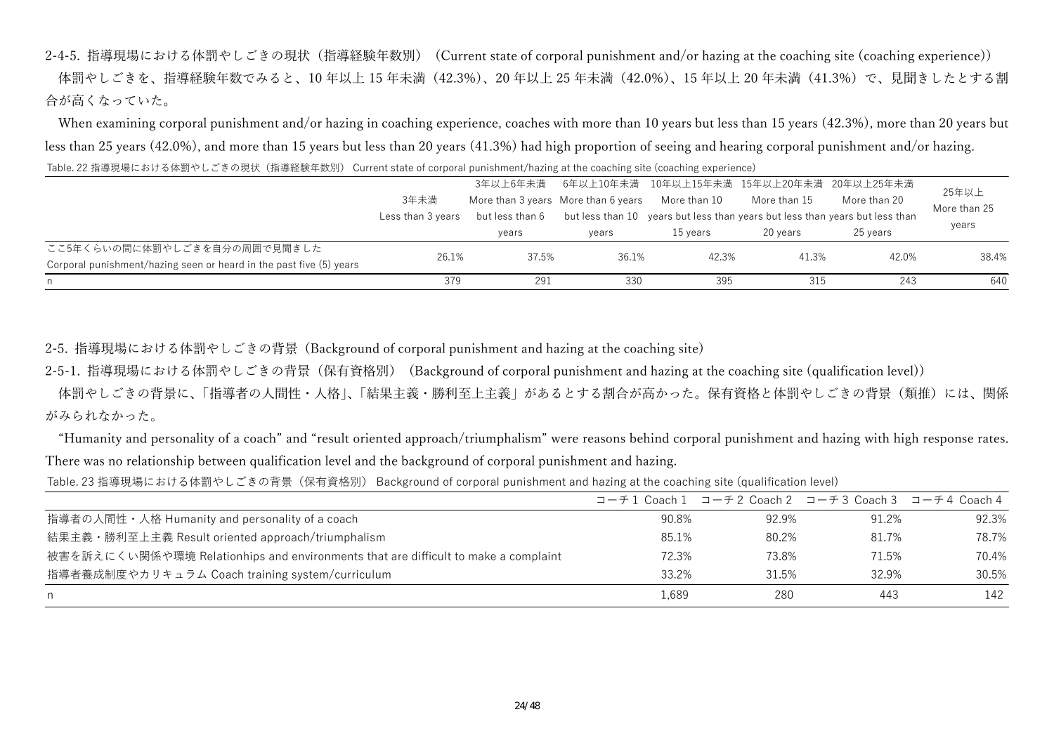### 2-4-5. 指導現場における体罰やしごきの現状（指導経験年数別）（Current state of corporal punishment and/or hazing at the coaching site (coaching experience)）

体罰やしごきを、指導経験年数でみると、10 年以上 15 年未満（42.3%）、20 年以上 25 年未満（42.0%）、15 年以上 20 年未満（41.3%）で、見聞きしたとする割合が高くなっていた。

When examining corporal punishment and/or hazing in coaching experience, coaches with more than 10 years but less than 15 years (42.3%), more than 20 years but less than 25 years (42.0%), and more than 15 years but less than 20 years (41.3%) had high proportion of seeing and hearing corporal punishment and/or hazing.

Table. 22 指導現場における体罰やしごきの現状（指導経験年数別） Current state of corporal punishment/hazing at the coaching site (coaching experience)

| | 3年未満 Less than 3 years | 3年以上6年未満 More than 3 years but less than 6 years | 6年以上10年未満 More than 6 years but less than 10 years | 10年以上15年未満 More than 10 years but less than 15 years | 15年以上20年未満 More than 15 years but less than 20 years | 20年以上25年未満 More than 20 years but less than 25 years | 25年以上 More than 25 years |
|---|---|---|---|---|---|---|---|
| ここ5年くらいの間に体罰やしごきを自分の周囲で見聞きした Corporal punishment/hazing seen or heard in the past five (5) years | 26.1% | 37.5% | 36.1% | 42.3% | 41.3% | 42.0% | 38.4% |
| n | 379 | 291 | 330 | 395 | 315 | 243 | 640 |

## 2-5. 指導現場における体罰やしごきの背景（Background of corporal punishment and hazing at the coaching site）

### 2-5-1. 指導現場における体罰やしごきの背景（保有資格別）（Background of corporal punishment and hazing at the coaching site (qualification level)）

体罰やしごきの背景に、「指導者の人間性・人格」、「結果主義・勝利至上主義」があるとする割合が高かった。保有資格と体罰やしごきの背景（類推）には、関係がみられなかった。

“Humanity and personality of a coach” and “result oriented approach/triumphalism” were reasons behind corporal punishment and hazing with high response rates. There was no relationship between qualification level and the background of corporal punishment and hazing.

Table. 23 指導現場における体罰やしごきの背景（保有資格別） Background of corporal punishment and hazing at the coaching site (qualification level)

| | コーチ 1 Coach 1 | コーチ 2 Coach 2 | コーチ 3 Coach 3 | コーチ 4 Coach 4 |
|---|---|---|---|---|
| 指導者の人間性・人格 Humanity and personality of a coach | 90.8% | 92.9% | 91.2% | 92.3% |
| 結果主義・勝利至上主義 Result oriented approach/triumphalism | 85.1% | 80.2% | 81.7% | 78.7% |
| 被害を訴えにくい関係や環境 Relationhips and environments that are difficult to make a complaint | 72.3% | 73.8% | 71.5% | 70.4% |
| 指導者養成制度やカリキュラム Coach training system/curriculum | 33.2% | 31.5% | 32.9% | 30.5% |
| n | 1,689 | 280 | 443 | 142 |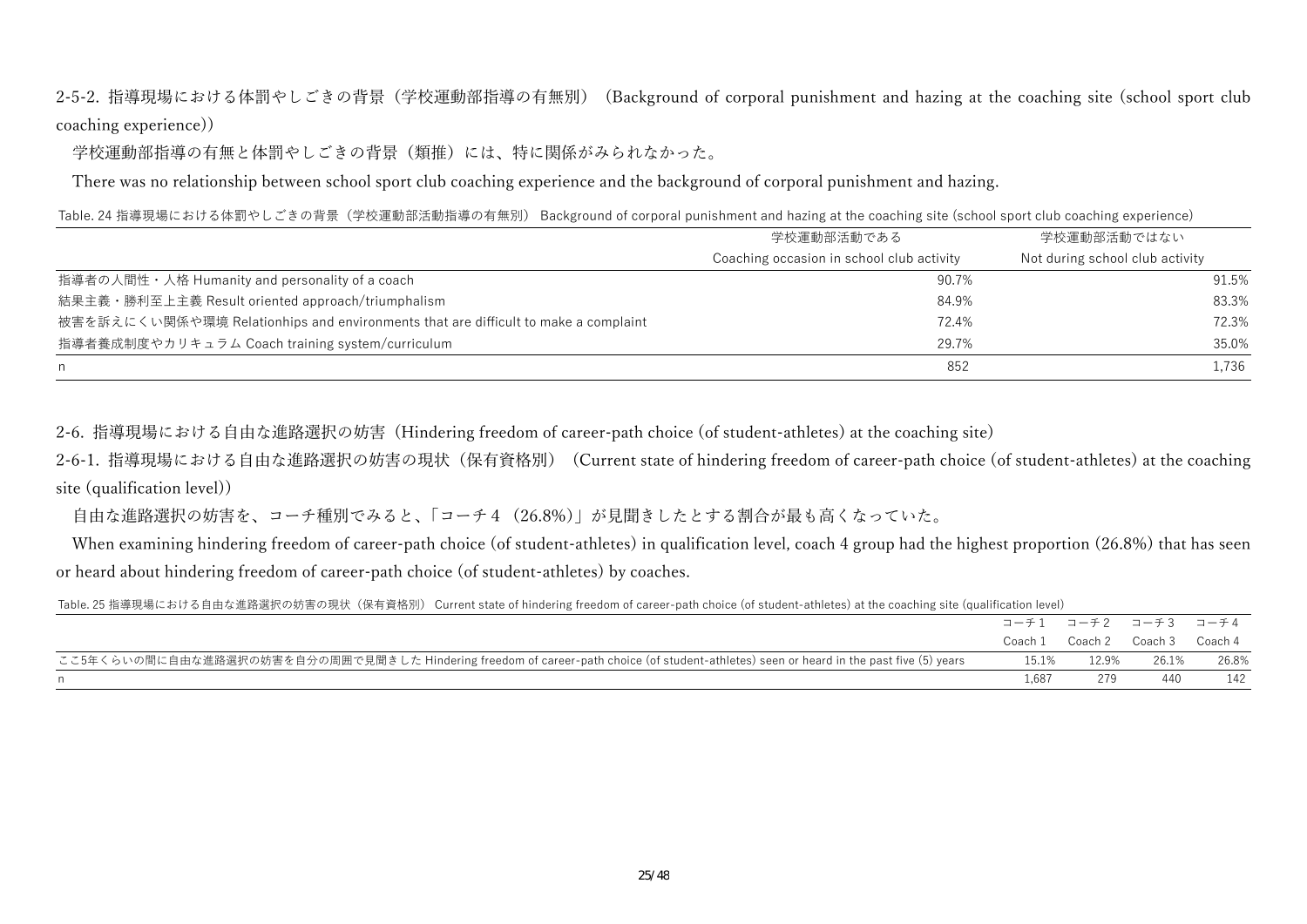### 2-5-2. 指導現場における体罰やしごきの背景（学校運動部指導の有無別）（Background of corporal punishment and hazing at the coaching site (school sport club coaching experience)）

学校運動部指導の有無と体罰やしごきの背景（類推）には、特に関係がみられなかった。

There was no relationship between school sport club coaching experience and the background of corporal punishment and hazing.

Table. 24 指導現場における体罰やしごきの背景（学校運動部活動指導の有無別） Background of corporal punishment and hazing at the coaching site (school sport club coaching experience)

| | 学校運動部活動である Coaching occasion in school club activity | 学校運動部活動ではない Not during school club activity |
|---|---|---|
| 指導者の人間性・人格 Humanity and personality of a coach | 90.7% | 91.5% |
| 結果主義・勝利至上主義 Result oriented approach/triumphalism | 84.9% | 83.3% |
| 被害を訴えにくい関係や環境 Relationhips and environments that are difficult to make a complaint | 72.4% | 72.3% |
| 指導者養成制度やカリキュラム Coach training system/curriculum | 29.7% | 35.0% |
| n | 852 | 1,736 |

## 2-6. 指導現場における自由な進路選択の妨害（Hindering freedom of career-path choice (of student-athletes) at the coaching site）

### 2-6-1. 指導現場における自由な進路選択の妨害の現状（保有資格別）（Current state of hindering freedom of career-path choice (of student-athletes) at the coaching site (qualification level)）

自由な進路選択の妨害を、コーチ種別でみると、「コーチ４（26.8%）」が見聞きしたとする割合が最も高くなっていた。

When examining hindering freedom of career-path choice (of student-athletes) in qualification level, coach 4 group had the highest proportion (26.8%) that has seen or heard about hindering freedom of career-path choice (of student-athletes) by coaches.

Table. 25 指導現場における自由な進路選択の妨害の現状（保有資格別） Current state of hindering freedom of career-path choice (of student-athletes) at the coaching site (qualification level)

| | コーチ１ Coach 1 | コーチ２ Coach 2 | コーチ３ Coach 3 | コーチ４ Coach 4 |
|---|---|---|---|---|
| ここ5年くらいの間に自由な進路選択の妨害を自分の周囲で見聞きした Hindering freedom of career-path choice (of student-athletes) seen or heard in the past five (5) years | 15.1% | 12.9% | 26.1% | 26.8% |
| n | 1,687 | 279 | 440 | 142 |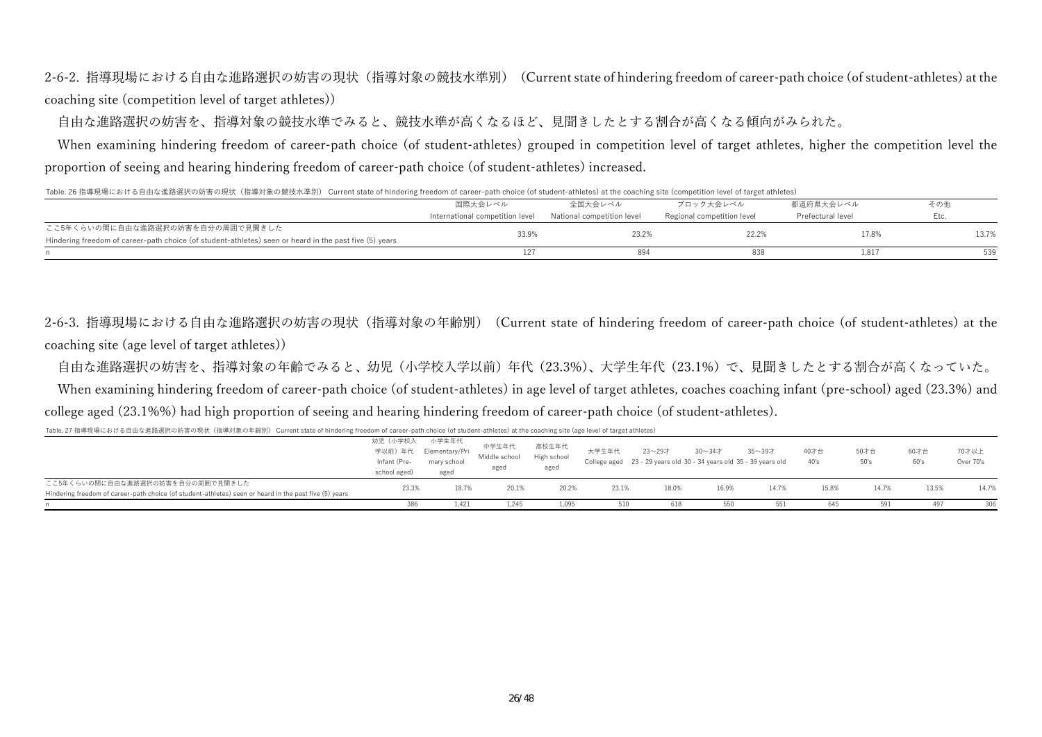### 2-6-2. 指導現場における自由な進路選択の妨害の現状（指導対象の競技水準別）（Current state of hindering freedom of career-path choice (of student-athletes) at the coaching site (competition level of target athletes)）

自由な進路選択の妨害を、指導対象の競技水準でみると、競技水準が高くなるほど、見聞きしたとする割合が高くなる傾向がみられた。

When examining hindering freedom of career-path choice (of student-athletes) grouped in competition level of target athletes, higher the competition level the proportion of seeing and hearing hindering freedom of career-path choice (of student-athletes) increased.

Table. 26 指導現場における自由な進路選択の妨害の現状（指導対象の競技水準別） Current state of hindering freedom of career-path choice (of student-athletes) at the coaching site (competition level of target athletes)

| | 国際大会レベル International competition level | 全国大会レベル National competition level | ブロック大会レベル Regional competition level | 都道府県大会レベル Prefectural level | その他 Etc. |
|---|---|---|---|---|---|
| ここ5年くらいの間に自由な進路選択の妨害を自分の周囲で見聞きした Hindering freedom of career-path choice (of student-athletes) seen or heard in the past five (5) years | 33.9% | 23.2% | 22.2% | 17.8% | 13.7% |
| n | 127 | 894 | 838 | 1,817 | 539 |

### 2-6-3. 指導現場における自由な進路選択の妨害の現状（指導対象の年齢別）（Current state of hindering freedom of career-path choice (of student-athletes) at the coaching site (age level of target athletes)）

自由な進路選択の妨害を、指導対象の年齢でみると、幼児（小学校入学以前）年代（23.3%）、大学生年代（23.1%）で、見聞きしたとする割合が高くなっていた。

When examining hindering freedom of career-path choice (of student-athletes) in age level of target athletes, coaches coaching infant (pre-school) aged (23.3%) and college aged (23.1%%) had high proportion of seeing and hearing hindering freedom of career-path choice (of student-athletes).

Table. 27 指導現場における自由な進路選択の妨害の現状（指導対象の年齢別） Current state of hindering freedom of career-path choice (of student-athletes) at the coaching site (age level of target athletes)

| | 幼児（小学校入学以前）年代 Infant (Pre-school aged) | 小学生年代 Elementary/Primary school aged | 中学生年代 Middle school aged | 高校生年代 High school aged | 大学生年代 College aged | 23～29才 23 - 29 years old | 30～34才 30 - 34 years old | 35～39才 35 - 39 years old | 40才台 40's | 50才台 50's | 60才台 60's | 70才以上 Over 70's |
|---|---|---|---|---|---|---|---|---|---|---|---|---|
| ここ5年くらいの間に自由な進路選択の妨害を自分の周囲で見聞きした Hindering freedom of career-path choice (of student-athletes) seen or heard in the past five (5) years | 23.3% | 18.7% | 20.1% | 20.2% | 23.1% | 18.0% | 16.9% | 14.7% | 15.8% | 14.7% | 13.5% | 14.7% |
| n | 386 | 1,421 | 1,245 | 1,095 | 510 | 618 | 550 | 551 | 645 | 591 | 497 | 306 |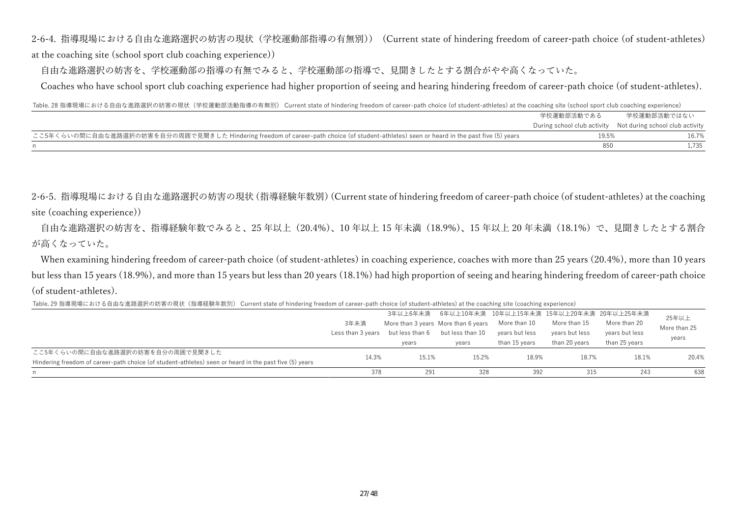### 2-6-4. 指導現場における自由な進路選択の妨害の現状（学校運動部指導の有無別））（Current state of hindering freedom of career-path choice (of student-athletes) at the coaching site (school sport club coaching experience)）

自由な進路選択の妨害を、学校運動部の指導の有無でみると、学校運動部の指導で、見聞きしたとする割合がやや高くなっていた。

Coaches who have school sport club coaching experience had higher proportion of seeing and hearing hindering freedom of career-path choice (of student-athletes).

Table. 28 指導現場における自由な進路選択の妨害の現状（学校運動部活動指導の有無別） Current state of hindering freedom of career-path choice (of student-athletes) at the coaching site (school sport club coaching experience)

| | 学校運動部活動である During school club activity | 学校運動部活動ではない Not during school club activity |
|---|---|---|
| ここ5年くらいの間に自由な進路選択の妨害を自分の周囲で見聞きした Hindering freedom of career-path choice (of student-athletes) seen or heard in the past five (5) years | 19.5% | 16.7% |
| n | 850 | 1,735 |

### 2-6-5. 指導現場における自由な進路選択の妨害の現状（指導経験年数別）(Current state of hindering freedom of career-path choice (of student-athletes) at the coaching site (coaching experience))

自由な進路選択の妨害を、指導経験年数でみると、25 年以上（20.4%)、10 年以上 15 年未満（18.9%)、15 年以上 20 年未満（18.1%）で、見聞きしたとする割合が高くなっていた。

When examining hindering freedom of career-path choice (of student-athletes) in coaching experience, coaches with more than 25 years (20.4%), more than 10 years but less than 15 years (18.9%), and more than 15 years but less than 20 years (18.1%) had high proportion of seeing and hearing hindering freedom of career-path choice (of student-athletes).

Table. 29 指導現場における自由な進路選択の妨害の現状（指導経験年数別） Current state of hindering freedom of career-path choice (of student-athletes) at the coaching site (coaching experience)

| | 3年未満 Less than 3 years | 3年以上6年未満 More than 3 years but less than 6 years | 6年以上10年未満 More than 6 years but less than 10 years | 10年以上15年未満 More than 10 years but less than 15 years | 15年以上20年未満 More than 15 years but less than 20 years | 20年以上25年未満 More than 20 years but less than 25 years | 25年以上 More than 25 years |
|---|---|---|---|---|---|---|---|
| ここ5年くらいの間に自由な進路選択の妨害を自分の周囲で見聞きした Hindering freedom of career-path choice (of student-athletes) seen or heard in the past five (5) years | 14.3% | 15.1% | 15.2% | 18.9% | 18.7% | 18.1% | 20.4% |
| n | 378 | 291 | 328 | 392 | 315 | 243 | 638 |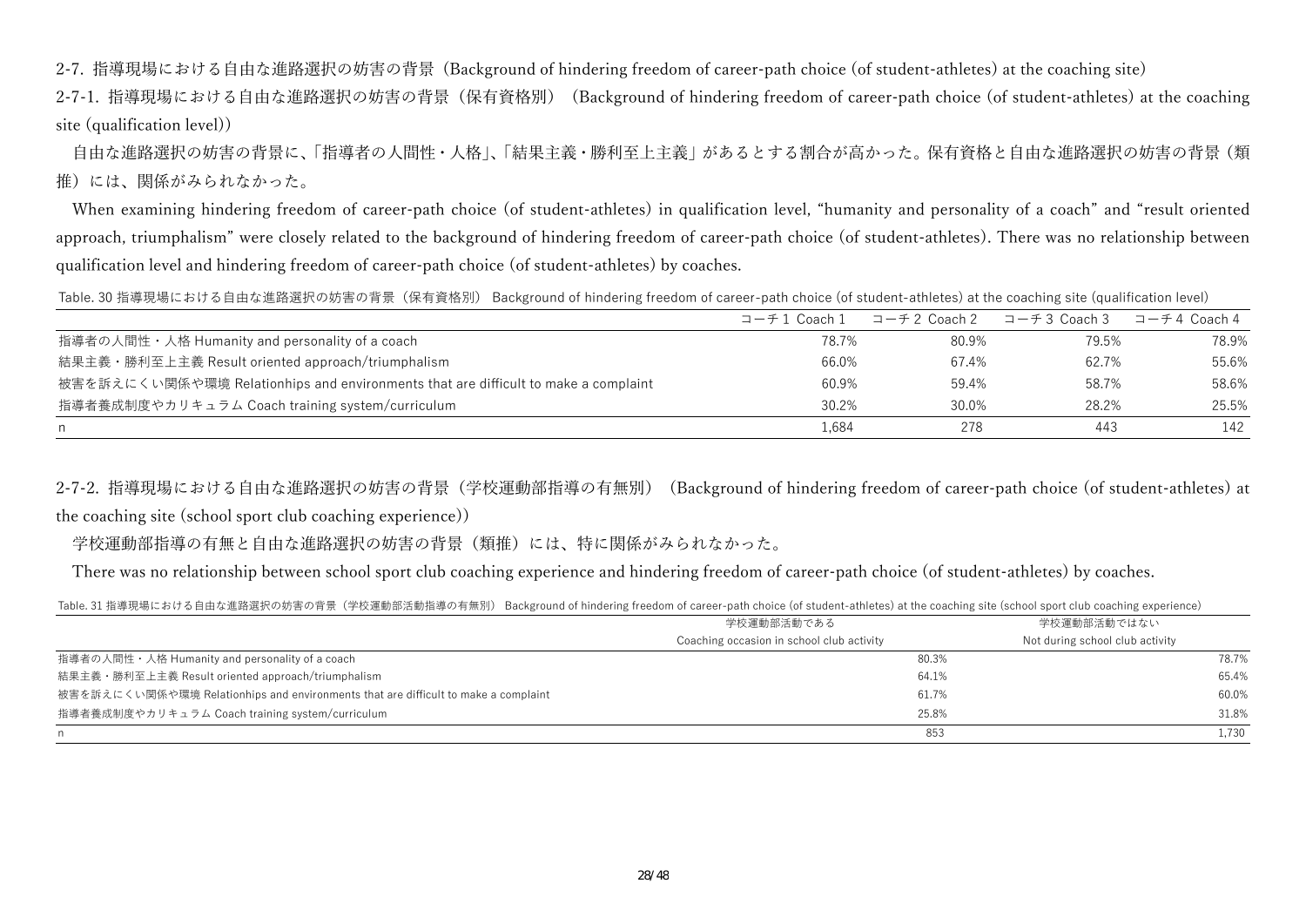## 2-7. 指導現場における自由な進路選択の妨害の背景（Background of hindering freedom of career-path choice (of student-athletes) at the coaching site）

### 2-7-1. 指導現場における自由な進路選択の妨害の背景（保有資格別）（Background of hindering freedom of career-path choice (of student-athletes) at the coaching site (qualification level)）

自由な進路選択の妨害の背景に、「指導者の人間性・人格」、「結果主義・勝利至上主義」があるとする割合が高かった。保有資格と自由な進路選択の妨害の背景（類推）には、関係がみられなかった。

When examining hindering freedom of career-path choice (of student-athletes) in qualification level, "humanity and personality of a coach" and "result oriented approach, triumphalism" were closely related to the background of hindering freedom of career-path choice (of student-athletes). There was no relationship between qualification level and hindering freedom of career-path choice (of student-athletes) by coaches.

Table. 30 指導現場における自由な進路選択の妨害の背景（保有資格別） Background of hindering freedom of career-path choice (of student-athletes) at the coaching site (qualification level)

| | コーチ 1 Coach 1 | コーチ 2 Coach 2 | コーチ 3 Coach 3 | コーチ 4 Coach 4 |
|---|---|---|---|---|
| 指導者の人間性・人格 Humanity and personality of a coach | 78.7% | 80.9% | 79.5% | 78.9% |
| 結果主義・勝利至上主義 Result oriented approach/triumphalism | 66.0% | 67.4% | 62.7% | 55.6% |
| 被害を訴えにくい関係や環境 Relationhips and environments that are difficult to make a complaint | 60.9% | 59.4% | 58.7% | 58.6% |
| 指導者養成制度やカリキュラム Coach training system/curriculum | 30.2% | 30.0% | 28.2% | 25.5% |
| n | 1,684 | 278 | 443 | 142 |

### 2-7-2. 指導現場における自由な進路選択の妨害の背景（学校運動部指導の有無別）（Background of hindering freedom of career-path choice (of student-athletes) at the coaching site (school sport club coaching experience)）

学校運動部指導の有無と自由な進路選択の妨害の背景（類推）には、特に関係がみられなかった。

There was no relationship between school sport club coaching experience and hindering freedom of career-path choice (of student-athletes) by coaches.

Table. 31 指導現場における自由な進路選択の妨害の背景（学校運動部活動指導の有無別） Background of hindering freedom of career-path choice (of student-athletes) at the coaching site (school sport club coaching experience)

| | 学校運動部活動である Coaching occasion in school club activity | 学校運動部活動ではない Not during school club activity |
|---|---|---|
| 指導者の人間性・人格 Humanity and personality of a coach | 80.3% | 78.7% |
| 結果主義・勝利至上主義 Result oriented approach/triumphalism | 64.1% | 65.4% |
| 被害を訴えにくい関係や環境 Relationhips and environments that are difficult to make a complaint | 61.7% | 60.0% |
| 指導者養成制度やカリキュラム Coach training system/curriculum | 25.8% | 31.8% |
| n | 853 | 1,730 |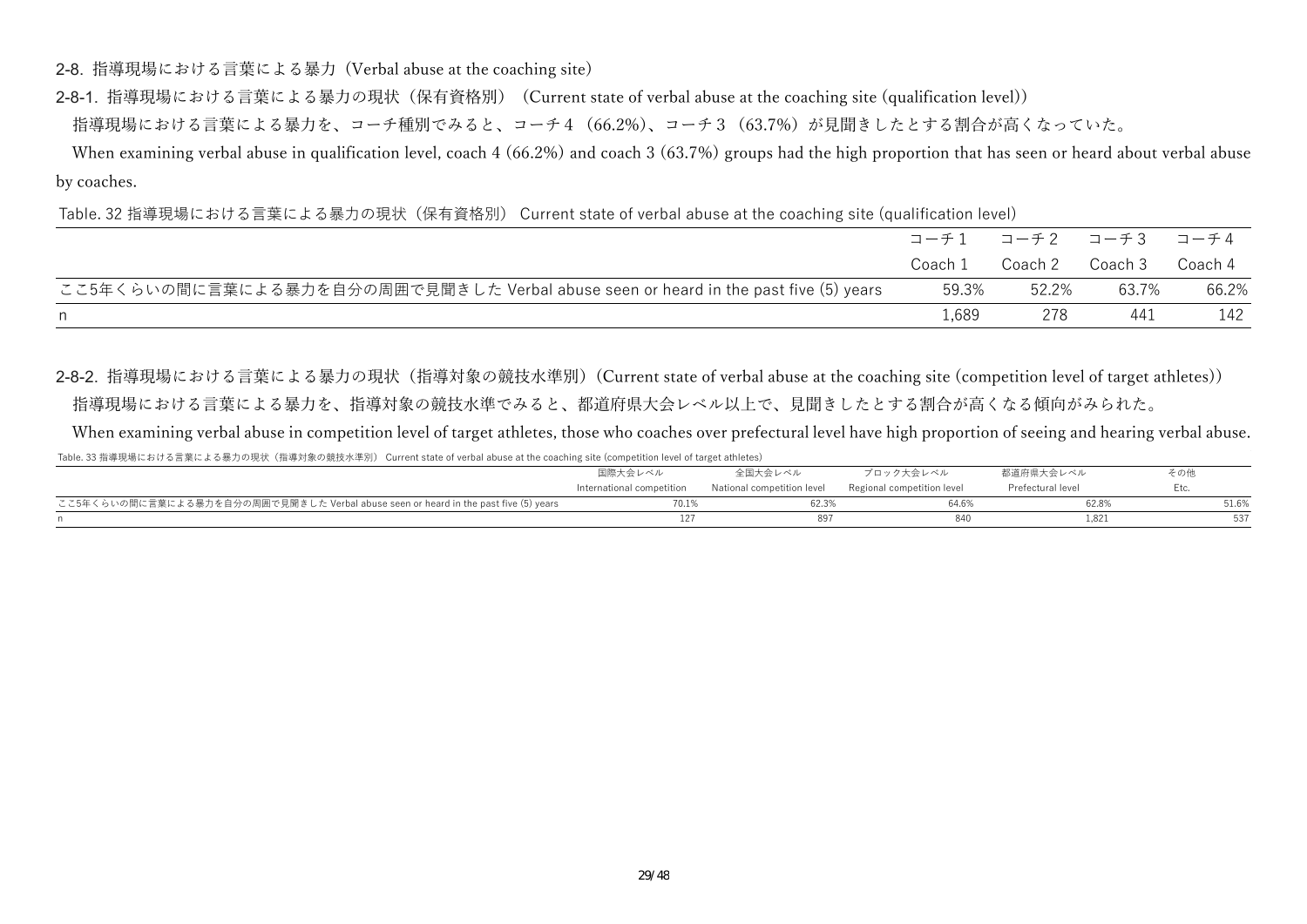## 2-8. 指導現場における言葉による暴力（Verbal abuse at the coaching site）

### 2-8-1. 指導現場における言葉による暴力の現状（保有資格別）（Current state of verbal abuse at the coaching site (qualification level)）

指導現場における言葉による暴力を、コーチ種別でみると、コーチ４（66.2%）、コーチ３（63.7%）が見聞きしたとする割合が高くなっていた。

When examining verbal abuse in qualification level, coach 4 (66.2%) and coach 3 (63.7%) groups had the high proportion that has seen or heard about verbal abuse by coaches.

Table. 32 指導現場における言葉による暴力の現状（保有資格別） Current state of verbal abuse at the coaching site (qualification level)

| | コーチ１ Coach 1 | コーチ２ Coach 2 | コーチ３ Coach 3 | コーチ４ Coach 4 |
|---|---|---|---|---|
| ここ5年くらいの間に言葉による暴力を自分の周囲で見聞きした Verbal abuse seen or heard in the past five (5) years | 59.3% | 52.2% | 63.7% | 66.2% |
| n | 1,689 | 278 | 441 | 142 |

### 2-8-2. 指導現場における言葉による暴力の現状（指導対象の競技水準別）(Current state of verbal abuse at the coaching site (competition level of target athletes))

指導現場における言葉による暴力を、指導対象の競技水準でみると、都道府県大会レベル以上で、見聞きしたとする割合が高くなる傾向がみられた。

When examining verbal abuse in competition level of target athletes, those who coaches over prefectural level have high proportion of seeing and hearing verbal abuse.

Table. 33 指導現場における言葉による暴力の現状（指導対象の競技水準別） Current state of verbal abuse at the coaching site (competition level of target athletes)

| | 国際大会レベル International competition | 全国大会レベル National competition level | ブロック大会レベル Regional competition level | 都道府県大会レベル Prefectural level | その他 Etc. |
|---|---|---|---|---|---|
| ここ5年くらいの間に言葉による暴力を自分の周囲で見聞きした Verbal abuse seen or heard in the past five (5) years | 70.1% | 62.3% | 64.6% | 62.8% | 51.6% |
| n | 127 | 897 | 840 | 1,821 | 537 |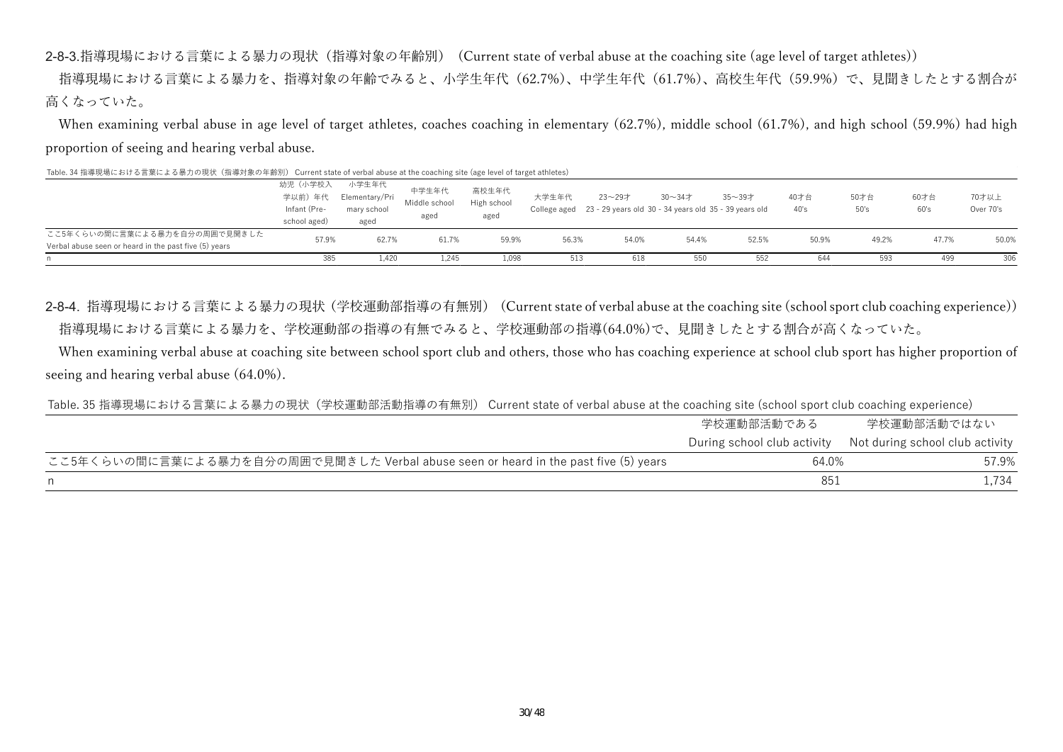### 2-8-3.指導現場における言葉による暴力の現状（指導対象の年齢別）（Current state of verbal abuse at the coaching site (age level of target athletes)）

指導現場における言葉による暴力を、指導対象の年齢でみると、小学生年代（62.7%）、中学生年代（61.7%）、高校生年代（59.9%）で、見聞きしたとする割合が高くなっていた。

When examining verbal abuse in age level of target athletes, coaches coaching in elementary (62.7%), middle school (61.7%), and high school (59.9%) had high proportion of seeing and hearing verbal abuse.

Table. 34 指導現場における言葉による暴力の現状（指導対象の年齢別） Current state of verbal abuse at the coaching site (age level of target athletes)

| | 幼児（小学校入学以前）年代 Infant (Pre-school aged) | 小学生年代 Elementary/Primary school aged | 中学生年代 Middle school aged | 高校生年代 High school aged | 大学生年代 College aged | 23～29才 23 - 29 years old | 30～34才 30 - 34 years old | 35～39才 35 - 39 years old | 40才台 40's | 50才台 50's | 60才台 60's | 70才以上 Over 70's |
|---|---|---|---|---|---|---|---|---|---|---|---|---|
| ここ5年くらいの間に言葉による暴力を自分の周囲で見聞きした Verbal abuse seen or heard in the past five (5) years | 57.9% | 62.7% | 61.7% | 59.9% | 56.3% | 54.0% | 54.4% | 52.5% | 50.9% | 49.2% | 47.7% | 50.0% |
| n | 385 | 1,420 | 1,245 | 1,098 | 513 | 618 | 550 | 552 | 644 | 593 | 499 | 306 |

### 2-8-4. 指導現場における言葉による暴力の現状（学校運動部指導の有無別）（Current state of verbal abuse at the coaching site (school sport club coaching experience)）

指導現場における言葉による暴力を、学校運動部の指導の有無でみると、学校運動部の指導(64.0%)で、見聞きしたとする割合が高くなっていた。

When examining verbal abuse at coaching site between school sport club and others, those who has coaching experience at school club sport has higher proportion of seeing and hearing verbal abuse (64.0%).

Table. 35 指導現場における言葉による暴力の現状（学校運動部活動指導の有無別） Current state of verbal abuse at the coaching site (school sport club coaching experience)

| | 学校運動部活動である During school club activity | 学校運動部活動ではない Not during school club activity |
|---|---|---|
| ここ5年くらいの間に言葉による暴力を自分の周囲で見聞きした Verbal abuse seen or heard in the past five (5) years | 64.0% | 57.9% |
| n | 851 | 1,734 |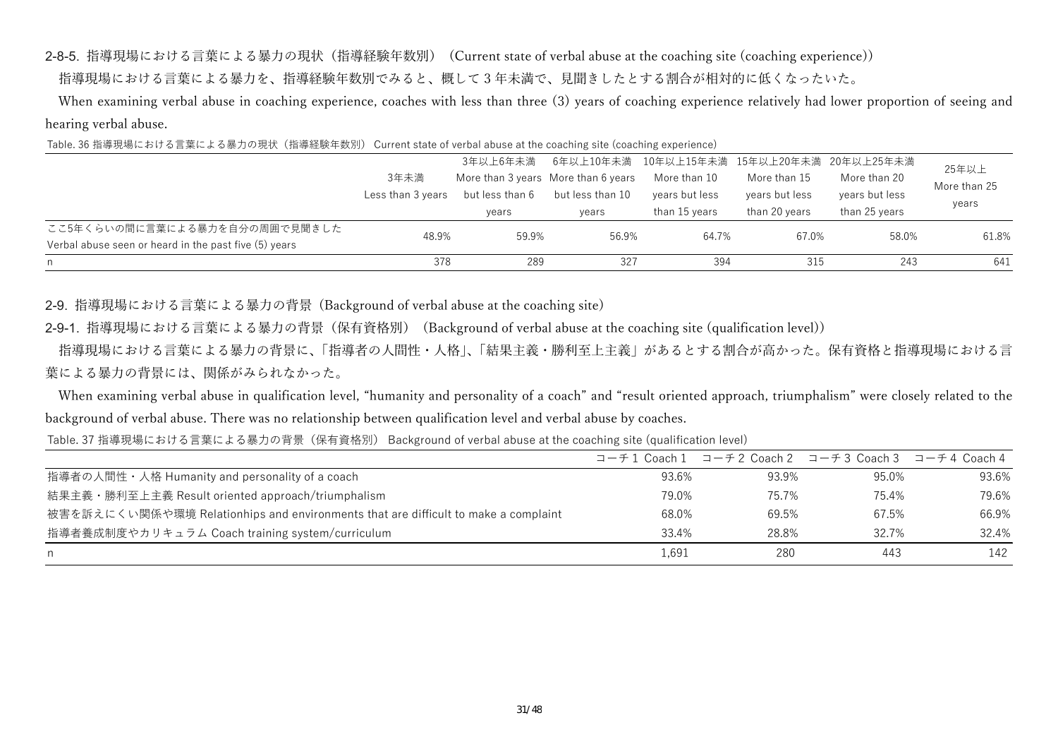### 2-8-5. 指導現場における言葉による暴力の現状（指導経験年数別）（Current state of verbal abuse at the coaching site (coaching experience)）

指導現場における言葉による暴力を、指導経験年数別でみると、概して 3 年未満で、見聞きしたとする割合が相対的に低くなったいた。

When examining verbal abuse in coaching experience, coaches with less than three (3) years of coaching experience relatively had lower proportion of seeing and hearing verbal abuse.

Table. 36 指導現場における言葉による暴力の現状（指導経験年数別） Current state of verbal abuse at the coaching site (coaching experience)

| | 3年未満 Less than 3 years | 3年以上6年未満 More than 3 years but less than 6 years | 6年以上10年未満 More than 6 years but less than 10 years | 10年以上15年未満 More than 10 years but less than 15 years | 15年以上20年未満 More than 15 years but less than 20 years | 20年以上25年未満 More than 20 years but less than 25 years | 25年以上 More than 25 years |
|---|---|---|---|---|---|---|---|
| ここ5年くらいの間に言葉による暴力を自分の周囲で見聞きした Verbal abuse seen or heard in the past five (5) years | 48.9% | 59.9% | 56.9% | 64.7% | 67.0% | 58.0% | 61.8% |
| n | 378 | 289 | 327 | 394 | 315 | 243 | 641 |

## 2-9. 指導現場における言葉による暴力の背景（Background of verbal abuse at the coaching site）

### 2-9-1. 指導現場における言葉による暴力の背景（保有資格別）（Background of verbal abuse at the coaching site (qualification level)）

指導現場における言葉による暴力の背景に、「指導者の人間性・人格」、「結果主義・勝利至上主義」があるとする割合が高かった。保有資格と指導現場における言葉による暴力の背景には、関係がみられなかった。

When examining verbal abuse in qualification level, "humanity and personality of a coach" and "result oriented approach, triumphalism" were closely related to the background of verbal abuse. There was no relationship between qualification level and verbal abuse by coaches.

Table. 37 指導現場における言葉による暴力の背景（保有資格別） Background of verbal abuse at the coaching site (qualification level)

| | コーチ 1 Coach 1 | コーチ 2 Coach 2 | コーチ 3 Coach 3 | コーチ 4 Coach 4 |
|---|---|---|---|---|
| 指導者の人間性・人格 Humanity and personality of a coach | 93.6% | 93.9% | 95.0% | 93.6% |
| 結果主義・勝利至上主義 Result oriented approach/triumphalism | 79.0% | 75.7% | 75.4% | 79.6% |
| 被害を訴えにくい関係や環境 Relationhips and environments that are difficult to make a complaint | 68.0% | 69.5% | 67.5% | 66.9% |
| 指導者養成制度やカリキュラム Coach training system/curriculum | 33.4% | 28.8% | 32.7% | 32.4% |
| n | 1,691 | 280 | 443 | 142 |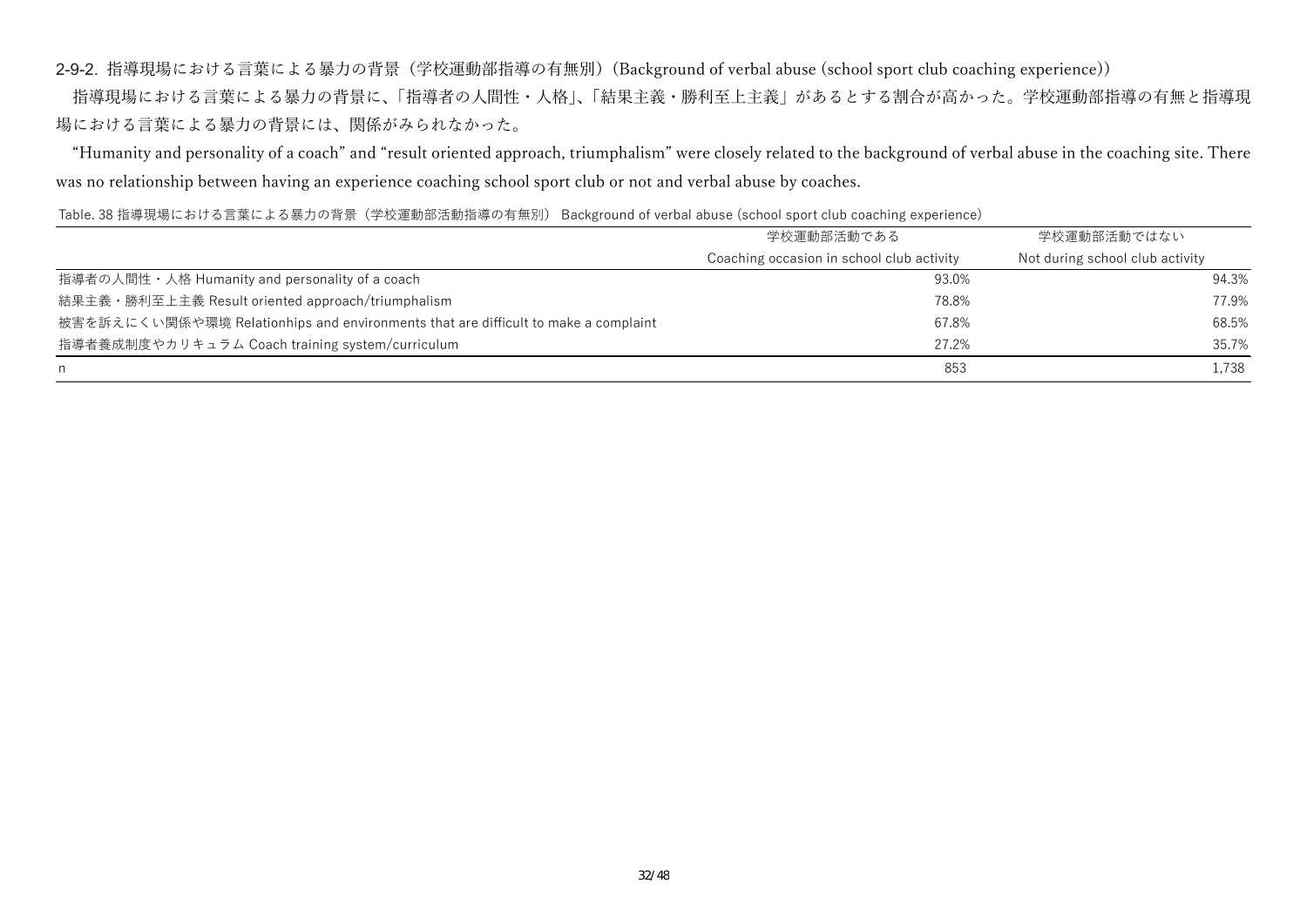### 2-9-2. 指導現場における言葉による暴力の背景（学校運動部指導の有無別）(Background of verbal abuse (school sport club coaching experience))

指導現場における言葉による暴力の背景に、「指導者の人間性・人格」、「結果主義・勝利至上主義」があるとする割合が高かった。学校運動部指導の有無と指導現場における言葉による暴力の背景には、関係がみられなかった。

"Humanity and personality of a coach" and "result oriented approach, triumphalism" were closely related to the background of verbal abuse in the coaching site. There was no relationship between having an experience coaching school sport club or not and verbal abuse by coaches.

Table. 38 指導現場における言葉による暴力の背景（学校運動部活動指導の有無別） Background of verbal abuse (school sport club coaching experience)

| | 学校運動部活動である Coaching occasion in school club activity | 学校運動部活動ではない Not during school club activity |
|---|---|---|
| 指導者の人間性・人格 Humanity and personality of a coach | 93.0% | 94.3% |
| 結果主義・勝利至上主義 Result oriented approach/triumphalism | 78.8% | 77.9% |
| 被害を訴えにくい関係や環境 Relationhips and environments that are difficult to make a complaint | 67.8% | 68.5% |
| 指導者養成制度やカリキュラム Coach training system/curriculum | 27.2% | 35.7% |
| n | 853 | 1,738 |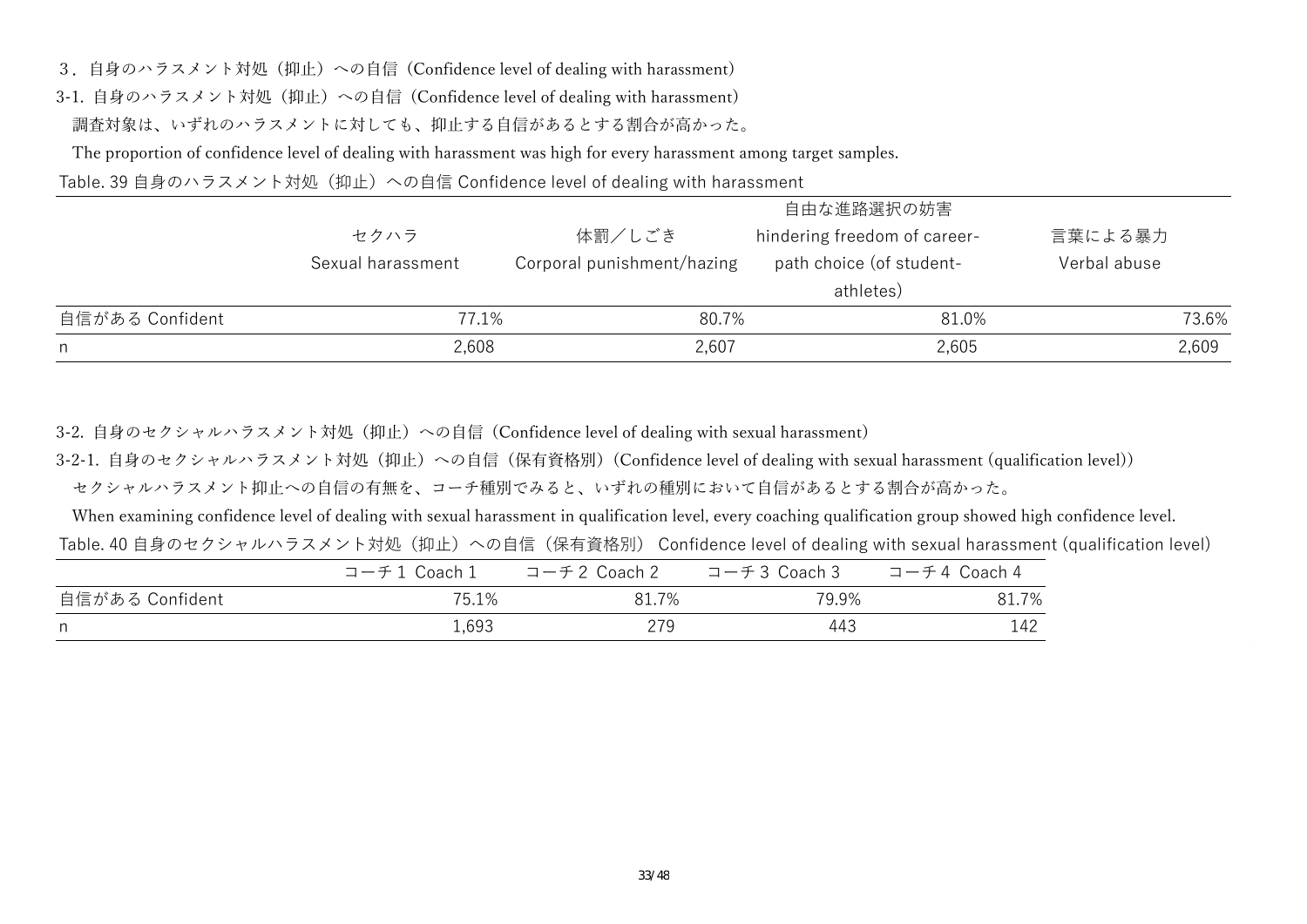## 3．自身のハラスメント対処（抑止）への自信（Confidence level of dealing with harassment）

### 3-1. 自身のハラスメント対処（抑止）への自信（Confidence level of dealing with harassment）

調査対象は、いずれのハラスメントに対しても、抑止する自信があるとする割合が高かった。

The proportion of confidence level of dealing with harassment was high for every harassment among target samples.

Table. 39 自身のハラスメント対処（抑止）への自信 Confidence level of dealing with harassment

| | セクハラ Sexual harassment | 体罰／しごき Corporal punishment/hazing | 自由な進路選択の妨害 hindering freedom of career-path choice (of student-athletes) | 言葉による暴力 Verbal abuse |
|---|---|---|---|---|
| 自信がある Confident | 77.1% | 80.7% | 81.0% | 73.6% |
| n | 2,608 | 2,607 | 2,605 | 2,609 |

### 3-2. 自身のセクシャルハラスメント対処（抑止）への自信（Confidence level of dealing with sexual harassment）

#### 3-2-1. 自身のセクシャルハラスメント対処（抑止）への自信（保有資格別）（Confidence level of dealing with sexual harassment (qualification level)）

セクシャルハラスメント抑止への自信の有無を、コーチ種別でみると、いずれの種別において自信があるとする割合が高かった。

When examining confidence level of dealing with sexual harassment in qualification level, every coaching qualification group showed high confidence level.

Table. 40 自身のセクシャルハラスメント対処（抑止）への自信（保有資格別） Confidence level of dealing with sexual harassment (qualification level)

| | コーチ 1 Coach 1 | コーチ 2 Coach 2 | コーチ 3 Coach 3 | コーチ 4 Coach 4 |
|---|---|---|---|---|
| 自信がある Confident | 75.1% | 81.7% | 79.9% | 81.7% |
| n | 1,693 | 279 | 443 | 142 |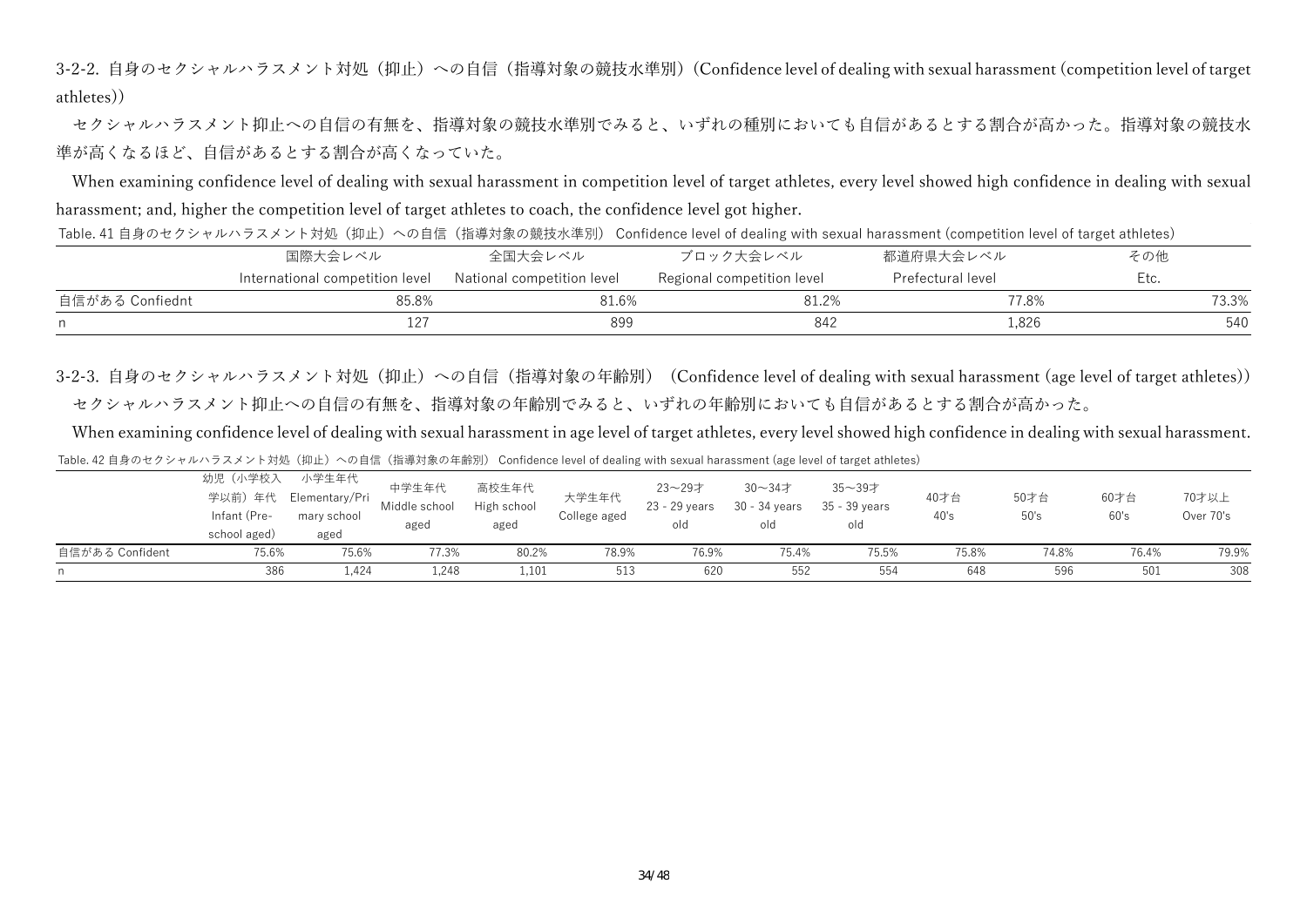### 3-2-2. 自身のセクシャルハラスメント対処（抑止）への自信（指導対象の競技水準別）(Confidence level of dealing with sexual harassment (competition level of target athletes))

セクシャルハラスメント抑止への自信の有無を、指導対象の競技水準別でみると、いずれの種別においても自信があるとする割合が高かった。指導対象の競技水準が高くなるほど、自信があるとする割合が高くなっていた。

When examining confidence level of dealing with sexual harassment in competition level of target athletes, every level showed high confidence in dealing with sexual harassment; and, higher the competition level of target athletes to coach, the confidence level got higher.

Table. 41 自身のセクシャルハラスメント対処（抑止）への自信（指導対象の競技水準別） Confidence level of dealing with sexual harassment (competition level of target athletes)

| | 国際大会レベル International competition level | 全国大会レベル National competition level | ブロック大会レベル Regional competition level | 都道府県大会レベル Prefectural level | その他 Etc. |
|---|---|---|---|---|---|
| 自信がある Confiednt | 85.8% | 81.6% | 81.2% | 77.8% | 73.3% |
| n | 127 | 899 | 842 | 1,826 | 540 |

### 3-2-3. 自身のセクシャルハラスメント対処（抑止）への自信（指導対象の年齢別）（Confidence level of dealing with sexual harassment (age level of target athletes))

セクシャルハラスメント抑止への自信の有無を、指導対象の年齢別でみると、いずれの年齢別においても自信があるとする割合が高かった。

When examining confidence level of dealing with sexual harassment in age level of target athletes, every level showed high confidence in dealing with sexual harassment.

Table. 42 自身のセクシャルハラスメント対処（抑止）への自信（指導対象の年齢別） Confidence level of dealing with sexual harassment (age level of target athletes)

| | 幼児（小学校入学以前）年代 Infant (Pre-school aged) | 小学生年代 Elementary/Primary school aged | 中学生年代 Middle school aged | 高校生年代 High school aged | 大学生年代 College aged | 23〜29才 23 - 29 years old | 30〜34才 30 - 34 years old | 35〜39才 35 - 39 years old | 40才台 40's | 50才台 50's | 60才台 60's | 70才以上 Over 70's |
|---|---|---|---|---|---|---|---|---|---|---|---|---|
| 自信がある Confident | 75.6% | 75.6% | 77.3% | 80.2% | 78.9% | 76.9% | 75.4% | 75.5% | 75.8% | 74.8% | 76.4% | 79.9% |
| n | 386 | 1,424 | 1,248 | 1,101 | 513 | 620 | 552 | 554 | 648 | 596 | 501 | 308 |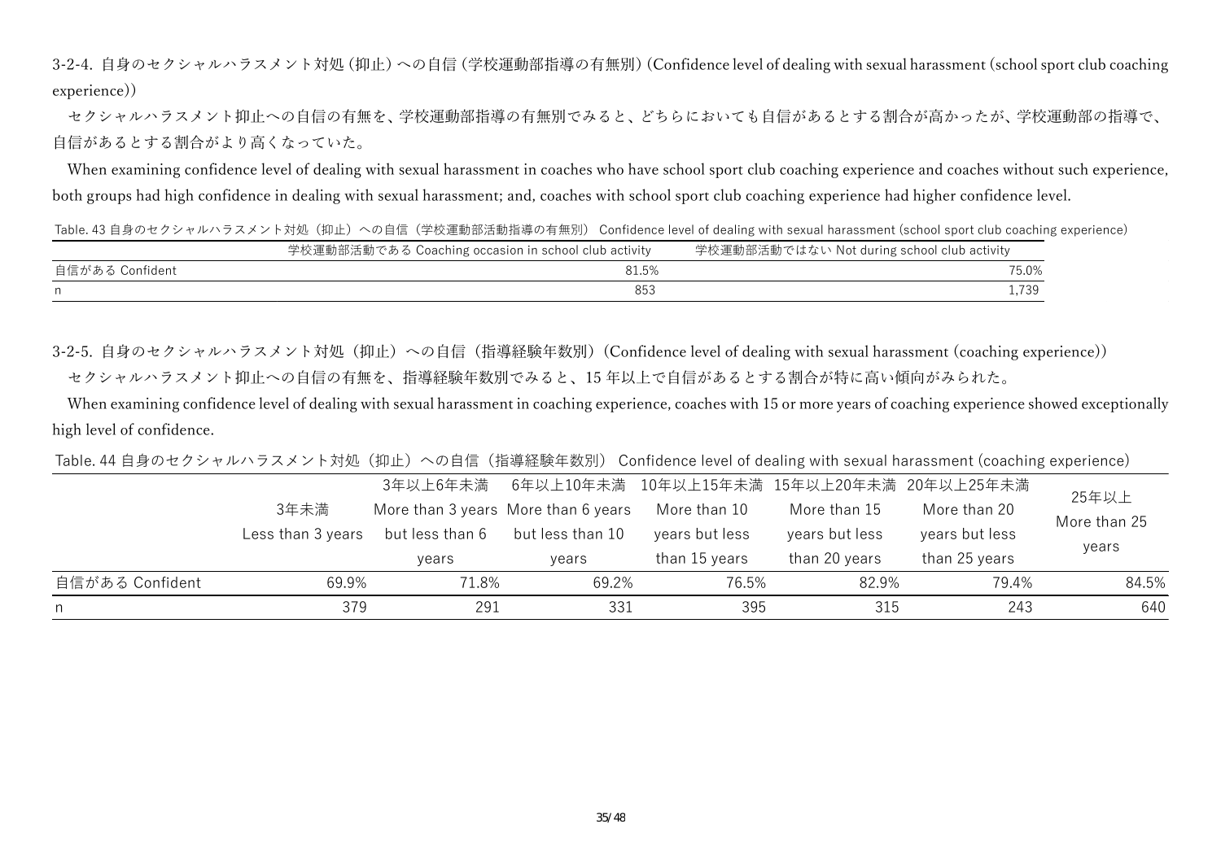### 3-2-4. 自身のセクシャルハラスメント対処（抑止）への自信（学校運動部指導の有無別）(Confidence level of dealing with sexual harassment (school sport club coaching experience))

セクシャルハラスメント抑止への自信の有無を、学校運動部指導の有無別でみると、どちらにおいても自信があるとする割合が高かったが、学校運動部の指導で、自信があるとする割合がより高くなっていた。

When examining confidence level of dealing with sexual harassment in coaches who have school sport club coaching experience and coaches without such experience, both groups had high confidence in dealing with sexual harassment; and, coaches with school sport club coaching experience had higher confidence level.

Table. 43 自身のセクシャルハラスメント対処（抑止）への自信（学校運動部活動指導の有無別） Confidence level of dealing with sexual harassment (school sport club coaching experience)

| | 学校運動部活動である Coaching occasion in school club activity | 学校運動部活動ではない Not during school club activity |
|---|---|---|
| 自信がある Confident | 81.5% | 75.0% |
| n | 853 | 1,739 |

### 3-2-5. 自身のセクシャルハラスメント対処（抑止）への自信（指導経験年数別）(Confidence level of dealing with sexual harassment (coaching experience))

セクシャルハラスメント抑止への自信の有無を、指導経験年数別でみると、15 年以上で自信があるとする割合が特に高い傾向がみられた。

When examining confidence level of dealing with sexual harassment in coaching experience, coaches with 15 or more years of coaching experience showed exceptionally high level of confidence.

Table. 44 自身のセクシャルハラスメント対処（抑止）への自信（指導経験年数別） Confidence level of dealing with sexual harassment (coaching experience)

| | 3年未満 Less than 3 years | 3年以上6年未満 More than 3 years but less than 6 years | 6年以上10年未満 More than 6 years but less than 10 years | 10年以上15年未満 More than 10 years but less than 15 years | 15年以上20年未満 More than 15 years but less than 20 years | 20年以上25年未満 More than 20 years but less than 25 years | 25年以上 More than 25 years |
|---|---|---|---|---|---|---|---|
| 自信がある Confident | 69.9% | 71.8% | 69.2% | 76.5% | 82.9% | 79.4% | 84.5% |
| n | 379 | 291 | 331 | 395 | 315 | 243 | 640 |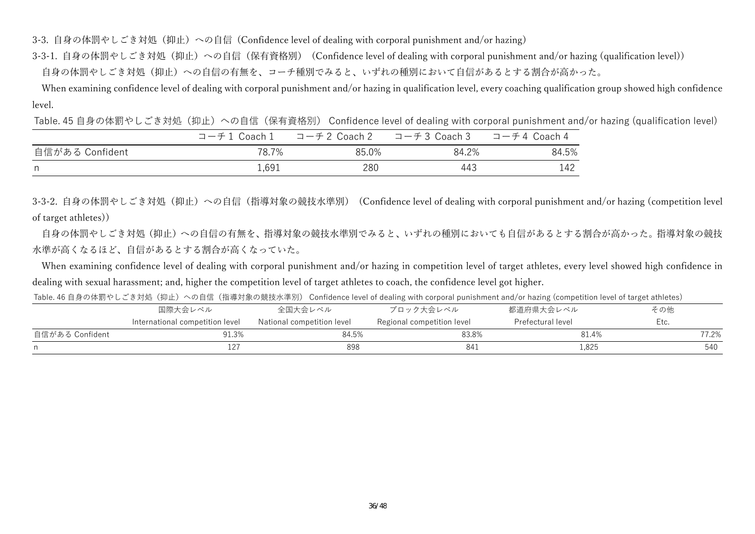### 3-3. 自身の体罰やしごき対処（抑止）への自信（Confidence level of dealing with corporal punishment and/or hazing）

#### 3-3-1. 自身の体罰やしごき対処（抑止）への自信（保有資格別）（Confidence level of dealing with corporal punishment and/or hazing (qualification level)）

自身の体罰やしごき対処（抑止）への自信の有無を、コーチ種別でみると、いずれの種別において自信があるとする割合が高かった。

When examining confidence level of dealing with corporal punishment and/or hazing in qualification level, every coaching qualification group showed high confidence level.

Table. 45 自身の体罰やしごき対処（抑止）への自信（保有資格別） Confidence level of dealing with corporal punishment and/or hazing (qualification level)

| | コーチ 1 Coach 1 | コーチ 2 Coach 2 | コーチ 3 Coach 3 | コーチ 4 Coach 4 |
|---|---|---|---|---|
| 自信がある Confident | 78.7% | 85.0% | 84.2% | 84.5% |
| n | 1,691 | 280 | 443 | 142 |

#### 3-3-2. 自身の体罰やしごき対処（抑止）への自信（指導対象の競技水準別）（Confidence level of dealing with corporal punishment and/or hazing (competition level of target athletes)）

自身の体罰やしごき対処（抑止）への自信の有無を、指導対象の競技水準別でみると、いずれの種別においても自信があるとする割合が高かった。指導対象の競技水準が高くなるほど、自信があるとする割合が高くなっていた。

When examining confidence level of dealing with corporal punishment and/or hazing in competition level of target athletes, every level showed high confidence in dealing with sexual harassment; and, higher the competition level of target athletes to coach, the confidence level got higher.

Table. 46 自身の体罰やしごき対処（抑止）への自信（指導対象の競技水準別） Confidence level of dealing with corporal punishment and/or hazing (competition level of target athletes)

| | 国際大会レベル International competition level | 全国大会レベル National competition level | ブロック大会レベル Regional competition level | 都道府県大会レベル Prefectural level | その他 Etc. |
|---|---|---|---|---|---|
| 自信がある Confident | 91.3% | 84.5% | 83.8% | 81.4% | 77.2% |
| n | 127 | 898 | 841 | 1,825 | 540 |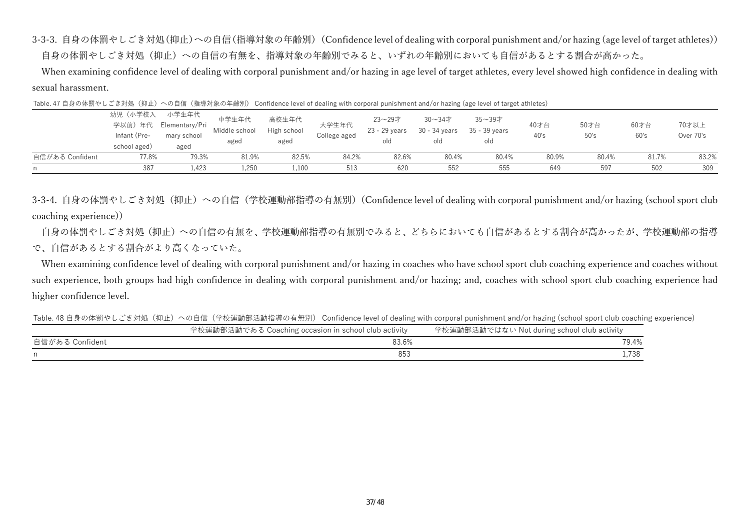### 3-3-3. 自身の体罰やしごき対処（抑止）への自信（指導対象の年齢別）（Confidence level of dealing with corporal punishment and/or hazing (age level of target athletes)）

自身の体罰やしごき対処（抑止）への自信の有無を、指導対象の年齢別でみると、いずれの年齢別においても自信があるとする割合が高かった。

When examining confidence level of dealing with corporal punishment and/or hazing in age level of target athletes, every level showed high confidence in dealing with sexual harassment.

Table. 47 自身の体罰やしごき対処（抑止）への自信（指導対象の年齢別） Confidence level of dealing with corporal punishment and/or hazing (age level of target athletes)

| | 幼児（小学校入学以前）年代 Infant (Pre-school aged) | 小学生年代 Elementary/Primary school aged | 中学生年代 Middle school aged | 高校生年代 High school aged | 大学生年代 College aged | 23〜29才 23 - 29 years old | 30〜34才 30 - 34 years old | 35〜39才 35 - 39 years old | 40才台 40's | 50才台 50's | 60才台 60's | 70才以上 Over 70's |
|---|---|---|---|---|---|---|---|---|---|---|---|---|
| 自信がある Confident | 77.8% | 79.3% | 81.9% | 82.5% | 84.2% | 82.6% | 80.4% | 80.4% | 80.9% | 80.4% | 81.7% | 83.2% |
| n | 387 | 1,423 | 1,250 | 1,100 | 513 | 620 | 552 | 555 | 649 | 597 | 502 | 309 |

### 3-3-4. 自身の体罰やしごき対処（抑止）への自信（学校運動部指導の有無別）（Confidence level of dealing with corporal punishment and/or hazing (school sport club coaching experience)）

自身の体罰やしごき対処（抑止）への自信の有無を、学校運動部指導の有無別でみると、どちらにおいても自信があるとする割合が高かったが、学校運動部の指導で、自信があるとする割合がより高くなっていた。

When examining confidence level of dealing with corporal punishment and/or hazing in coaches who have school sport club coaching experience and coaches without such experience, both groups had high confidence in dealing with corporal punishment and/or hazing; and, coaches with school sport club coaching experience had higher confidence level.

Table. 48 自身の体罰やしごき対処（抑止）への自信（学校運動部活動指導の有無別） Confidence level of dealing with corporal punishment and/or hazing (school sport club coaching experience)

| | 学校運動部活動である Coaching occasion in school club activity | 学校運動部活動ではない Not during school club activity |
|---|---|---|
| 自信がある Confident | 83.6% | 79.4% |
| n | 853 | 1,738 |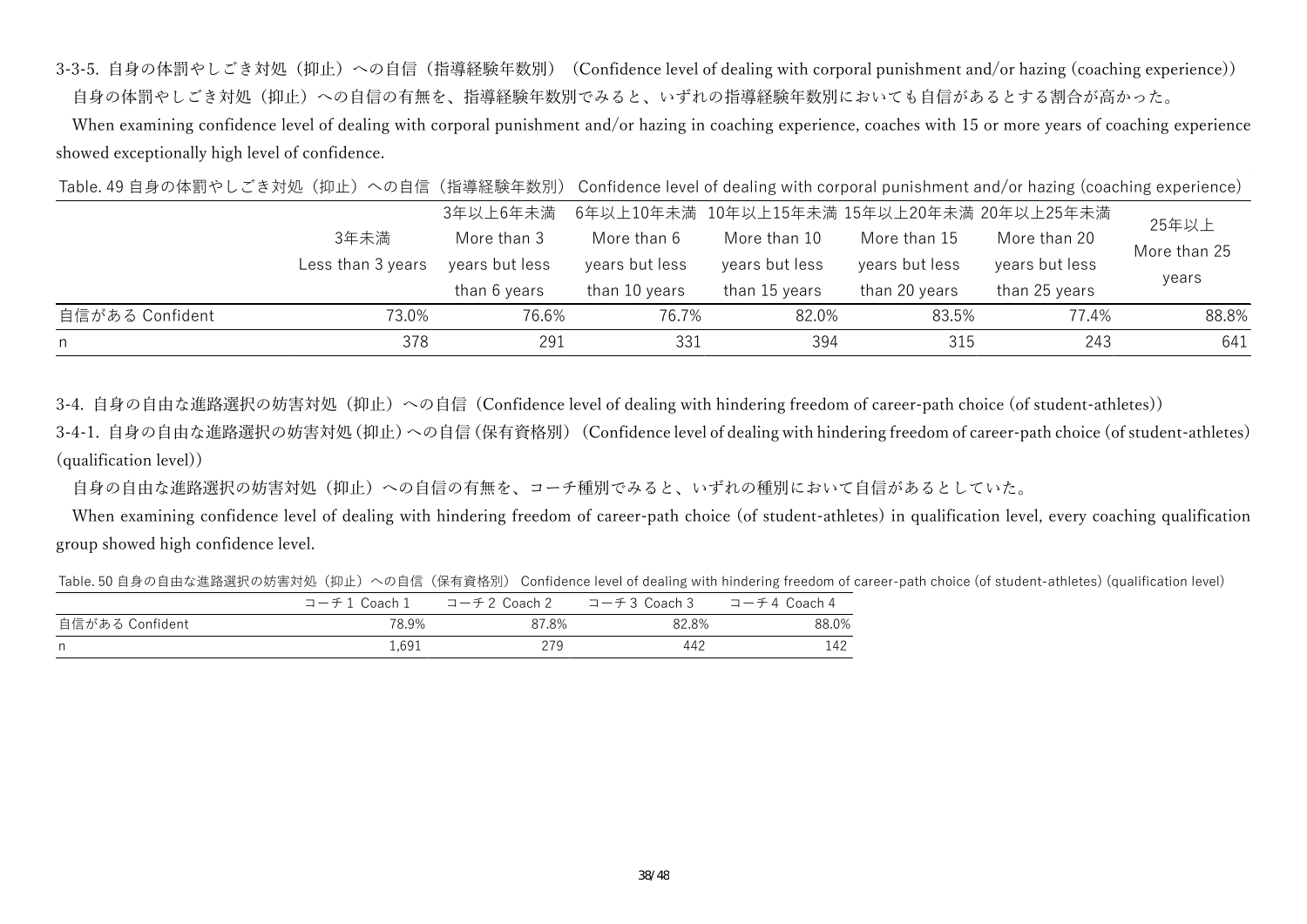#### 3-3-5. 自身の体罰やしごき対処（抑止）への自信（指導経験年数別）（Confidence level of dealing with corporal punishment and/or hazing (coaching experience)）

自身の体罰やしごき対処（抑止）への自信の有無を、指導経験年数別でみると、いずれの指導経験年数別においても自信があるとする割合が高かった。

When examining confidence level of dealing with corporal punishment and/or hazing in coaching experience, coaches with 15 or more years of coaching experience showed exceptionally high level of confidence.

Table. 49 自身の体罰やしごき対処（抑止）への自信（指導経験年数別） Confidence level of dealing with corporal punishment and/or hazing (coaching experience)

| | 3年未満 Less than 3 years | 3年以上6年未満 More than 3 years but less than 6 years | 6年以上10年未満 More than 6 years but less than 10 years | 10年以上15年未満 More than 10 years but less than 15 years | 15年以上20年未満 More than 15 years but less than 20 years | 20年以上25年未満 More than 20 years but less than 25 years | 25年以上 More than 25 years |
|---|---|---|---|---|---|---|---|
| 自信がある Confident | 73.0% | 76.6% | 76.7% | 82.0% | 83.5% | 77.4% | 88.8% |
| n | 378 | 291 | 331 | 394 | 315 | 243 | 641 |

### 3-4. 自身の自由な進路選択の妨害対処（抑止）への自信（Confidence level of dealing with hindering freedom of career-path choice (of student-athletes)）

#### 3-4-1. 自身の自由な進路選択の妨害対処（抑止）への自信（保有資格別）（Confidence level of dealing with hindering freedom of career-path choice (of student-athletes) (qualification level)）

自身の自由な進路選択の妨害対処（抑止）への自信の有無を、コーチ種別でみると、いずれの種別において自信があるとしていた。

When examining confidence level of dealing with hindering freedom of career-path choice (of student-athletes) in qualification level, every coaching qualification group showed high confidence level.

Table. 50 自身の自由な進路選択の妨害対処（抑止）への自信（保有資格別） Confidence level of dealing with hindering freedom of career-path choice (of student-athletes) (qualification level)

| | コーチ 1 Coach 1 | コーチ 2 Coach 2 | コーチ 3 Coach 3 | コーチ 4 Coach 4 |
|---|---|---|---|---|
| 自信がある Confident | 78.9% | 87.8% | 82.8% | 88.0% |
| n | 1,691 | 279 | 442 | 142 |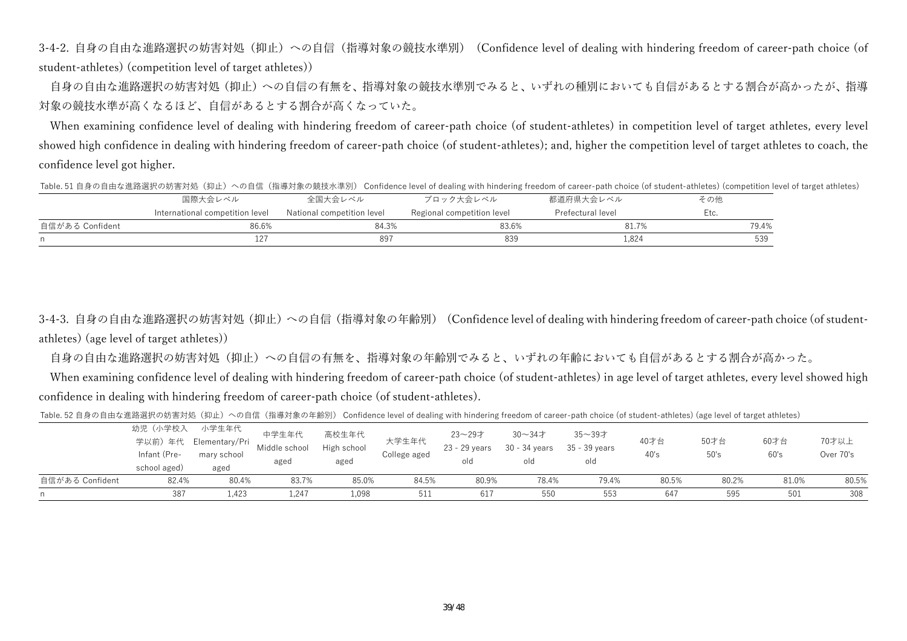### 3-4-2. 自身の自由な進路選択の妨害対処（抑止）への自信（指導対象の競技水準別）（Confidence level of dealing with hindering freedom of career-path choice (of student-athletes) (competition level of target athletes)）

自身の自由な進路選択の妨害対処（抑止）への自信の有無を、指導対象の競技水準別でみると、いずれの種別においても自信があるとする割合が高かったが、指導対象の競技水準が高くなるほど、自信があるとする割合が高くなっていた。

When examining confidence level of dealing with hindering freedom of career-path choice (of student-athletes) in competition level of target athletes, every level showed high confidence in dealing with hindering freedom of career-path choice (of student-athletes); and, higher the competition level of target athletes to coach, the confidence level got higher.

Table. 51 自身の自由な進路選択の妨害対処（抑止）への自信（指導対象の競技水準別） Confidence level of dealing with hindering freedom of career-path choice (of student-athletes) (competition level of target athletes)

| | 国際大会レベル International competition level | 全国大会レベル National competition level | ブロック大会レベル Regional competition level | 都道府県大会レベル Prefectural level | その他 Etc. |
|---|---|---|---|---|---|
| 自信がある Confident | 86.6% | 84.3% | 83.6% | 81.7% | 79.4% |
| n | 127 | 897 | 839 | 1,824 | 539 |

### 3-4-3. 自身の自由な進路選択の妨害対処（抑止）への自信（指導対象の年齢別）（Confidence level of dealing with hindering freedom of career-path choice (of student-athletes) (age level of target athletes)）

自身の自由な進路選択の妨害対処（抑止）への自信の有無を、指導対象の年齢別でみると、いずれの年齢においても自信があるとする割合が高かった。

When examining confidence level of dealing with hindering freedom of career-path choice (of student-athletes) in age level of target athletes, every level showed high confidence in dealing with hindering freedom of career-path choice (of student-athletes).

Table. 52 自身の自由な進路選択の妨害対処（抑止）への自信（指導対象の年齢別） Confidence level of dealing with hindering freedom of career-path choice (of student-athletes) (age level of target athletes)

| | 幼児（小学校入学以前）年代 Infant (Pre-school aged) | 小学生年代 Elementary/Primary school aged | 中学生年代 Middle school aged | 高校生年代 High school aged | 大学生年代 College aged | 23～29才 23 - 29 years old | 30～34才 30 - 34 years old | 35～39才 35 - 39 years old | 40才台 40's | 50才台 50's | 60才台 60's | 70才以上 Over 70's |
|---|---|---|---|---|---|---|---|---|---|---|---|---|
| 自信がある Confident | 82.4% | 80.4% | 83.7% | 85.0% | 84.5% | 80.9% | 78.4% | 79.4% | 80.5% | 80.2% | 81.0% | 80.5% |
| n | 387 | 1,423 | 1,247 | 1,098 | 511 | 617 | 550 | 553 | 647 | 595 | 501 | 308 |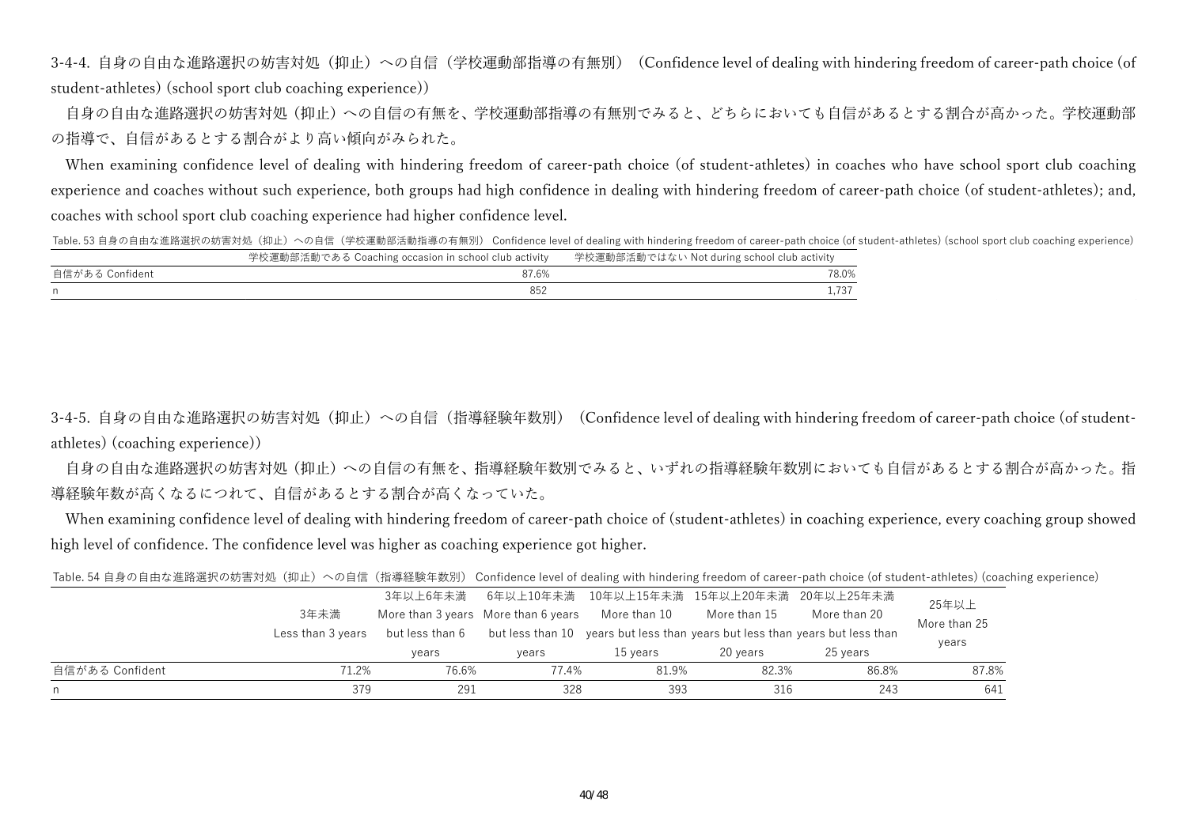### 3-4-4. 自身の自由な進路選択の妨害対処（抑止）への自信（学校運動部指導の有無別）（Confidence level of dealing with hindering freedom of career-path choice (of student-athletes) (school sport club coaching experience)）

自身の自由な進路選択の妨害対処（抑止）への自信の有無を、学校運動部指導の有無別でみると、どちらにおいても自信があるとする割合が高かった。学校運動部の指導で、自信があるとする割合がより高い傾向がみられた。

When examining confidence level of dealing with hindering freedom of career-path choice (of student-athletes) in coaches who have school sport club coaching experience and coaches without such experience, both groups had high confidence in dealing with hindering freedom of career-path choice (of student-athletes); and, coaches with school sport club coaching experience had higher confidence level.

Table. 53 自身の自由な進路選択の妨害対処（抑止）への自信（学校運動部活動指導の有無別） Confidence level of dealing with hindering freedom of career-path choice (of student-athletes) (school sport club coaching experience)

| | 学校運動部活動である Coaching occasion in school club activity | 学校運動部活動ではない Not during school club activity |
|---|---|---|
| 自信がある Confident | 87.6% | 78.0% |
| n | 852 | 1,737 |

### 3-4-5. 自身の自由な進路選択の妨害対処（抑止）への自信（指導経験年数別）（Confidence level of dealing with hindering freedom of career-path choice (of student-athletes) (coaching experience)）

自身の自由な進路選択の妨害対処（抑止）への自信の有無を、指導経験年数別でみると、いずれの指導経験年数別においても自信があるとする割合が高かった。指導経験年数が高くなるにつれて、自信があるとする割合が高くなっていた。

When examining confidence level of dealing with hindering freedom of career-path choice of (student-athletes) in coaching experience, every coaching group showed high level of confidence. The confidence level was higher as coaching experience got higher.

Table. 54 自身の自由な進路選択の妨害対処（抑止）への自信（指導経験年数別） Confidence level of dealing with hindering freedom of career-path choice (of student-athletes) (coaching experience)

| | 3年未満 Less than 3 years | 3年以上6年未満 More than 3 years but less than 6 years | 6年以上10年未満 More than 6 years but less than 10 years | 10年以上15年未満 More than 10 years but less than 15 years | 15年以上20年未満 More than 15 years but less than 20 years | 20年以上25年未満 More than 20 years but less than 25 years | 25年以上 More than 25 years |
|---|---|---|---|---|---|---|---|
| 自信がある Confident | 71.2% | 76.6% | 77.4% | 81.9% | 82.3% | 86.8% | 87.8% |
| n | 379 | 291 | 328 | 393 | 316 | 243 | 641 |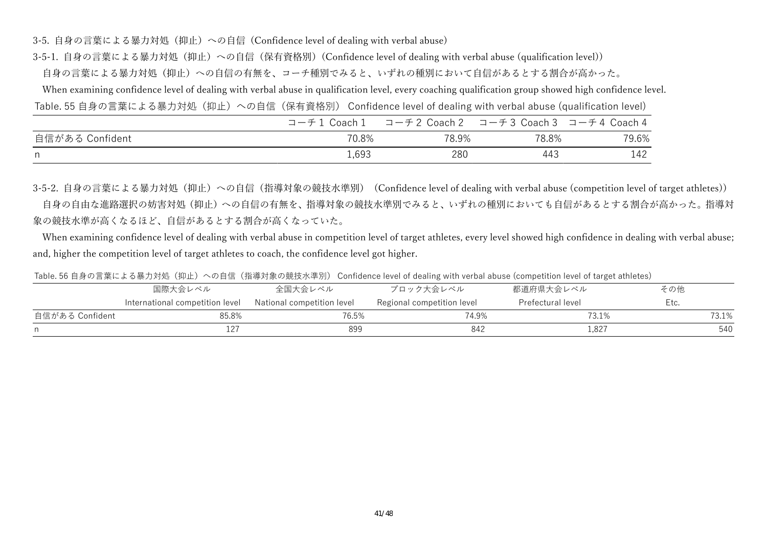### 3-5. 自身の言葉による暴力対処（抑止）への自信（Confidence level of dealing with verbal abuse）

#### 3-5-1. 自身の言葉による暴力対処（抑止）への自信（保有資格別）（Confidence level of dealing with verbal abuse (qualification level)）

自身の言葉による暴力対処（抑止）への自信の有無を、コーチ種別でみると、いずれの種別において自信があるとする割合が高かった。

When examining confidence level of dealing with verbal abuse in qualification level, every coaching qualification group showed high confidence level.

Table. 55 自身の言葉による暴力対処（抑止）への自信（保有資格別） Confidence level of dealing with verbal abuse (qualification level)

| | コーチ 1 Coach 1 | コーチ 2 Coach 2 | コーチ 3 Coach 3 | コーチ 4 Coach 4 |
|---|---|---|---|---|
| 自信がある Confident | 70.8% | 78.9% | 78.8% | 79.6% |
| n | 1,693 | 280 | 443 | 142 |

#### 3-5-2. 自身の言葉による暴力対処（抑止）への自信（指導対象の競技水準別）（Confidence level of dealing with verbal abuse (competition level of target athletes)）

自身の自由な進路選択の妨害対処（抑止）への自信の有無を、指導対象の競技水準別でみると、いずれの種別においても自信があるとする割合が高かった。指導対象の競技水準が高くなるほど、自信があるとする割合が高くなっていた。

When examining confidence level of dealing with verbal abuse in competition level of target athletes, every level showed high confidence in dealing with verbal abuse; and, higher the competition level of target athletes to coach, the confidence level got higher.

Table. 56 自身の言葉による暴力対処（抑止）への自信（指導対象の競技水準別） Confidence level of dealing with verbal abuse (competition level of target athletes)

| | 国際大会レベル International competition level | 全国大会レベル National competition level | ブロック大会レベル Regional competition level | 都道府県大会レベル Prefectural level | その他 Etc. |
|---|---|---|---|---|---|
| 自信がある Confident | 85.8% | 76.5% | 74.9% | 73.1% | 73.1% |
| n | 127 | 899 | 842 | 1,827 | 540 |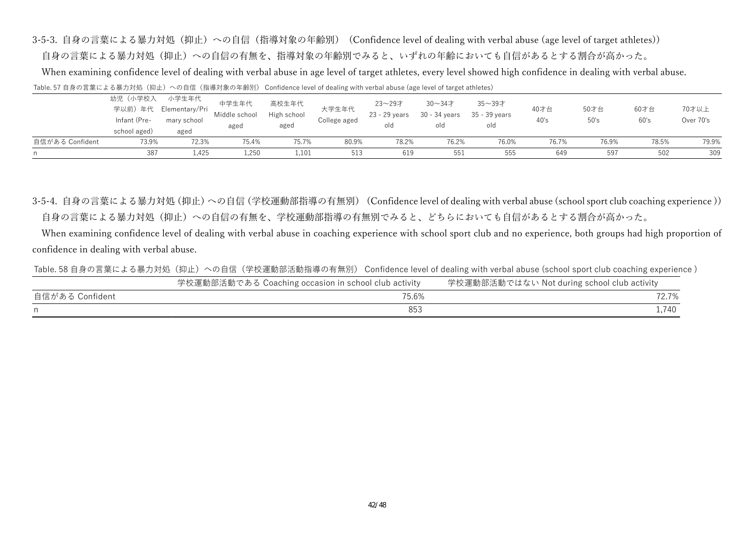### 3-5-3. 自身の言葉による暴力対処（抑止）への自信（指導対象の年齢別）（Confidence level of dealing with verbal abuse (age level of target athletes)）

自身の言葉による暴力対処（抑止）への自信の有無を、指導対象の年齢別でみると、いずれの年齢においても自信があるとする割合が高かった。

When examining confidence level of dealing with verbal abuse in age level of target athletes, every level showed high confidence in dealing with verbal abuse.

Table. 57 自身の言葉による暴力対処（抑止）への自信（指導対象の年齢別） Confidence level of dealing with verbal abuse (age level of target athletes)

| | 幼児（小学校入学以前）年代 Infant (Pre-school aged) | 小学生年代 Elementary/Primary school aged | 中学生年代 Middle school aged | 高校生年代 High school aged | 大学生年代 College aged | 23～29才 23 - 29 years old | 30～34才 30 - 34 years old | 35～39才 35 - 39 years old | 40才台 40's | 50才台 50's | 60才台 60's | 70才以上 Over 70's |
|---|---|---|---|---|---|---|---|---|---|---|---|---|
| 自信がある Confident | 73.9% | 72.3% | 75.4% | 75.7% | 80.9% | 78.2% | 76.2% | 76.0% | 76.7% | 76.9% | 78.5% | 79.9% |
| n | 387 | 1,425 | 1,250 | 1,101 | 513 | 619 | 551 | 555 | 649 | 597 | 502 | 309 |

### 3-5-4. 自身の言葉による暴力対処 (抑止) への自信 (学校運動部指導の有無別) (Confidence level of dealing with verbal abuse (school sport club coaching experience ))

自身の言葉による暴力対処（抑止）への自信の有無を、学校運動部指導の有無別でみると、どちらにおいても自信があるとする割合が高かった。

When examining confidence level of dealing with verbal abuse in coaching experience with school sport club and no experience, both groups had high proportion of confidence in dealing with verbal abuse.

Table. 58 自身の言葉による暴力対処（抑止）への自信（学校運動部活動指導の有無別） Confidence level of dealing with verbal abuse (school sport club coaching experience )

| | 学校運動部活動である Coaching occasion in school club activity | 学校運動部活動ではない Not during school club activity |
|---|---|---|
| 自信がある Confident | 75.6% | 72.7% |
| n | 853 | 1,740 |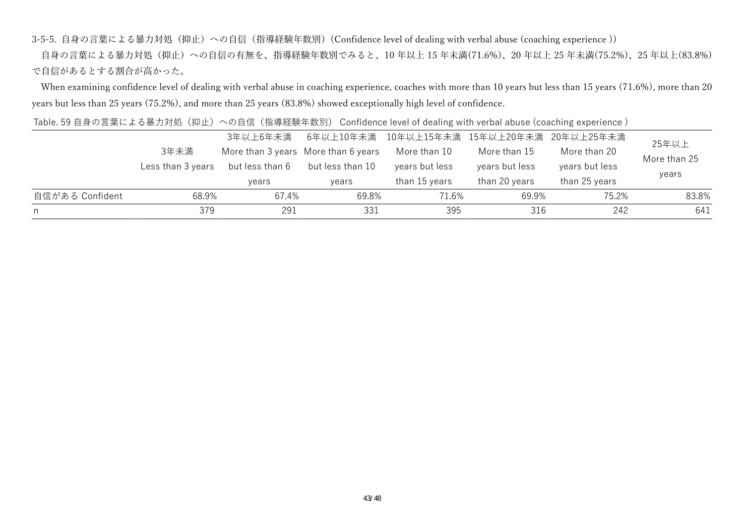### 3-5-5. 自身の言葉による暴力対処（抑止）への自信（指導経験年数別）(Confidence level of dealing with verbal abuse (coaching experience ))

自身の言葉による暴力対処（抑止）への自信の有無を、指導経験年数別でみると、10 年以上 15 年未満(71.6%)、20 年以上 25 年未満(75.2%)、25 年以上(83.8%)で自信があるとする割合が高かった。

When examining confidence level of dealing with verbal abuse in coaching experience, coaches with more than 10 years but less than 15 years (71.6%), more than 20 years but less than 25 years (75.2%), and more than 25 years (83.8%) showed exceptionally high level of confidence.

Table. 59 自身の言葉による暴力対処（抑止）への自信（指導経験年数別） Confidence level of dealing with verbal abuse (coaching experience )

| | 3年未満 Less than 3 years | 3年以上6年未満 More than 3 years but less than 6 years | 6年以上10年未満 More than 6 years but less than 10 years | 10年以上15年未満 More than 10 years but less than 15 years | 15年以上20年未満 More than 15 years but less than 20 years | 20年以上25年未満 More than 20 years but less than 25 years | 25年以上 More than 25 years |
|---|---|---|---|---|---|---|---|
| 自信がある Confident | 68.9% | 67.4% | 69.8% | 71.6% | 69.9% | 75.2% | 83.8% |
| n | 379 | 291 | 331 | 395 | 316 | 242 | 641 |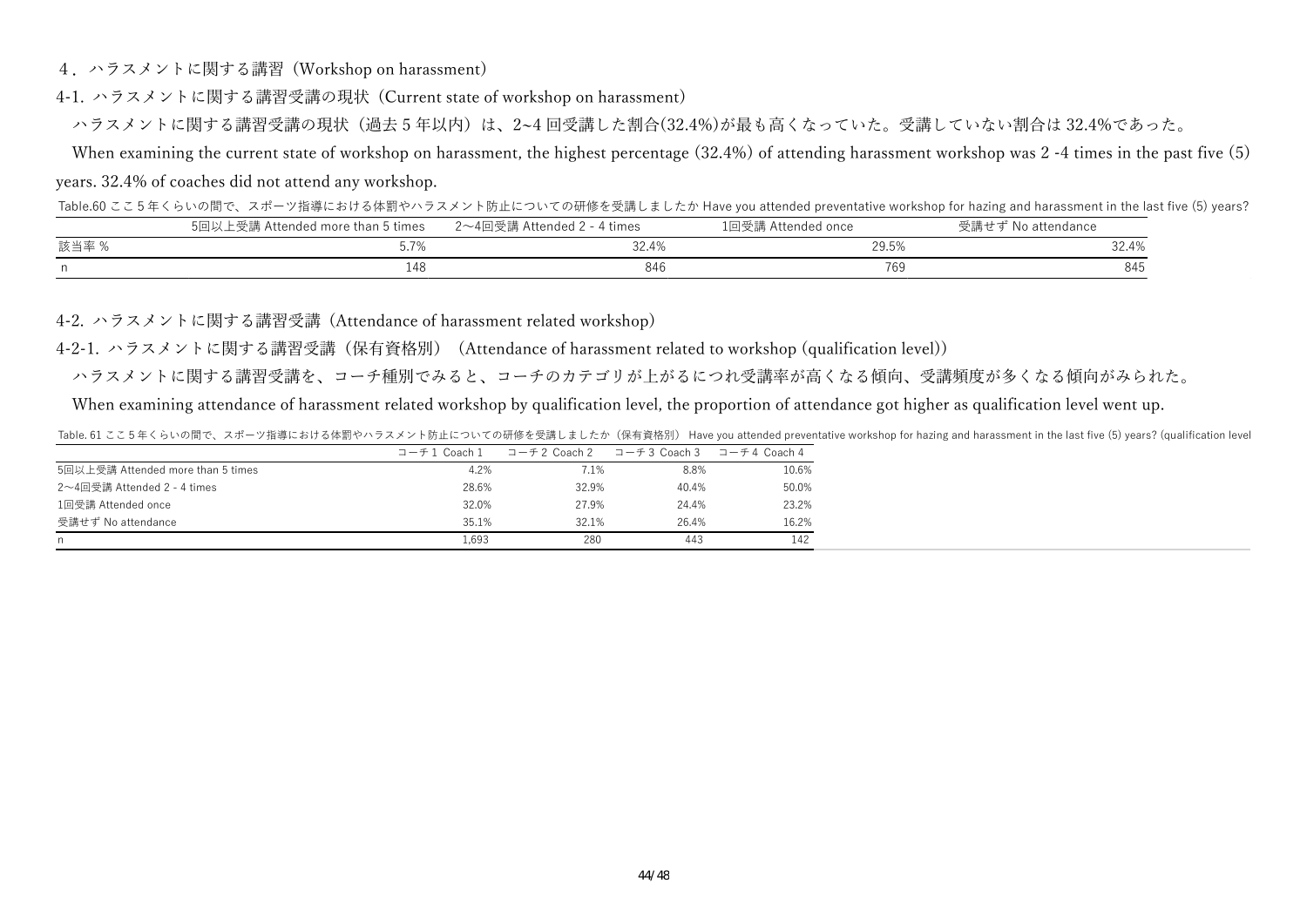## ４．ハラスメントに関する講習（Workshop on harassment）

### 4-1. ハラスメントに関する講習受講の現状（Current state of workshop on harassment）

ハラスメントに関する講習受講の現状（過去 5 年以内）は、2~4 回受講した割合(32.4%)が最も高くなっていた。受講していない割合は 32.4%であった。

When examining the current state of workshop on harassment, the highest percentage (32.4%) of attending harassment workshop was 2 -4 times in the past five (5) years. 32.4% of coaches did not attend any workshop.

Table.60 ここ 5 年くらいの間で、スポーツ指導における体罰やハラスメント防止についての研修を受講しましたか Have you attended preventative workshop for hazing and harassment in the last five (5) years?

| | 5回以上受講 Attended more than 5 times | 2～4回受講 Attended 2 - 4 times | 1回受講 Attended once | 受講せず No attendance |
|---|---|---|---|---|
| 該当率 % | 5.7% | 32.4% | 29.5% | 32.4% |
| n | 148 | 846 | 769 | 845 |

### 4-2. ハラスメントに関する講習受講（Attendance of harassment related workshop）

#### 4-2-1. ハラスメントに関する講習受講（保有資格別）（Attendance of harassment related to workshop (qualification level)）

ハラスメントに関する講習受講を、コーチ種別でみると、コーチのカテゴリが上がるにつれ受講率が高くなる傾向、受講頻度が多くなる傾向がみられた。

When examining attendance of harassment related workshop by qualification level, the proportion of attendance got higher as qualification level went up.

Table. 61 ここ 5 年くらいの間で、スポーツ指導における体罰やハラスメント防止についての研修を受講しましたか（保有資格別） Have you attended preventative workshop for hazing and harassment in the last five (5) years? (qualification level

| | コーチ 1 Coach 1 | コーチ 2 Coach 2 | コーチ 3 Coach 3 | コーチ 4 Coach 4 |
|---|---|---|---|---|
| 5回以上受講 Attended more than 5 times | 4.2% | 7.1% | 8.8% | 10.6% |
| 2～4回受講 Attended 2 - 4 times | 28.6% | 32.9% | 40.4% | 50.0% |
| 1回受講 Attended once | 32.0% | 27.9% | 24.4% | 23.2% |
| 受講せず No attendance | 35.1% | 32.1% | 26.4% | 16.2% |
| n | 1,693 | 280 | 443 | 142 |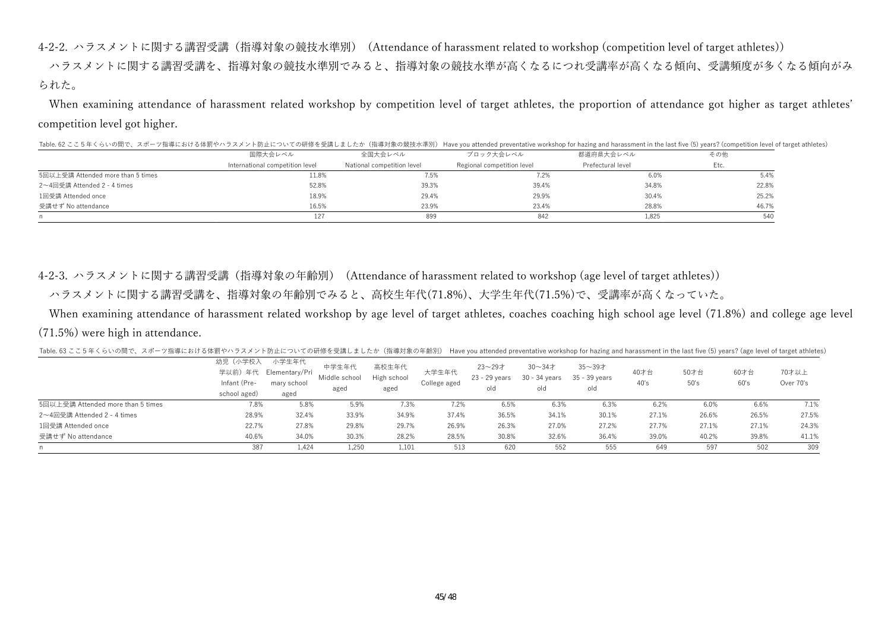### 4-2-2. ハラスメントに関する講習受講（指導対象の競技水準別）（Attendance of harassment related to workshop (competition level of target athletes)）

ハラスメントに関する講習受講を、指導対象の競技水準別でみると、指導対象の競技水準が高くなるにつれ受講率が高くなる傾向、受講頻度が多くなる傾向がみられた。

When examining attendance of harassment related workshop by competition level of target athletes, the proportion of attendance got higher as target athletes' competition level got higher.

Table. 62 ここ５年くらいの間で、スポーツ指導における体罰やハラスメント防止についての研修を受講しましたか（指導対象の競技水準別） Have you attended preventative workshop for hazing and harassment in the last five (5) years? (competition level of target athletes)

| | 国際大会レベル International competition level | 全国大会レベル National competition level | ブロック大会レベル Regional competition level | 都道府県大会レベル Prefectural level | その他 Etc. |
|---|---|---|---|---|---|
| 5回以上受講 Attended more than 5 times | 11.8% | 7.5% | 7.2% | 6.0% | 5.4% |
| 2～4回受講 Attended 2 - 4 times | 52.8% | 39.3% | 39.4% | 34.8% | 22.8% |
| 1回受講 Attended once | 18.9% | 29.4% | 29.9% | 30.4% | 25.2% |
| 受講せず No attendance | 16.5% | 23.9% | 23.4% | 28.8% | 46.7% |
| n | 127 | 899 | 842 | 1,825 | 540 |

### 4-2-3. ハラスメントに関する講習受講（指導対象の年齢別）（Attendance of harassment related to workshop (age level of target athletes)）

ハラスメントに関する講習受講を、指導対象の年齢別でみると、高校生年代(71.8%)、大学生年代(71.5%)で、受講率が高くなっていた。

When examining attendance of harassment related workshop by age level of target athletes, coaches coaching high school age level (71.8%) and college age level (71.5%) were high in attendance.

Table. 63 ここ５年くらいの間で、スポーツ指導における体罰やハラスメント防止についての研修を受講しましたか（指導対象の年齢別） Have you attended preventative workshop for hazing and harassment in the last five (5) years? (age level of target athletes)

| | 幼児（小学校入学以前）年代 Infant (Pre-school aged) | 小学生年代 Elementary/Primary school aged | 中学生年代 Middle school aged | 高校生年代 High school aged | 大学生年代 College aged | 23～29才 23 - 29 years old | 30～34才 30 - 34 years old | 35～39才 35 - 39 years old | 40才台 40's | 50才台 50's | 60才台 60's | 70才以上 Over 70's |
|---|---|---|---|---|---|---|---|---|---|---|---|---|
| 5回以上受講 Attended more than 5 times | 7.8% | 5.8% | 5.9% | 7.3% | 7.2% | 6.5% | 6.3% | 6.3% | 6.2% | 6.0% | 6.6% | 7.1% |
| 2～4回受講 Attended 2 - 4 times | 28.9% | 32.4% | 33.9% | 34.9% | 37.4% | 36.5% | 34.1% | 30.1% | 27.1% | 26.6% | 26.5% | 27.5% |
| 1回受講 Attended once | 22.7% | 27.8% | 29.8% | 29.7% | 26.9% | 26.3% | 27.0% | 27.2% | 27.7% | 27.1% | 27.1% | 24.3% |
| 受講せず No attendance | 40.6% | 34.0% | 30.3% | 28.2% | 28.5% | 30.8% | 32.6% | 36.4% | 39.0% | 40.2% | 39.8% | 41.1% |
| n | 387 | 1,424 | 1,250 | 1,101 | 513 | 620 | 552 | 555 | 649 | 597 | 502 | 309 |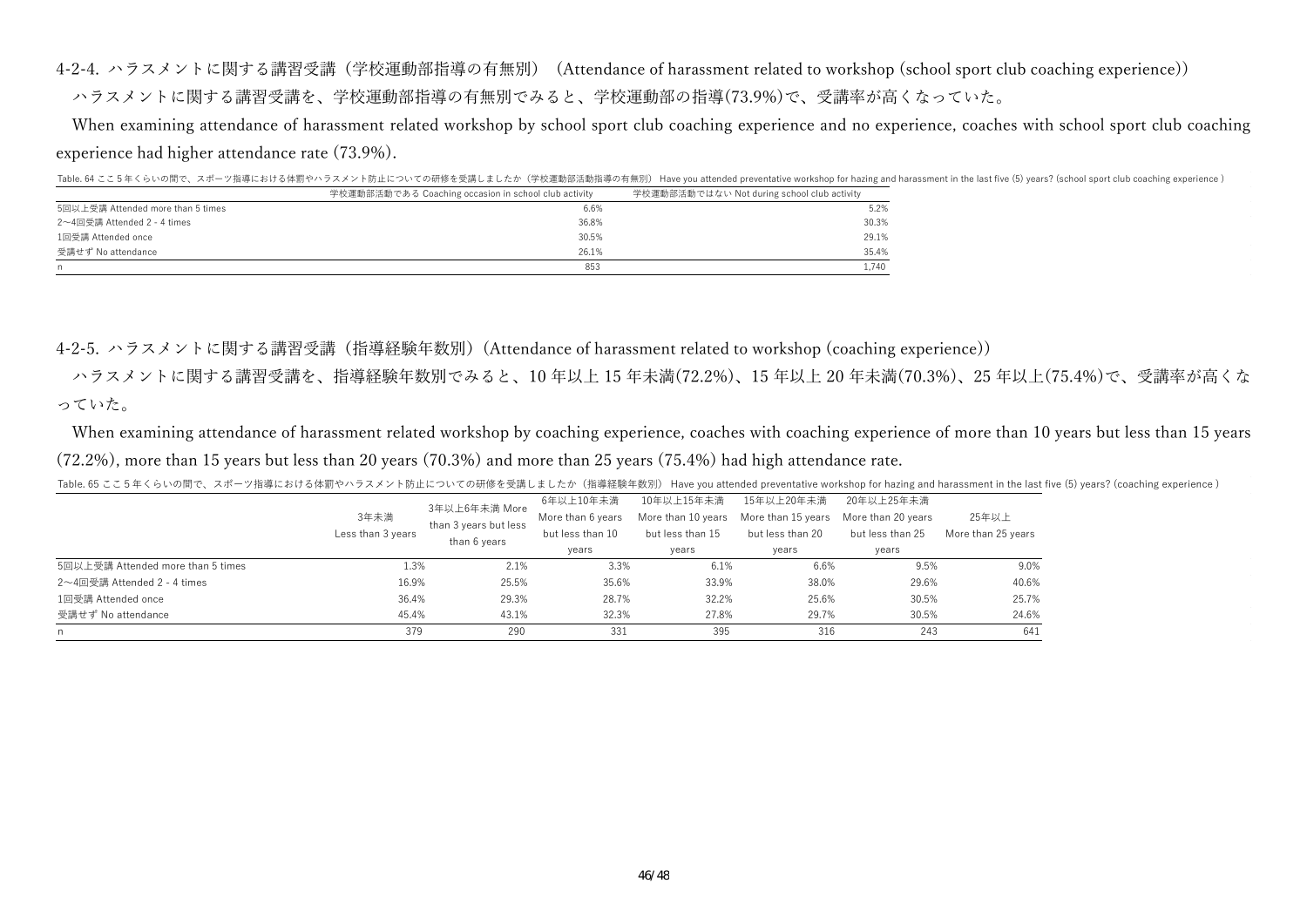### 4-2-4. ハラスメントに関する講習受講（学校運動部指導の有無別）（Attendance of harassment related to workshop (school sport club coaching experience)）

ハラスメントに関する講習受講を、学校運動部指導の有無別でみると、学校運動部の指導(73.9%)で、受講率が高くなっていた。

When examining attendance of harassment related workshop by school sport club coaching experience and no experience, coaches with school sport club coaching experience had higher attendance rate (73.9%).

Table. 64 ここ５年くらいの間で、スポーツ指導における体罰やハラスメント防止についての研修を受講しましたか（学校運動部活動指導の有無別） Have you attended preventative workshop for hazing and harassment in the last five (5) years? (school sport club coaching experience )

| | 学校運動部活動である Coaching occasion in school club activity | 学校運動部活動ではない Not during school club activity |
|---|---|---|
| 5回以上受講 Attended more than 5 times | 6.6% | 5.2% |
| 2～4回受講 Attended 2 - 4 times | 36.8% | 30.3% |
| 1回受講 Attended once | 30.5% | 29.1% |
| 受講せず No attendance | 26.1% | 35.4% |
| n | 853 | 1,740 |

### 4-2-5. ハラスメントに関する講習受講（指導経験年数別）(Attendance of harassment related to workshop (coaching experience))

ハラスメントに関する講習受講を、指導経験年数別でみると、10 年以上 15 年未満(72.2%)、15 年以上 20 年未満(70.3%)、25 年以上(75.4%)で、受講率が高くなっていた。

When examining attendance of harassment related workshop by coaching experience, coaches with coaching experience of more than 10 years but less than 15 years (72.2%), more than 15 years but less than 20 years (70.3%) and more than 25 years (75.4%) had high attendance rate.

Table. 65 ここ５年くらいの間で、スポーツ指導における体罰やハラスメント防止についての研修を受講しましたか（指導経験年数別） Have you attended preventative workshop for hazing and harassment in the last five (5) years? (coaching experience )

| | 3年未満 Less than 3 years | 3年以上6年未満 More than 3 years but less than 6 years | 6年以上10年未満 More than 6 years but less than 10 years | 10年以上15年未満 More than 10 years but less than 15 years | 15年以上20年未満 More than 15 years but less than 20 years | 20年以上25年未満 More than 20 years but less than 25 years | 25年以上 More than 25 years |
|---|---|---|---|---|---|---|---|
| 5回以上受講 Attended more than 5 times | 1.3% | 2.1% | 3.3% | 6.1% | 6.6% | 9.5% | 9.0% |
| 2～4回受講 Attended 2 - 4 times | 16.9% | 25.5% | 35.6% | 33.9% | 38.0% | 29.6% | 40.6% |
| 1回受講 Attended once | 36.4% | 29.3% | 28.7% | 32.2% | 25.6% | 30.5% | 25.7% |
| 受講せず No attendance | 45.4% | 43.1% | 32.3% | 27.8% | 29.7% | 30.5% | 24.6% |
| n | 379 | 290 | 331 | 395 | 316 | 243 | 641 |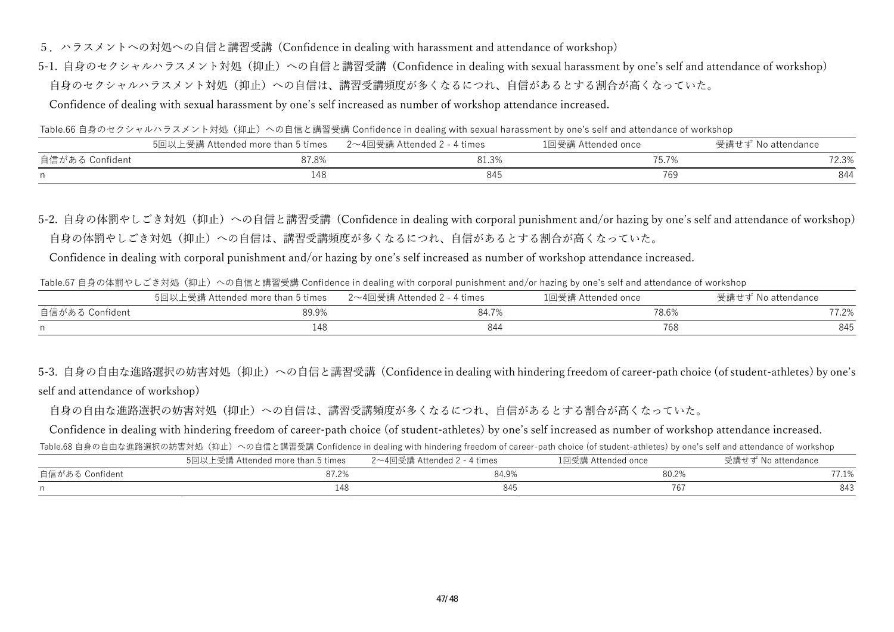## 5．ハラスメントへの対処への自信と講習受講（Confidence in dealing with harassment and attendance of workshop）

### 5-1. 自身のセクシャルハラスメント対処（抑止）への自信と講習受講（Confidence in dealing with sexual harassment by one's self and attendance of workshop）

自身のセクシャルハラスメント対処（抑止）への自信は、講習受講頻度が多くなるにつれ、自信があるとする割合が高くなっていた。

Confidence of dealing with sexual harassment by one's self increased as number of workshop attendance increased.

Table.66 自身のセクシャルハラスメント対処（抑止）への自信と講習受講 Confidence in dealing with sexual harassment by one's self and attendance of workshop

| | 5回以上受講 Attended more than 5 times | 2～4回受講 Attended 2 - 4 times | 1回受講 Attended once | 受講せず No attendance |
|---|---|---|---|---|
| 自信がある Confident | 87.8% | 81.3% | 75.7% | 72.3% |
| n | 148 | 845 | 769 | 844 |

### 5-2. 自身の体罰やしごき対処（抑止）への自信と講習受講（Confidence in dealing with corporal punishment and/or hazing by one's self and attendance of workshop）

自身の体罰やしごき対処（抑止）への自信は、講習受講頻度が多くなるにつれ、自信があるとする割合が高くなっていた。

Confidence in dealing with corporal punishment and/or hazing by one's self increased as number of workshop attendance increased.

Table.67 自身の体罰やしごき対処（抑止）への自信と講習受講 Confidence in dealing with corporal punishment and/or hazing by one's self and attendance of workshop

| | 5回以上受講 Attended more than 5 times | 2～4回受講 Attended 2 - 4 times | 1回受講 Attended once | 受講せず No attendance |
|---|---|---|---|---|
| 自信がある Confident | 89.9% | 84.7% | 78.6% | 77.2% |
| n | 148 | 844 | 768 | 845 |

### 5-3. 自身の自由な進路選択の妨害対処（抑止）への自信と講習受講（Confidence in dealing with hindering freedom of career-path choice (of student-athletes) by one's self and attendance of workshop）

自身の自由な進路選択の妨害対処（抑止）への自信は、講習受講頻度が多くなるにつれ、自信があるとする割合が高くなっていた。

Confidence in dealing with hindering freedom of career-path choice (of student-athletes) by one's self increased as number of workshop attendance increased.

Table.68 自身の自由な進路選択の妨害対処（抑止）への自信と講習受講 Confidence in dealing with hindering freedom of career-path choice (of student-athletes) by one's self and attendance of workshop

| | 5回以上受講 Attended more than 5 times | 2～4回受講 Attended 2 - 4 times | 1回受講 Attended once | 受講せず No attendance |
|---|---|---|---|---|
| 自信がある Confident | 87.2% | 84.9% | 80.2% | 77.1% |
| n | 148 | 845 | 767 | 843 |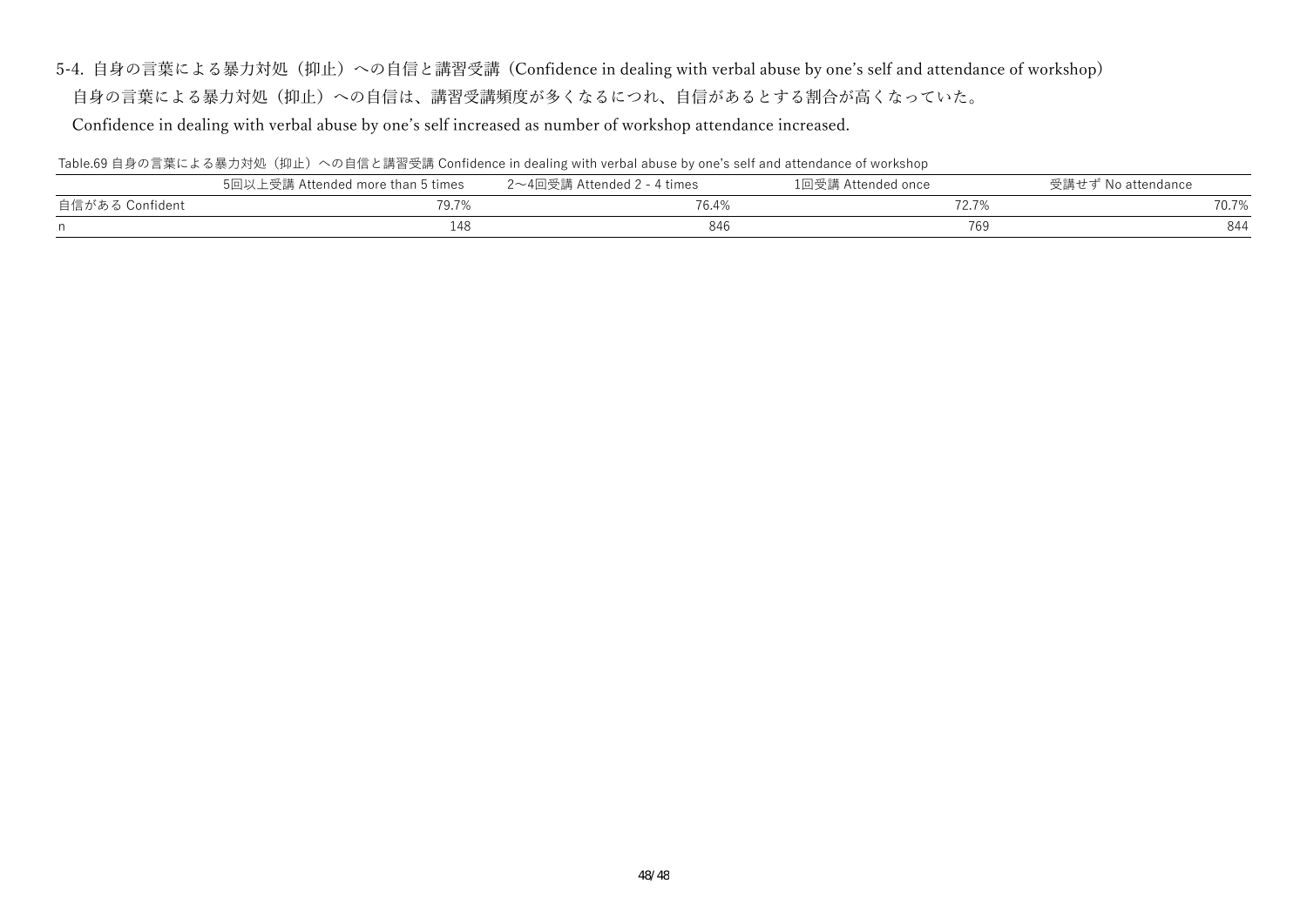### 5-4. 自身の言葉による暴力対処（抑止）への自信と講習受講（Confidence in dealing with verbal abuse by one's self and attendance of workshop）

自身の言葉による暴力対処（抑止）への自信は、講習受講頻度が多くなるにつれ、自信があるとする割合が高くなっていた。

Confidence in dealing with verbal abuse by one's self increased as number of workshop attendance increased.

Table.69 自身の言葉による暴力対処（抑止）への自信と講習受講 Confidence in dealing with verbal abuse by one's self and attendance of workshop

| | 5回以上受講 Attended more than 5 times | 2～4回受講 Attended 2 - 4 times | 1回受講 Attended once | 受講せず No attendance |
|---|---|---|---|---|
| 自信がある Confident | 79.7% | 76.4% | 72.7% | 70.7% |
| n | 148 | 846 | 769 | 844 |